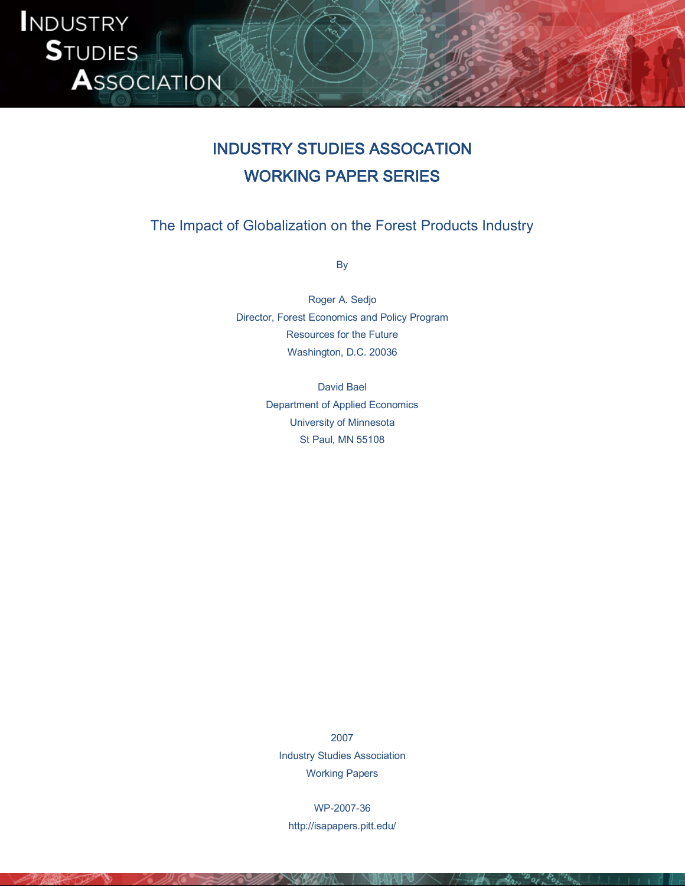# INDUSTRY STUDIES ASSOCATION

# WORKING PAPER SERIES

## The Impact of Globalization on the Forest Products Industry

By

Roger A. Sedjo
Director, Forest Economics and Policy Program
Resources for the Future
Washington, D.C. 20036

David Bael
Department of Applied Economics
University of Minnesota
St Paul, MN 55108

2007
Industry Studies Association
Working Papers

WP-2007-36
http://isapapers.pitt.edu/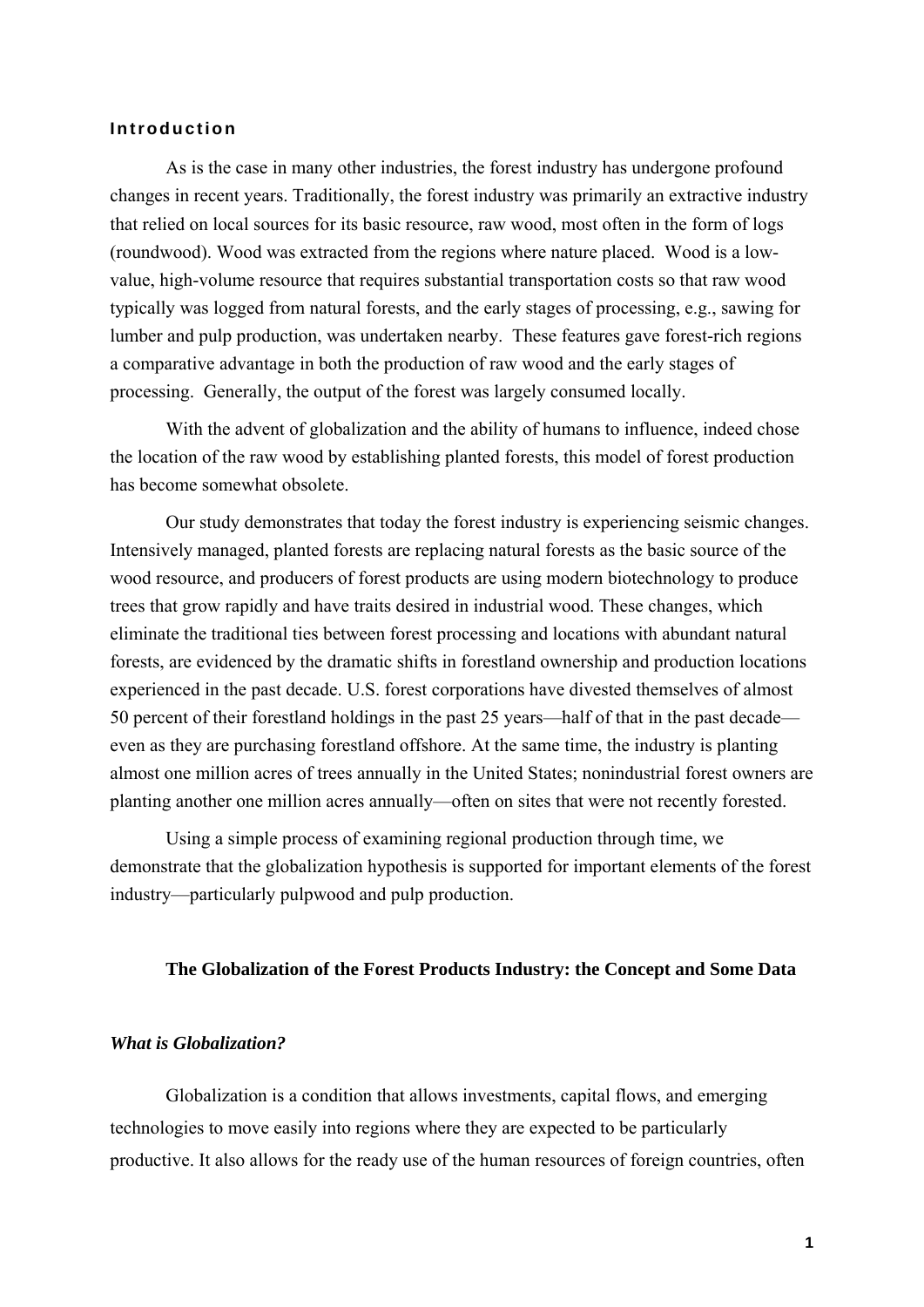## Introduction

As is the case in many other industries, the forest industry has undergone profound changes in recent years. Traditionally, the forest industry was primarily an extractive industry that relied on local sources for its basic resource, raw wood, most often in the form of logs (roundwood). Wood was extracted from the regions where nature placed. Wood is a low-value, high-volume resource that requires substantial transportation costs so that raw wood typically was logged from natural forests, and the early stages of processing, e.g., sawing for lumber and pulp production, was undertaken nearby. These features gave forest-rich regions a comparative advantage in both the production of raw wood and the early stages of processing. Generally, the output of the forest was largely consumed locally.

With the advent of globalization and the ability of humans to influence, indeed chose the location of the raw wood by establishing planted forests, this model of forest production has become somewhat obsolete.

Our study demonstrates that today the forest industry is experiencing seismic changes. Intensively managed, planted forests are replacing natural forests as the basic source of the wood resource, and producers of forest products are using modern biotechnology to produce trees that grow rapidly and have traits desired in industrial wood. These changes, which eliminate the traditional ties between forest processing and locations with abundant natural forests, are evidenced by the dramatic shifts in forestland ownership and production locations experienced in the past decade. U.S. forest corporations have divested themselves of almost 50 percent of their forestland holdings in the past 25 years—half of that in the past decade—even as they are purchasing forestland offshore. At the same time, the industry is planting almost one million acres of trees annually in the United States; nonindustrial forest owners are planting another one million acres annually—often on sites that were not recently forested.

Using a simple process of examining regional production through time, we demonstrate that the globalization hypothesis is supported for important elements of the forest industry—particularly pulpwood and pulp production.

## The Globalization of the Forest Products Industry: the Concept and Some Data

### *What is Globalization?*

Globalization is a condition that allows investments, capital flows, and emerging technologies to move easily into regions where they are expected to be particularly productive. It also allows for the ready use of the human resources of foreign countries, often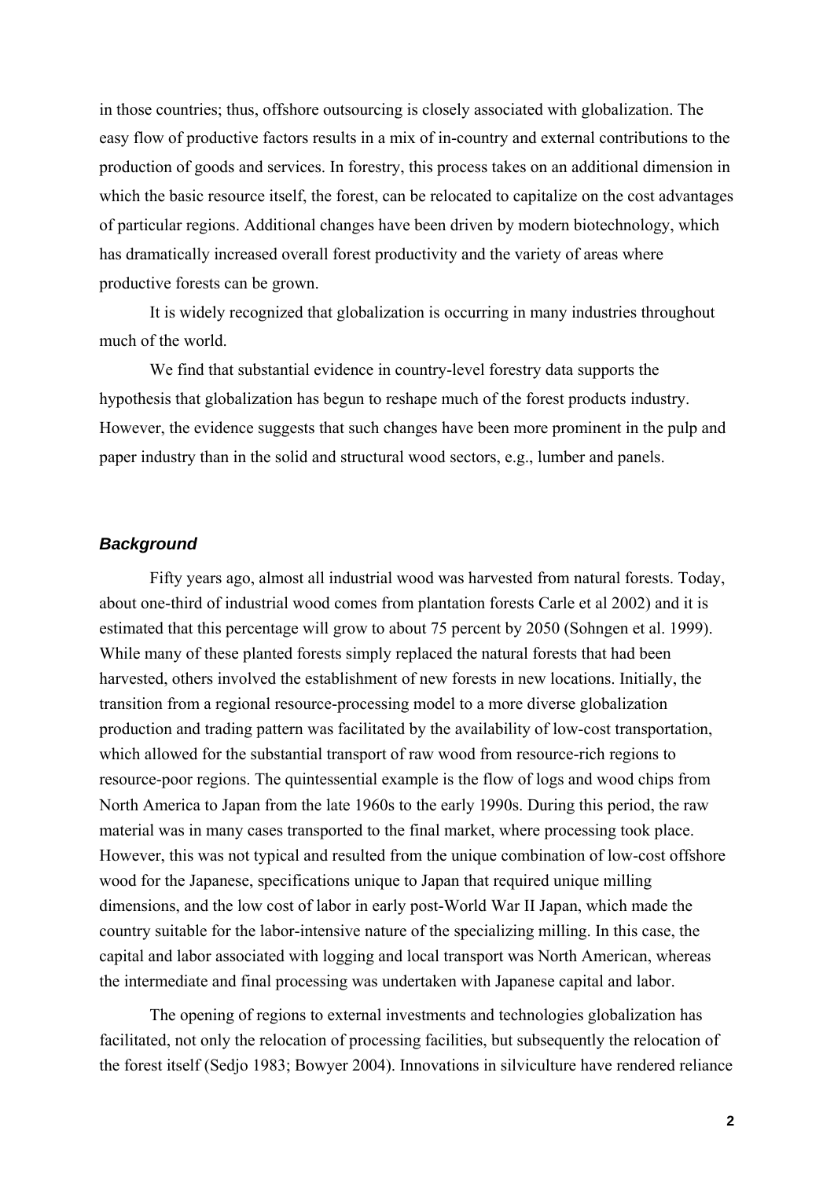in those countries; thus, offshore outsourcing is closely associated with globalization. The easy flow of productive factors results in a mix of in-country and external contributions to the production of goods and services. In forestry, this process takes on an additional dimension in which the basic resource itself, the forest, can be relocated to capitalize on the cost advantages of particular regions. Additional changes have been driven by modern biotechnology, which has dramatically increased overall forest productivity and the variety of areas where productive forests can be grown.

It is widely recognized that globalization is occurring in many industries throughout much of the world.

We find that substantial evidence in country-level forestry data supports the hypothesis that globalization has begun to reshape much of the forest products industry. However, the evidence suggests that such changes have been more prominent in the pulp and paper industry than in the solid and structural wood sectors, e.g., lumber and panels.

### *Background*

Fifty years ago, almost all industrial wood was harvested from natural forests. Today, about one-third of industrial wood comes from plantation forests Carle et al 2002) and it is estimated that this percentage will grow to about 75 percent by 2050 (Sohngen et al. 1999). While many of these planted forests simply replaced the natural forests that had been harvested, others involved the establishment of new forests in new locations. Initially, the transition from a regional resource-processing model to a more diverse globalization production and trading pattern was facilitated by the availability of low-cost transportation, which allowed for the substantial transport of raw wood from resource-rich regions to resource-poor regions. The quintessential example is the flow of logs and wood chips from North America to Japan from the late 1960s to the early 1990s. During this period, the raw material was in many cases transported to the final market, where processing took place. However, this was not typical and resulted from the unique combination of low-cost offshore wood for the Japanese, specifications unique to Japan that required unique milling dimensions, and the low cost of labor in early post-World War II Japan, which made the country suitable for the labor-intensive nature of the specializing milling. In this case, the capital and labor associated with logging and local transport was North American, whereas the intermediate and final processing was undertaken with Japanese capital and labor.

The opening of regions to external investments and technologies globalization has facilitated, not only the relocation of processing facilities, but subsequently the relocation of the forest itself (Sedjo 1983; Bowyer 2004). Innovations in silviculture have rendered reliance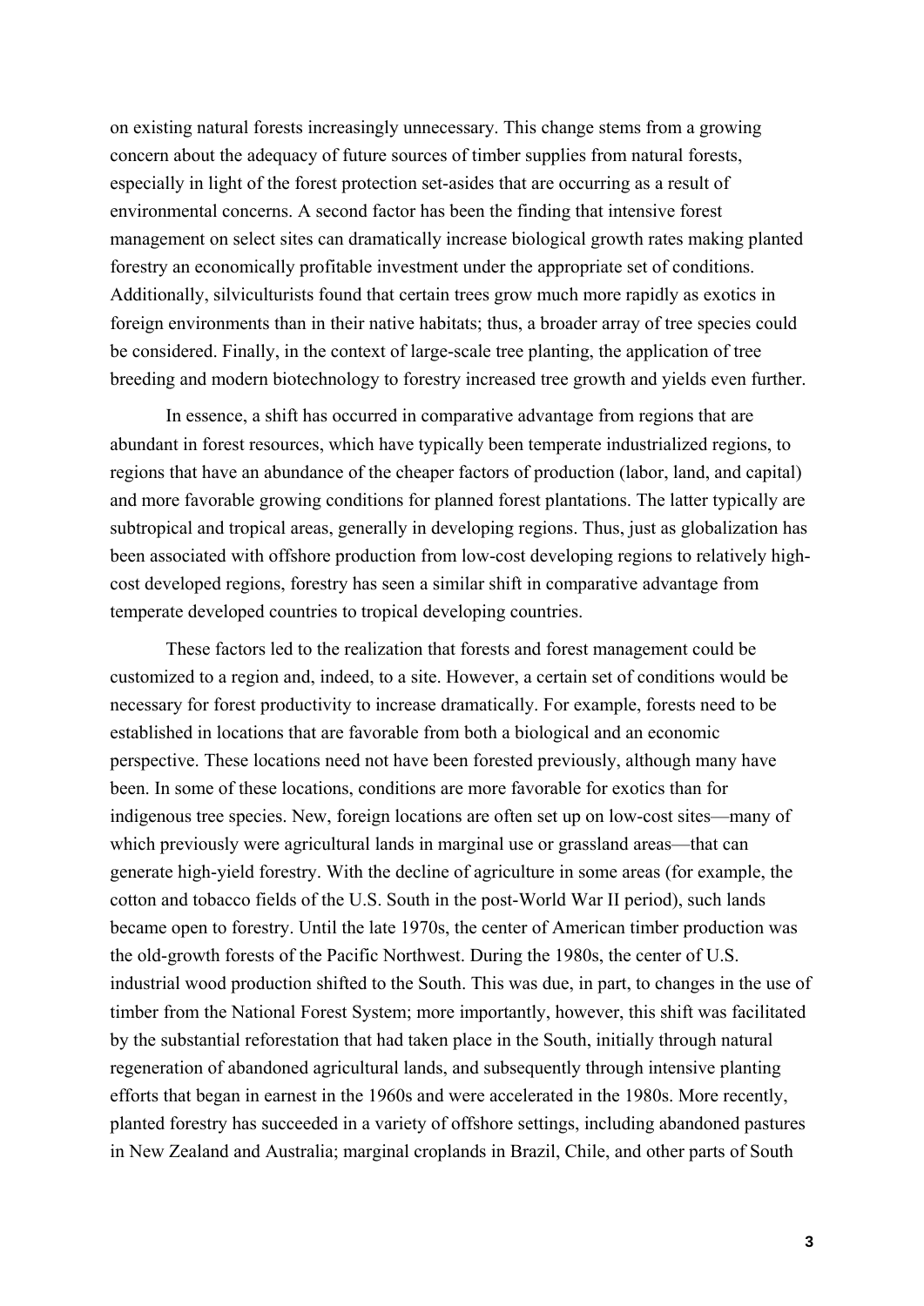on existing natural forests increasingly unnecessary. This change stems from a growing concern about the adequacy of future sources of timber supplies from natural forests, especially in light of the forest protection set-asides that are occurring as a result of environmental concerns. A second factor has been the finding that intensive forest management on select sites can dramatically increase biological growth rates making planted forestry an economically profitable investment under the appropriate set of conditions. Additionally, silviculturists found that certain trees grow much more rapidly as exotics in foreign environments than in their native habitats; thus, a broader array of tree species could be considered. Finally, in the context of large-scale tree planting, the application of tree breeding and modern biotechnology to forestry increased tree growth and yields even further.

In essence, a shift has occurred in comparative advantage from regions that are abundant in forest resources, which have typically been temperate industrialized regions, to regions that have an abundance of the cheaper factors of production (labor, land, and capital) and more favorable growing conditions for planned forest plantations. The latter typically are subtropical and tropical areas, generally in developing regions. Thus, just as globalization has been associated with offshore production from low-cost developing regions to relatively high-cost developed regions, forestry has seen a similar shift in comparative advantage from temperate developed countries to tropical developing countries.

These factors led to the realization that forests and forest management could be customized to a region and, indeed, to a site. However, a certain set of conditions would be necessary for forest productivity to increase dramatically. For example, forests need to be established in locations that are favorable from both a biological and an economic perspective. These locations need not have been forested previously, although many have been. In some of these locations, conditions are more favorable for exotics than for indigenous tree species. New, foreign locations are often set up on low-cost sites—many of which previously were agricultural lands in marginal use or grassland areas—that can generate high-yield forestry. With the decline of agriculture in some areas (for example, the cotton and tobacco fields of the U.S. South in the post-World War II period), such lands became open to forestry. Until the late 1970s, the center of American timber production was the old-growth forests of the Pacific Northwest. During the 1980s, the center of U.S. industrial wood production shifted to the South. This was due, in part, to changes in the use of timber from the National Forest System; more importantly, however, this shift was facilitated by the substantial reforestation that had taken place in the South, initially through natural regeneration of abandoned agricultural lands, and subsequently through intensive planting efforts that began in earnest in the 1960s and were accelerated in the 1980s. More recently, planted forestry has succeeded in a variety of offshore settings, including abandoned pastures in New Zealand and Australia; marginal croplands in Brazil, Chile, and other parts of South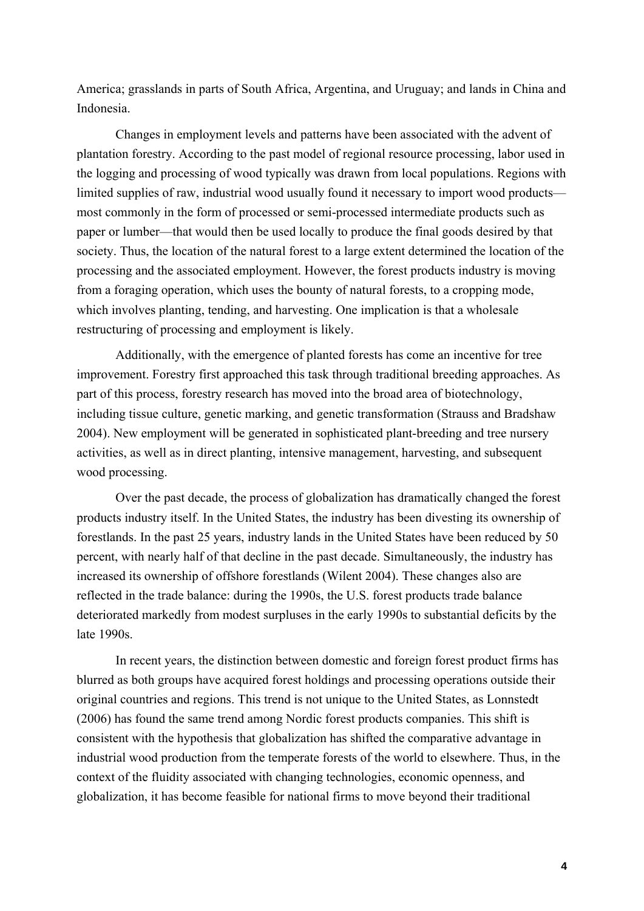America; grasslands in parts of South Africa, Argentina, and Uruguay; and lands in China and Indonesia.

Changes in employment levels and patterns have been associated with the advent of plantation forestry. According to the past model of regional resource processing, labor used in the logging and processing of wood typically was drawn from local populations. Regions with limited supplies of raw, industrial wood usually found it necessary to import wood products—most commonly in the form of processed or semi-processed intermediate products such as paper or lumber—that would then be used locally to produce the final goods desired by that society. Thus, the location of the natural forest to a large extent determined the location of the processing and the associated employment. However, the forest products industry is moving from a foraging operation, which uses the bounty of natural forests, to a cropping mode, which involves planting, tending, and harvesting. One implication is that a wholesale restructuring of processing and employment is likely.

Additionally, with the emergence of planted forests has come an incentive for tree improvement. Forestry first approached this task through traditional breeding approaches. As part of this process, forestry research has moved into the broad area of biotechnology, including tissue culture, genetic marking, and genetic transformation (Strauss and Bradshaw 2004). New employment will be generated in sophisticated plant-breeding and tree nursery activities, as well as in direct planting, intensive management, harvesting, and subsequent wood processing.

Over the past decade, the process of globalization has dramatically changed the forest products industry itself. In the United States, the industry has been divesting its ownership of forestlands. In the past 25 years, industry lands in the United States have been reduced by 50 percent, with nearly half of that decline in the past decade. Simultaneously, the industry has increased its ownership of offshore forestlands (Wilent 2004). These changes also are reflected in the trade balance: during the 1990s, the U.S. forest products trade balance deteriorated markedly from modest surpluses in the early 1990s to substantial deficits by the late 1990s.

In recent years, the distinction between domestic and foreign forest product firms has blurred as both groups have acquired forest holdings and processing operations outside their original countries and regions. This trend is not unique to the United States, as Lonnstedt (2006) has found the same trend among Nordic forest products companies. This shift is consistent with the hypothesis that globalization has shifted the comparative advantage in industrial wood production from the temperate forests of the world to elsewhere. Thus, in the context of the fluidity associated with changing technologies, economic openness, and globalization, it has become feasible for national firms to move beyond their traditional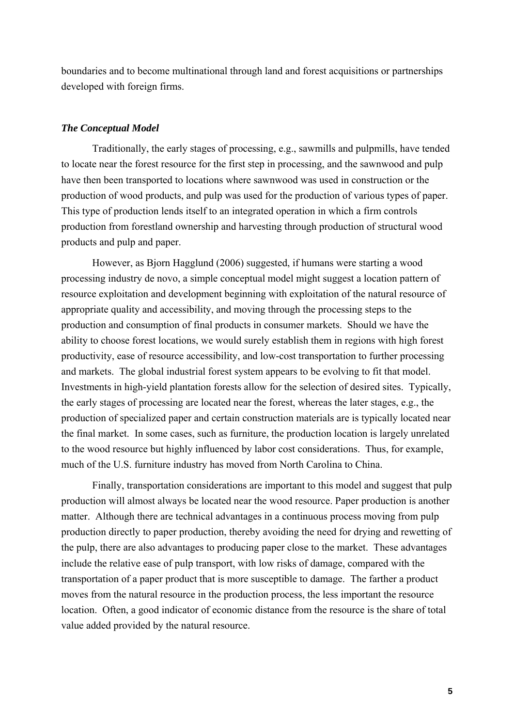boundaries and to become multinational through land and forest acquisitions or partnerships developed with foreign firms.

### *The Conceptual Model*

Traditionally, the early stages of processing, e.g., sawmills and pulpmills, have tended to locate near the forest resource for the first step in processing, and the sawnwood and pulp have then been transported to locations where sawnwood was used in construction or the production of wood products, and pulp was used for the production of various types of paper. This type of production lends itself to an integrated operation in which a firm controls production from forestland ownership and harvesting through production of structural wood products and pulp and paper.

However, as Bjorn Hagglund (2006) suggested, if humans were starting a wood processing industry de novo, a simple conceptual model might suggest a location pattern of resource exploitation and development beginning with exploitation of the natural resource of appropriate quality and accessibility, and moving through the processing steps to the production and consumption of final products in consumer markets. Should we have the ability to choose forest locations, we would surely establish them in regions with high forest productivity, ease of resource accessibility, and low-cost transportation to further processing and markets. The global industrial forest system appears to be evolving to fit that model. Investments in high-yield plantation forests allow for the selection of desired sites. Typically, the early stages of processing are located near the forest, whereas the later stages, e.g., the production of specialized paper and certain construction materials are is typically located near the final market. In some cases, such as furniture, the production location is largely unrelated to the wood resource but highly influenced by labor cost considerations. Thus, for example, much of the U.S. furniture industry has moved from North Carolina to China.

Finally, transportation considerations are important to this model and suggest that pulp production will almost always be located near the wood resource. Paper production is another matter. Although there are technical advantages in a continuous process moving from pulp production directly to paper production, thereby avoiding the need for drying and rewetting of the pulp, there are also advantages to producing paper close to the market. These advantages include the relative ease of pulp transport, with low risks of damage, compared with the transportation of a paper product that is more susceptible to damage. The farther a product moves from the natural resource in the production process, the less important the resource location. Often, a good indicator of economic distance from the resource is the share of total value added provided by the natural resource.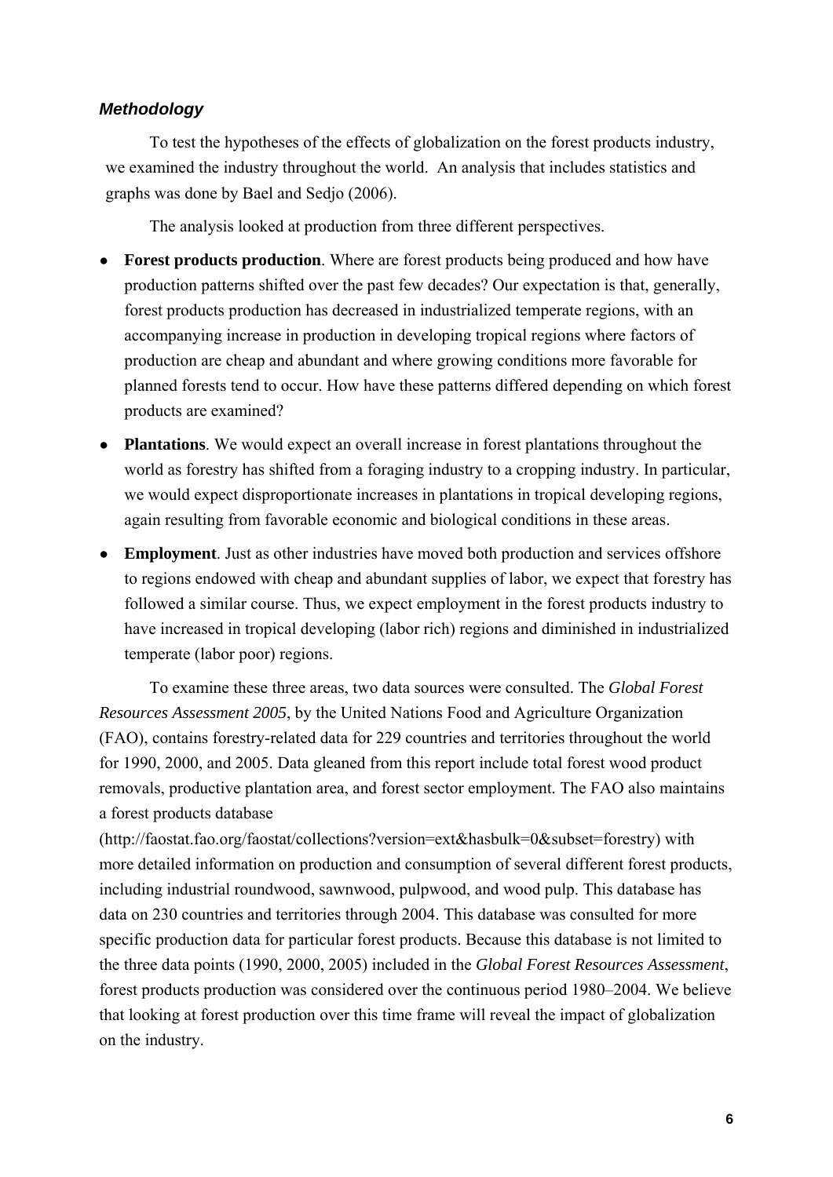### *Methodology*

To test the hypotheses of the effects of globalization on the forest products industry, we examined the industry throughout the world. An analysis that includes statistics and graphs was done by Bael and Sedjo (2006).

The analysis looked at production from three different perspectives.

- **Forest products production**. Where are forest products being produced and how have production patterns shifted over the past few decades? Our expectation is that, generally, forest products production has decreased in industrialized temperate regions, with an accompanying increase in production in developing tropical regions where factors of production are cheap and abundant and where growing conditions more favorable for planned forests tend to occur. How have these patterns differed depending on which forest products are examined?
- **Plantations**. We would expect an overall increase in forest plantations throughout the world as forestry has shifted from a foraging industry to a cropping industry. In particular, we would expect disproportionate increases in plantations in tropical developing regions, again resulting from favorable economic and biological conditions in these areas.
- **Employment**. Just as other industries have moved both production and services offshore to regions endowed with cheap and abundant supplies of labor, we expect that forestry has followed a similar course. Thus, we expect employment in the forest products industry to have increased in tropical developing (labor rich) regions and diminished in industrialized temperate (labor poor) regions.

To examine these three areas, two data sources were consulted. The *Global Forest Resources Assessment 2005*, by the United Nations Food and Agriculture Organization (FAO), contains forestry-related data for 229 countries and territories throughout the world for 1990, 2000, and 2005. Data gleaned from this report include total forest wood product removals, productive plantation area, and forest sector employment. The FAO also maintains a forest products database (http://faostat.fao.org/faostat/collections?version=ext&hasbulk=0&subset=forestry) with more detailed information on production and consumption of several different forest products, including industrial roundwood, sawnwood, pulpwood, and wood pulp. This database has data on 230 countries and territories through 2004. This database was consulted for more specific production data for particular forest products. Because this database is not limited to the three data points (1990, 2000, 2005) included in the *Global Forest Resources Assessment*, forest products production was considered over the continuous period 1980–2004. We believe that looking at forest production over this time frame will reveal the impact of globalization on the industry.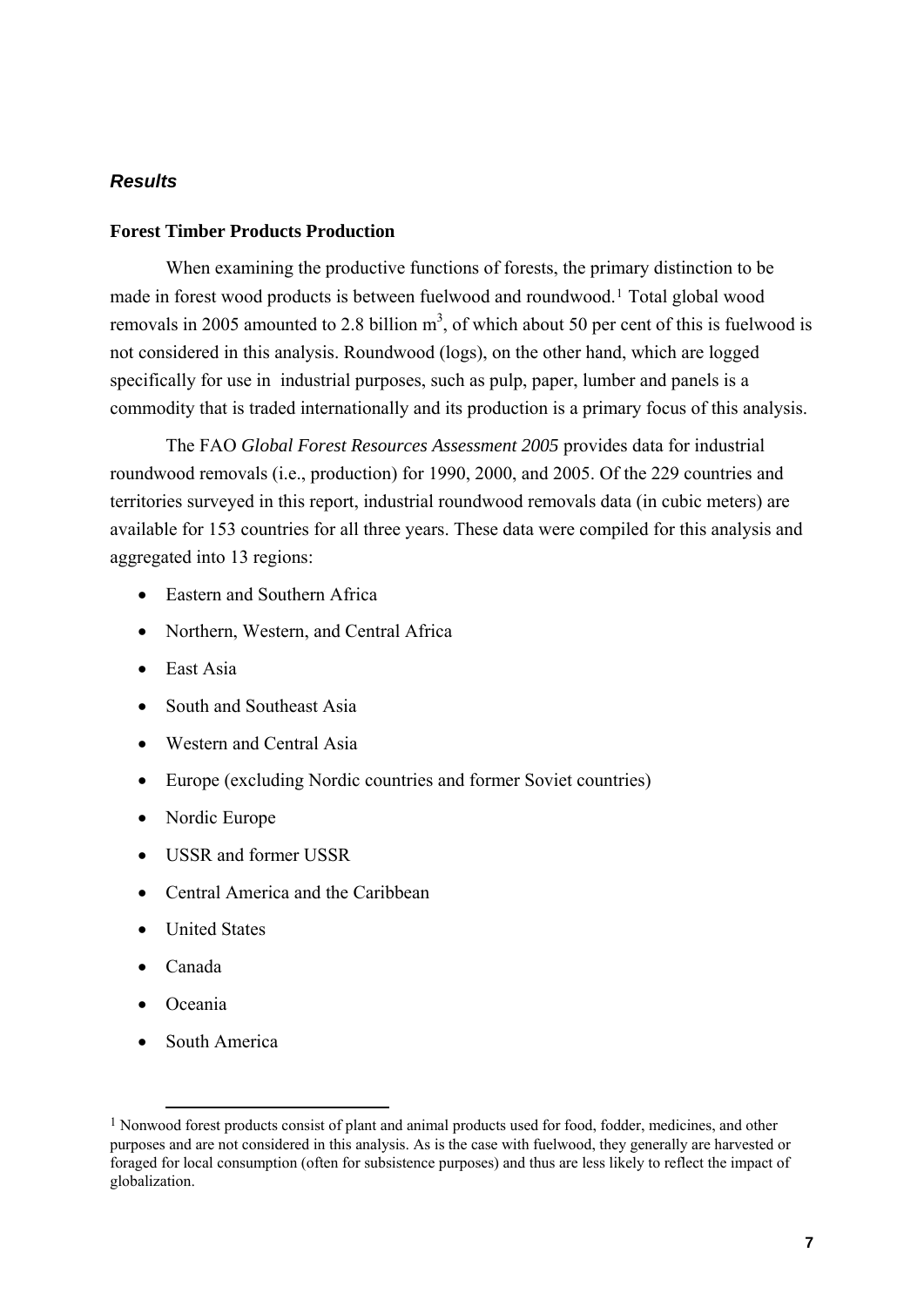## *Results*

### Forest Timber Products Production

When examining the productive functions of forests, the primary distinction to be made in forest wood products is between fuelwood and roundwood.[1] Total global wood removals in 2005 amounted to 2.8 billion $m^3$, of which about 50 per cent of this is fuelwood is not considered in this analysis. Roundwood (logs), on the other hand, which are logged specifically for use in industrial purposes, such as pulp, paper, lumber and panels is a commodity that is traded internationally and its production is a primary focus of this analysis.

The FAO *Global Forest Resources Assessment 2005* provides data for industrial roundwood removals (i.e., production) for 1990, 2000, and 2005. Of the 229 countries and territories surveyed in this report, industrial roundwood removals data (in cubic meters) are available for 153 countries for all three years. These data were compiled for this analysis and aggregated into 13 regions:

- Eastern and Southern Africa
- Northern, Western, and Central Africa
- East Asia
- South and Southeast Asia
- Western and Central Asia
- Europe (excluding Nordic countries and former Soviet countries)
- Nordic Europe
- USSR and former USSR
- Central America and the Caribbean
- United States
- Canada
- Oceania
- South America

[1] Nonwood forest products consist of plant and animal products used for food, fodder, medicines, and other purposes and are not considered in this analysis. As is the case with fuelwood, they generally are harvested or foraged for local consumption (often for subsistence purposes) and thus are less likely to reflect the impact of globalization.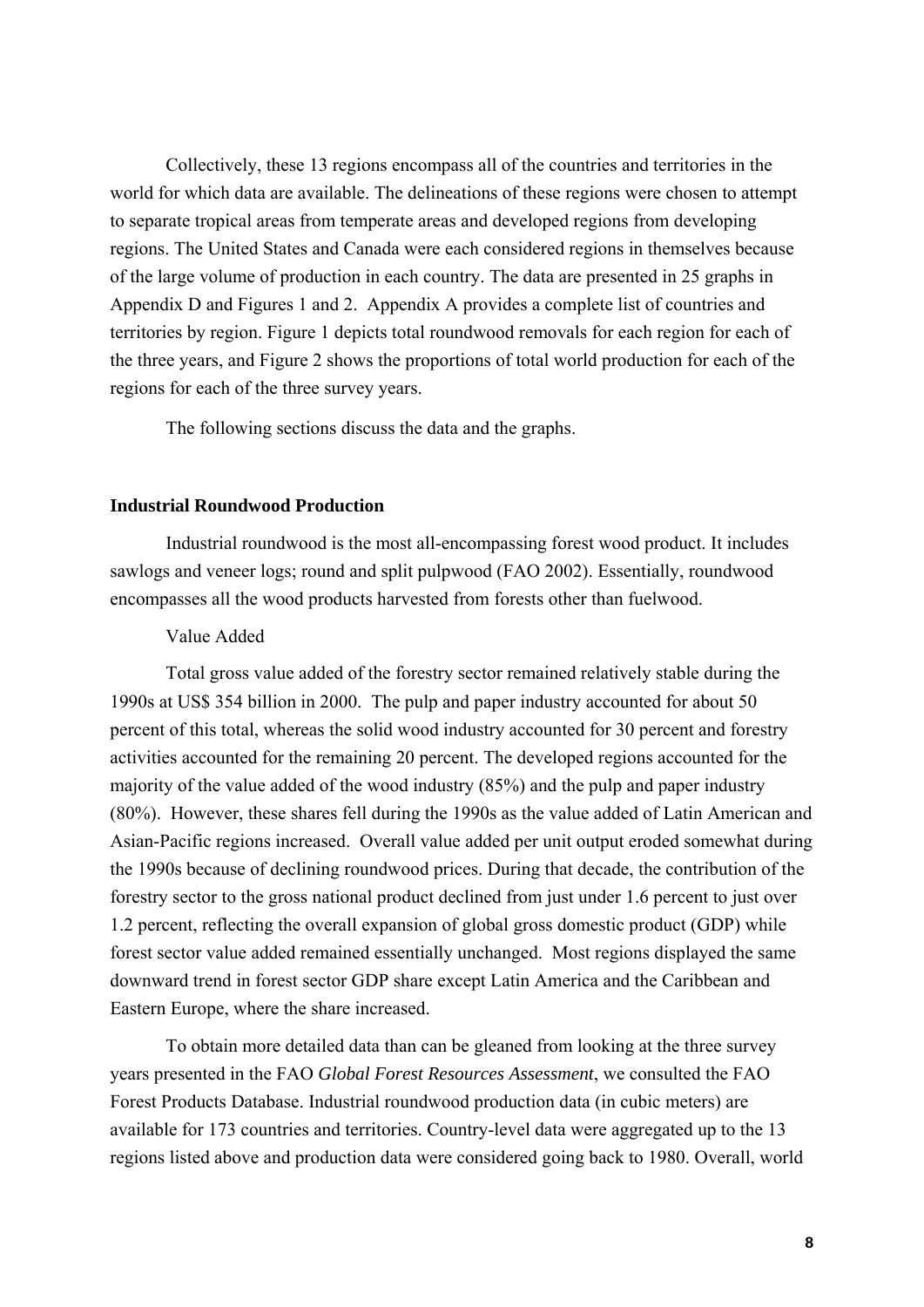Collectively, these 13 regions encompass all of the countries and territories in the world for which data are available. The delineations of these regions were chosen to attempt to separate tropical areas from temperate areas and developed regions from developing regions. The United States and Canada were each considered regions in themselves because of the large volume of production in each country. The data are presented in 25 graphs in Appendix D and Figures 1 and 2. Appendix A provides a complete list of countries and territories by region. Figure 1 depicts total roundwood removals for each region for each of the three years, and Figure 2 shows the proportions of total world production for each of the regions for each of the three survey years.

The following sections discuss the data and the graphs.

## Industrial Roundwood Production

Industrial roundwood is the most all-encompassing forest wood product. It includes sawlogs and veneer logs; round and split pulpwood (FAO 2002). Essentially, roundwood encompasses all the wood products harvested from forests other than fuelwood.

### Value Added

Total gross value added of the forestry sector remained relatively stable during the 1990s at US$ 354 billion in 2000. The pulp and paper industry accounted for about 50 percent of this total, whereas the solid wood industry accounted for 30 percent and forestry activities accounted for the remaining 20 percent. The developed regions accounted for the majority of the value added of the wood industry (85%) and the pulp and paper industry (80%). However, these shares fell during the 1990s as the value added of Latin American and Asian-Pacific regions increased. Overall value added per unit output eroded somewhat during the 1990s because of declining roundwood prices. During that decade, the contribution of the forestry sector to the gross national product declined from just under 1.6 percent to just over 1.2 percent, reflecting the overall expansion of global gross domestic product (GDP) while forest sector value added remained essentially unchanged. Most regions displayed the same downward trend in forest sector GDP share except Latin America and the Caribbean and Eastern Europe, where the share increased.

To obtain more detailed data than can be gleaned from looking at the three survey years presented in the FAO *Global Forest Resources Assessment*, we consulted the FAO Forest Products Database. Industrial roundwood production data (in cubic meters) are available for 173 countries and territories. Country-level data were aggregated up to the 13 regions listed above and production data were considered going back to 1980. Overall, world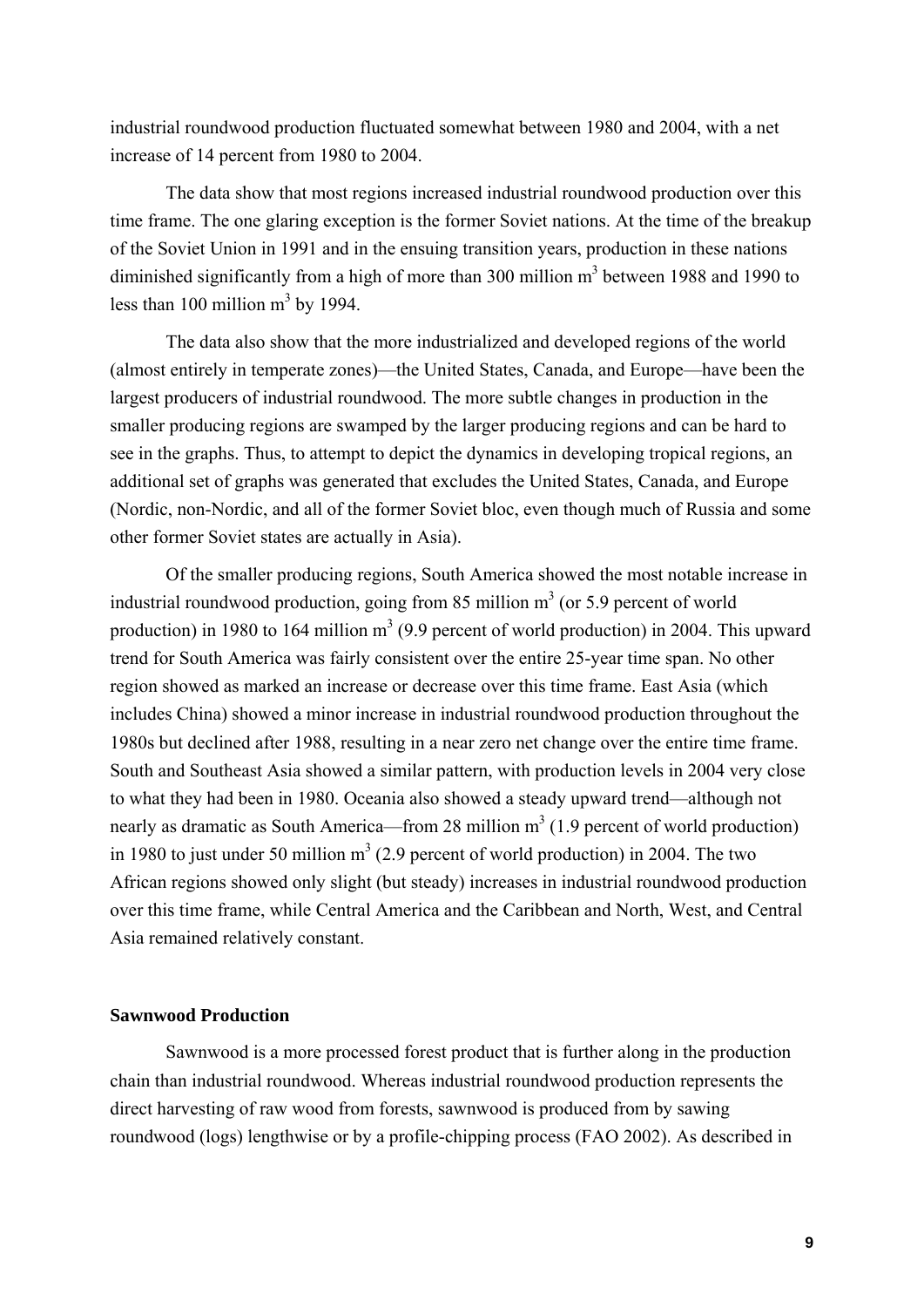industrial roundwood production fluctuated somewhat between 1980 and 2004, with a net increase of 14 percent from 1980 to 2004.

The data show that most regions increased industrial roundwood production over this time frame. The one glaring exception is the former Soviet nations. At the time of the breakup of the Soviet Union in 1991 and in the ensuing transition years, production in these nations diminished significantly from a high of more than 300 million $m^3$ between 1988 and 1990 to less than 100 million $m^3$ by 1994.

The data also show that the more industrialized and developed regions of the world (almost entirely in temperate zones)—the United States, Canada, and Europe—have been the largest producers of industrial roundwood. The more subtle changes in production in the smaller producing regions are swamped by the larger producing regions and can be hard to see in the graphs. Thus, to attempt to depict the dynamics in developing tropical regions, an additional set of graphs was generated that excludes the United States, Canada, and Europe (Nordic, non-Nordic, and all of the former Soviet bloc, even though much of Russia and some other former Soviet states are actually in Asia).

Of the smaller producing regions, South America showed the most notable increase in industrial roundwood production, going from 85 million $m^3$ (or 5.9 percent of world production) in 1980 to 164 million $m^3$ (9.9 percent of world production) in 2004. This upward trend for South America was fairly consistent over the entire 25-year time span. No other region showed as marked an increase or decrease over this time frame. East Asia (which includes China) showed a minor increase in industrial roundwood production throughout the 1980s but declined after 1988, resulting in a near zero net change over the entire time frame. South and Southeast Asia showed a similar pattern, with production levels in 2004 very close to what they had been in 1980. Oceania also showed a steady upward trend—although not nearly as dramatic as South America—from 28 million $m^3$ (1.9 percent of world production) in 1980 to just under 50 million $m^3$ (2.9 percent of world production) in 2004. The two African regions showed only slight (but steady) increases in industrial roundwood production over this time frame, while Central America and the Caribbean and North, West, and Central Asia remained relatively constant.

### Sawnwood Production

Sawnwood is a more processed forest product that is further along in the production chain than industrial roundwood. Whereas industrial roundwood production represents the direct harvesting of raw wood from forests, sawnwood is produced from by sawing roundwood (logs) lengthwise or by a profile-chipping process (FAO 2002). As described in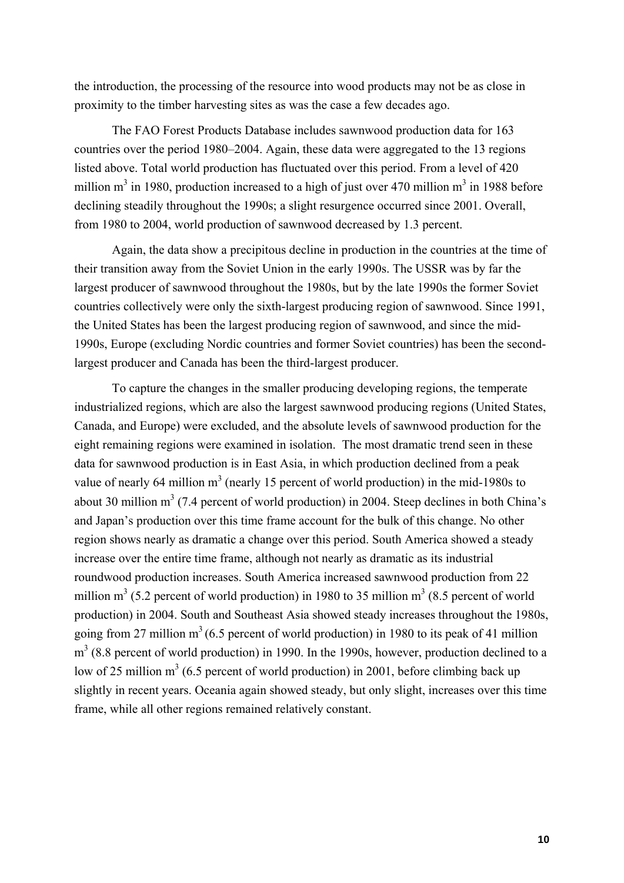the introduction, the processing of the resource into wood products may not be as close in proximity to the timber harvesting sites as was the case a few decades ago.

The FAO Forest Products Database includes sawnwood production data for 163 countries over the period 1980–2004. Again, these data were aggregated to the 13 regions listed above. Total world production has fluctuated over this period. From a level of 420 million $m^3$ in 1980, production increased to a high of just over 470 million $m^3$ in 1988 before declining steadily throughout the 1990s; a slight resurgence occurred since 2001. Overall, from 1980 to 2004, world production of sawnwood decreased by 1.3 percent.

Again, the data show a precipitous decline in production in the countries at the time of their transition away from the Soviet Union in the early 1990s. The USSR was by far the largest producer of sawnwood throughout the 1980s, but by the late 1990s the former Soviet countries collectively were only the sixth-largest producing region of sawnwood. Since 1991, the United States has been the largest producing region of sawnwood, and since the mid-1990s, Europe (excluding Nordic countries and former Soviet countries) has been the second-largest producer and Canada has been the third-largest producer.

To capture the changes in the smaller producing developing regions, the temperate industrialized regions, which are also the largest sawnwood producing regions (United States, Canada, and Europe) were excluded, and the absolute levels of sawnwood production for the eight remaining regions were examined in isolation. The most dramatic trend seen in these data for sawnwood production is in East Asia, in which production declined from a peak value of nearly 64 million $m^3$ (nearly 15 percent of world production) in the mid-1980s to about 30 million $m^3$ (7.4 percent of world production) in 2004. Steep declines in both China's and Japan's production over this time frame account for the bulk of this change. No other region shows nearly as dramatic a change over this period. South America showed a steady increase over the entire time frame, although not nearly as dramatic as its industrial roundwood production increases. South America increased sawnwood production from 22 million $m^3$ (5.2 percent of world production) in 1980 to 35 million $m^3$ (8.5 percent of world production) in 2004. South and Southeast Asia showed steady increases throughout the 1980s, going from 27 million $m^3$ (6.5 percent of world production) in 1980 to its peak of 41 million $m^3$ (8.8 percent of world production) in 1990. In the 1990s, however, production declined to a low of 25 million $m^3$ (6.5 percent of world production) in 2001, before climbing back up slightly in recent years. Oceania again showed steady, but only slight, increases over this time frame, while all other regions remained relatively constant.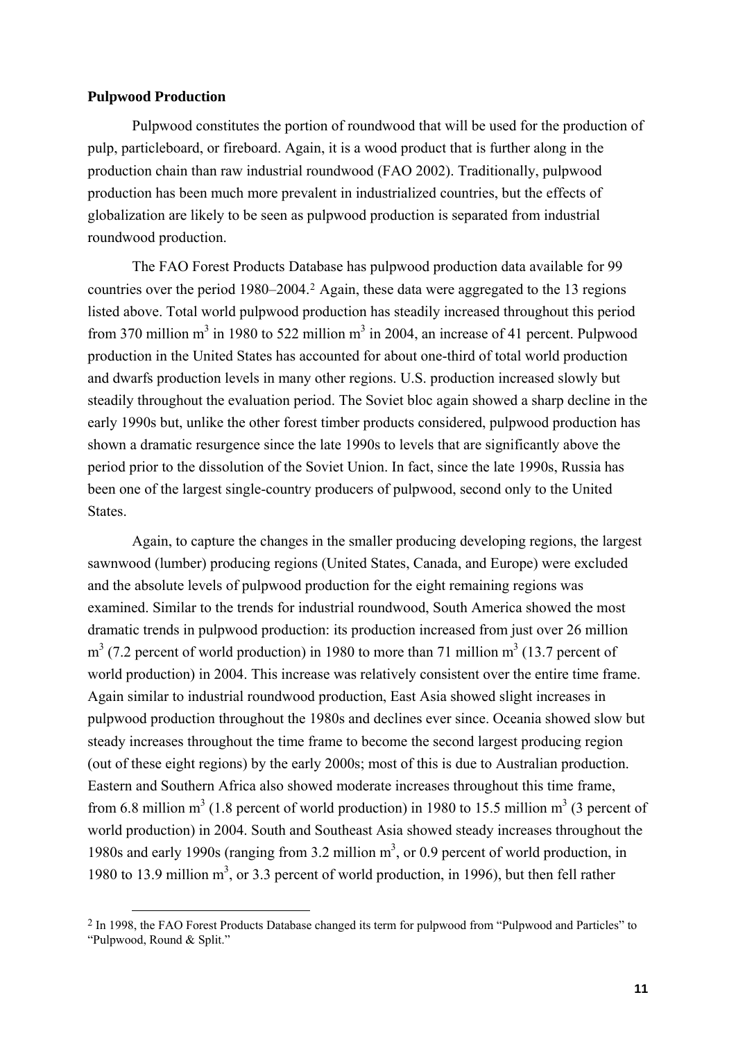**Pulpwood Production**

Pulpwood constitutes the portion of roundwood that will be used for the production of pulp, particleboard, or fireboard. Again, it is a wood product that is further along in the production chain than raw industrial roundwood (FAO 2002). Traditionally, pulpwood production has been much more prevalent in industrialized countries, but the effects of globalization are likely to be seen as pulpwood production is separated from industrial roundwood production.

The FAO Forest Products Database has pulpwood production data available for 99 countries over the period 1980–2004.[2] Again, these data were aggregated to the 13 regions listed above. Total world pulpwood production has steadily increased throughout this period from 370 million $m^3$ in 1980 to 522 million $m^3$ in 2004, an increase of 41 percent. Pulpwood production in the United States has accounted for about one-third of total world production and dwarfs production levels in many other regions. U.S. production increased slowly but steadily throughout the evaluation period. The Soviet bloc again showed a sharp decline in the early 1990s but, unlike the other forest timber products considered, pulpwood production has shown a dramatic resurgence since the late 1990s to levels that are significantly above the period prior to the dissolution of the Soviet Union. In fact, since the late 1990s, Russia has been one of the largest single-country producers of pulpwood, second only to the United States.

Again, to capture the changes in the smaller producing developing regions, the largest sawnwood (lumber) producing regions (United States, Canada, and Europe) were excluded and the absolute levels of pulpwood production for the eight remaining regions was examined. Similar to the trends for industrial roundwood, South America showed the most dramatic trends in pulpwood production: its production increased from just over 26 million $m^3$ (7.2 percent of world production) in 1980 to more than 71 million $m^3$ (13.7 percent of world production) in 2004. This increase was relatively consistent over the entire time frame. Again similar to industrial roundwood production, East Asia showed slight increases in pulpwood production throughout the 1980s and declines ever since. Oceania showed slow but steady increases throughout the time frame to become the second largest producing region (out of these eight regions) by the early 2000s; most of this is due to Australian production. Eastern and Southern Africa also showed moderate increases throughout this time frame, from 6.8 million $m^3$ (1.8 percent of world production) in 1980 to 15.5 million $m^3$ (3 percent of world production) in 2004. South and Southeast Asia showed steady increases throughout the 1980s and early 1990s (ranging from 3.2 million $m^3$, or 0.9 percent of world production, in 1980 to 13.9 million $m^3$, or 3.3 percent of world production, in 1996), but then fell rather

[2] In 1998, the FAO Forest Products Database changed its term for pulpwood from "Pulpwood and Particles" to "Pulpwood, Round & Split."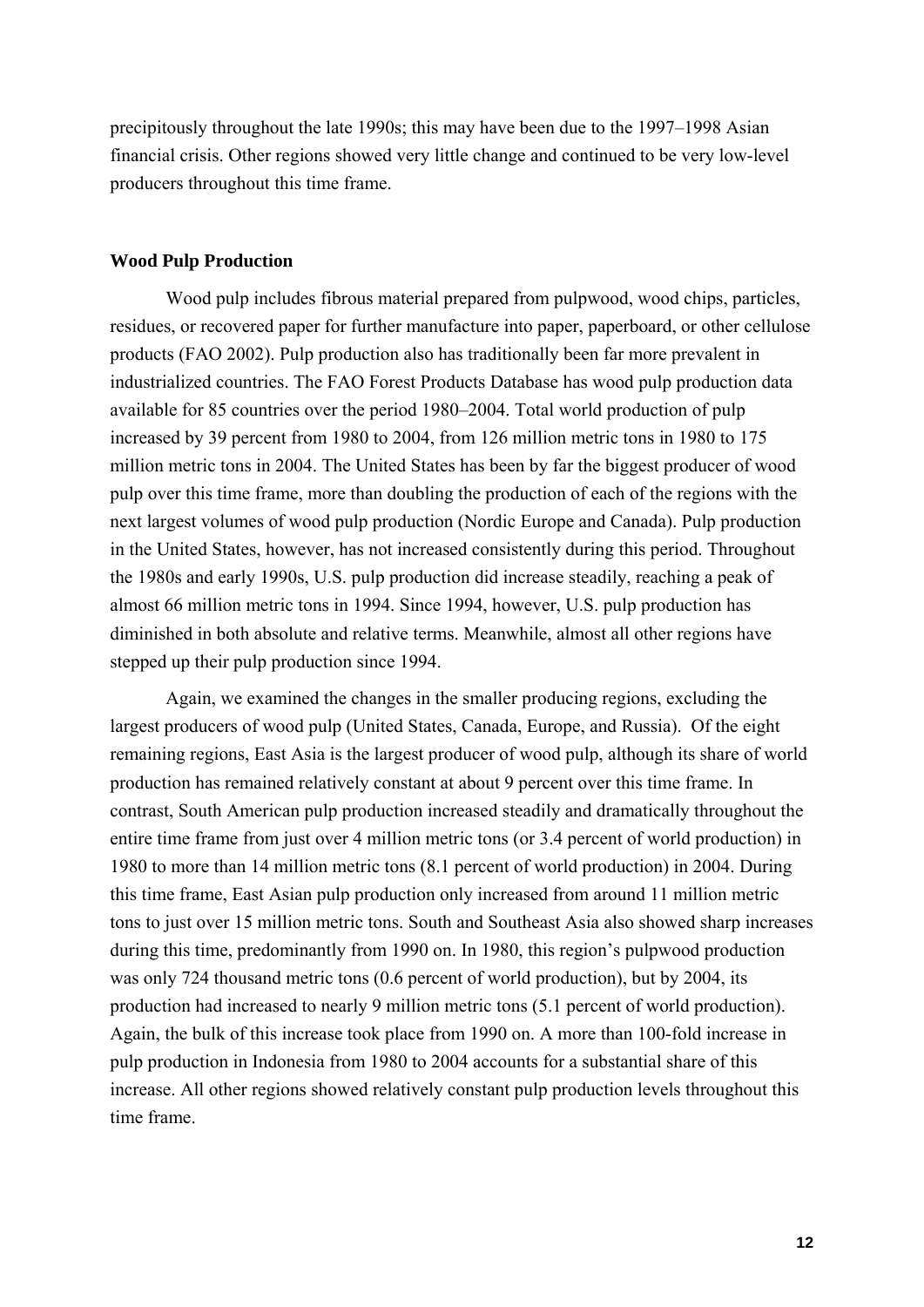precipitously throughout the late 1990s; this may have been due to the 1997–1998 Asian financial crisis. Other regions showed very little change and continued to be very low-level producers throughout this time frame.

## Wood Pulp Production

Wood pulp includes fibrous material prepared from pulpwood, wood chips, particles, residues, or recovered paper for further manufacture into paper, paperboard, or other cellulose products (FAO 2002). Pulp production also has traditionally been far more prevalent in industrialized countries. The FAO Forest Products Database has wood pulp production data available for 85 countries over the period 1980–2004. Total world production of pulp increased by 39 percent from 1980 to 2004, from 126 million metric tons in 1980 to 175 million metric tons in 2004. The United States has been by far the biggest producer of wood pulp over this time frame, more than doubling the production of each of the regions with the next largest volumes of wood pulp production (Nordic Europe and Canada). Pulp production in the United States, however, has not increased consistently during this period. Throughout the 1980s and early 1990s, U.S. pulp production did increase steadily, reaching a peak of almost 66 million metric tons in 1994. Since 1994, however, U.S. pulp production has diminished in both absolute and relative terms. Meanwhile, almost all other regions have stepped up their pulp production since 1994.

Again, we examined the changes in the smaller producing regions, excluding the largest producers of wood pulp (United States, Canada, Europe, and Russia). Of the eight remaining regions, East Asia is the largest producer of wood pulp, although its share of world production has remained relatively constant at about 9 percent over this time frame. In contrast, South American pulp production increased steadily and dramatically throughout the entire time frame from just over 4 million metric tons (or 3.4 percent of world production) in 1980 to more than 14 million metric tons (8.1 percent of world production) in 2004. During this time frame, East Asian pulp production only increased from around 11 million metric tons to just over 15 million metric tons. South and Southeast Asia also showed sharp increases during this time, predominantly from 1990 on. In 1980, this region's pulpwood production was only 724 thousand metric tons (0.6 percent of world production), but by 2004, its production had increased to nearly 9 million metric tons (5.1 percent of world production). Again, the bulk of this increase took place from 1990 on. A more than 100-fold increase in pulp production in Indonesia from 1980 to 2004 accounts for a substantial share of this increase. All other regions showed relatively constant pulp production levels throughout this time frame.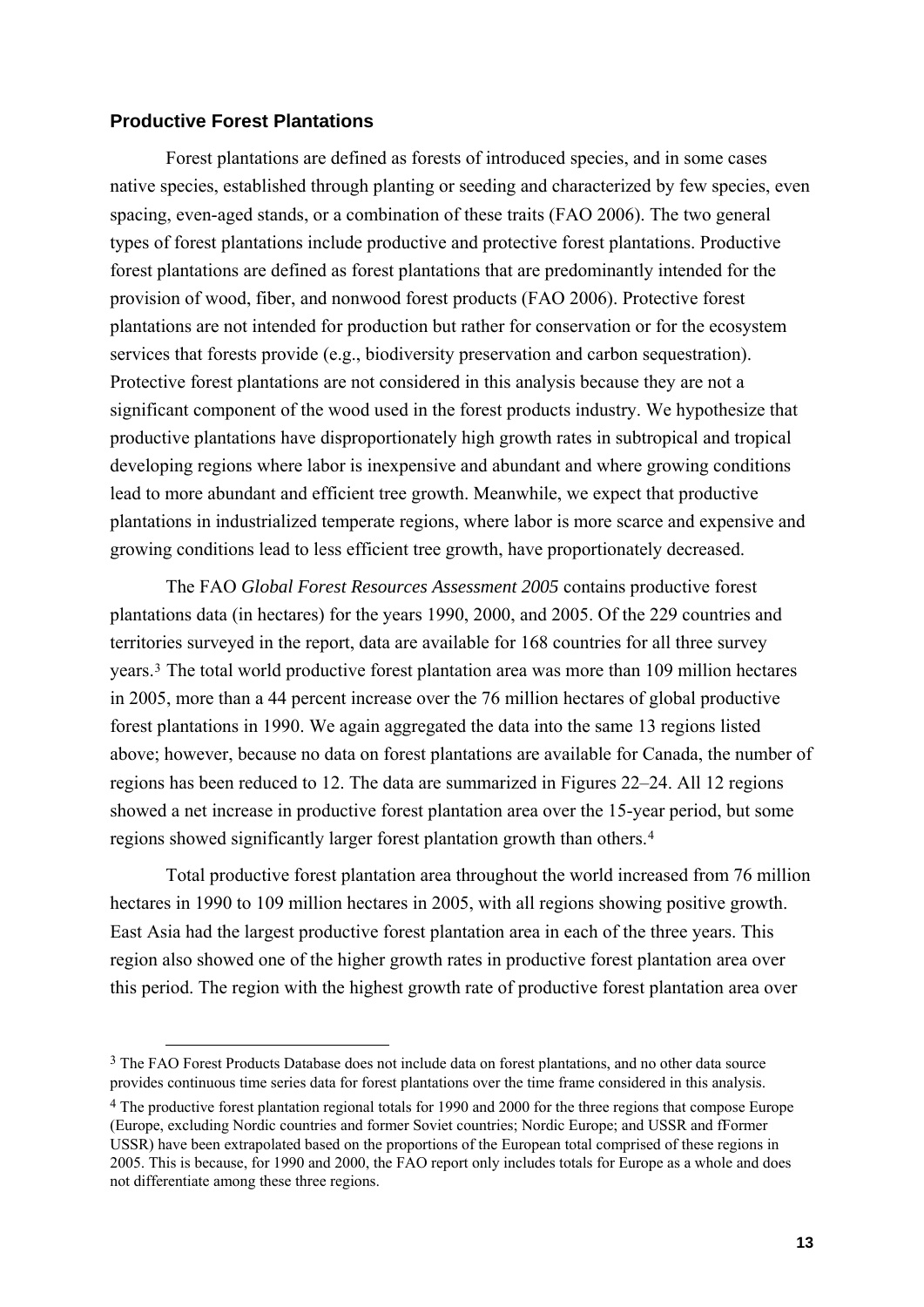### Productive Forest Plantations

Forest plantations are defined as forests of introduced species, and in some cases native species, established through planting or seeding and characterized by few species, even spacing, even-aged stands, or a combination of these traits (FAO 2006). The two general types of forest plantations include productive and protective forest plantations. Productive forest plantations are defined as forest plantations that are predominantly intended for the provision of wood, fiber, and nonwood forest products (FAO 2006). Protective forest plantations are not intended for production but rather for conservation or for the ecosystem services that forests provide (e.g., biodiversity preservation and carbon sequestration). Protective forest plantations are not considered in this analysis because they are not a significant component of the wood used in the forest products industry. We hypothesize that productive plantations have disproportionately high growth rates in subtropical and tropical developing regions where labor is inexpensive and abundant and where growing conditions lead to more abundant and efficient tree growth. Meanwhile, we expect that productive plantations in industrialized temperate regions, where labor is more scarce and expensive and growing conditions lead to less efficient tree growth, have proportionately decreased.

The FAO *Global Forest Resources Assessment 2005* contains productive forest plantations data (in hectares) for the years 1990, 2000, and 2005. Of the 229 countries and territories surveyed in the report, data are available for 168 countries for all three survey years.[3] The total world productive forest plantation area was more than 109 million hectares in 2005, more than a 44 percent increase over the 76 million hectares of global productive forest plantations in 1990. We again aggregated the data into the same 13 regions listed above; however, because no data on forest plantations are available for Canada, the number of regions has been reduced to 12. The data are summarized in Figures 22–24. All 12 regions showed a net increase in productive forest plantation area over the 15-year period, but some regions showed significantly larger forest plantation growth than others.[4]

Total productive forest plantation area throughout the world increased from 76 million hectares in 1990 to 109 million hectares in 2005, with all regions showing positive growth. East Asia had the largest productive forest plantation area in each of the three years. This region also showed one of the higher growth rates in productive forest plantation area over this period. The region with the highest growth rate of productive forest plantation area over

[3] The FAO Forest Products Database does not include data on forest plantations, and no other data source provides continuous time series data for forest plantations over the time frame considered in this analysis.

[4] The productive forest plantation regional totals for 1990 and 2000 for the three regions that compose Europe (Europe, excluding Nordic countries and former Soviet countries; Nordic Europe; and USSR and fFormer USSR) have been extrapolated based on the proportions of the European total comprised of these regions in 2005. This is because, for 1990 and 2000, the FAO report only includes totals for Europe as a whole and does not differentiate among these three regions.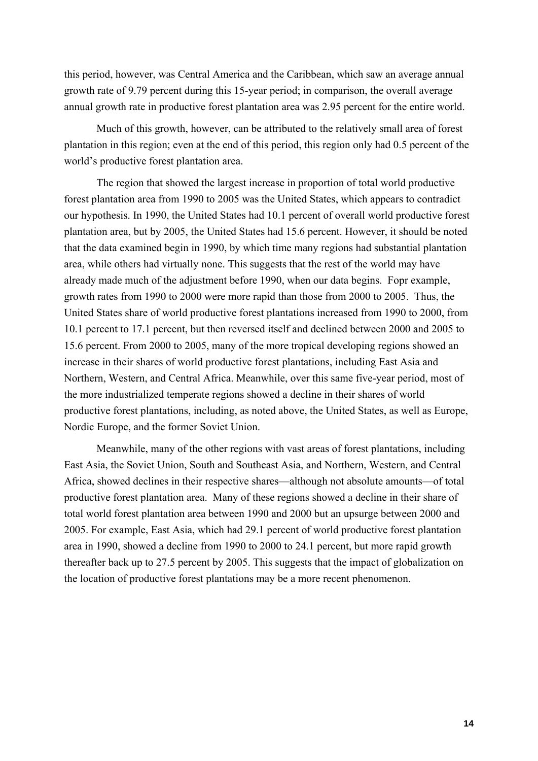this period, however, was Central America and the Caribbean, which saw an average annual growth rate of 9.79 percent during this 15-year period; in comparison, the overall average annual growth rate in productive forest plantation area was 2.95 percent for the entire world.

Much of this growth, however, can be attributed to the relatively small area of forest plantation in this region; even at the end of this period, this region only had 0.5 percent of the world's productive forest plantation area.

The region that showed the largest increase in proportion of total world productive forest plantation area from 1990 to 2005 was the United States, which appears to contradict our hypothesis. In 1990, the United States had 10.1 percent of overall world productive forest plantation area, but by 2005, the United States had 15.6 percent. However, it should be noted that the data examined begin in 1990, by which time many regions had substantial plantation area, while others had virtually none. This suggests that the rest of the world may have already made much of the adjustment before 1990, when our data begins. Fopr example, growth rates from 1990 to 2000 were more rapid than those from 2000 to 2005. Thus, the United States share of world productive forest plantations increased from 1990 to 2000, from 10.1 percent to 17.1 percent, but then reversed itself and declined between 2000 and 2005 to 15.6 percent. From 2000 to 2005, many of the more tropical developing regions showed an increase in their shares of world productive forest plantations, including East Asia and Northern, Western, and Central Africa. Meanwhile, over this same five-year period, most of the more industrialized temperate regions showed a decline in their shares of world productive forest plantations, including, as noted above, the United States, as well as Europe, Nordic Europe, and the former Soviet Union.

Meanwhile, many of the other regions with vast areas of forest plantations, including East Asia, the Soviet Union, South and Southeast Asia, and Northern, Western, and Central Africa, showed declines in their respective shares—although not absolute amounts—of total productive forest plantation area. Many of these regions showed a decline in their share of total world forest plantation area between 1990 and 2000 but an upsurge between 2000 and 2005. For example, East Asia, which had 29.1 percent of world productive forest plantation area in 1990, showed a decline from 1990 to 2000 to 24.1 percent, but more rapid growth thereafter back up to 27.5 percent by 2005. This suggests that the impact of globalization on the location of productive forest plantations may be a more recent phenomenon.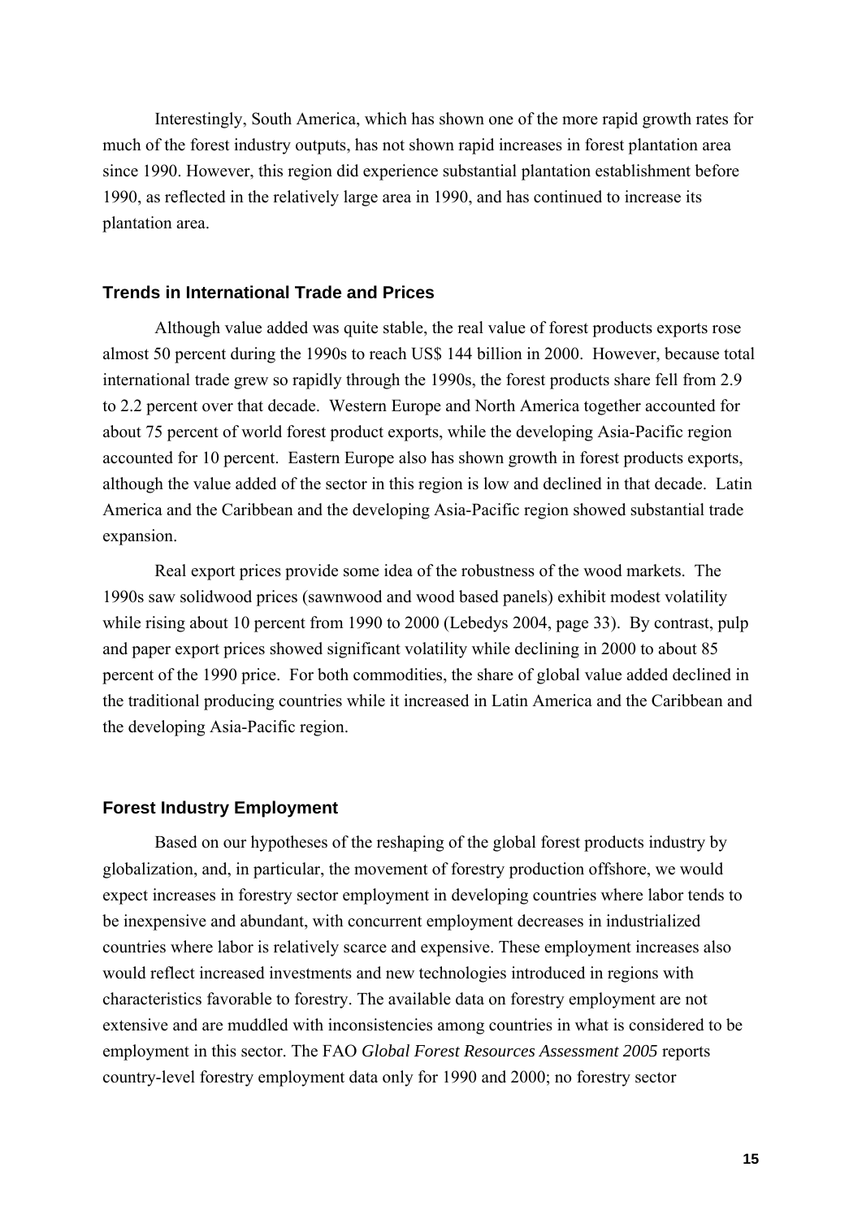Interestingly, South America, which has shown one of the more rapid growth rates for much of the forest industry outputs, has not shown rapid increases in forest plantation area since 1990. However, this region did experience substantial plantation establishment before 1990, as reflected in the relatively large area in 1990, and has continued to increase its plantation area.

## Trends in International Trade and Prices

Although value added was quite stable, the real value of forest products exports rose almost 50 percent during the 1990s to reach US$ 144 billion in 2000. However, because total international trade grew so rapidly through the 1990s, the forest products share fell from 2.9 to 2.2 percent over that decade. Western Europe and North America together accounted for about 75 percent of world forest product exports, while the developing Asia-Pacific region accounted for 10 percent. Eastern Europe also has shown growth in forest products exports, although the value added of the sector in this region is low and declined in that decade. Latin America and the Caribbean and the developing Asia-Pacific region showed substantial trade expansion.

Real export prices provide some idea of the robustness of the wood markets. The 1990s saw solidwood prices (sawnwood and wood based panels) exhibit modest volatility while rising about 10 percent from 1990 to 2000 (Lebedys 2004, page 33). By contrast, pulp and paper export prices showed significant volatility while declining in 2000 to about 85 percent of the 1990 price. For both commodities, the share of global value added declined in the traditional producing countries while it increased in Latin America and the Caribbean and the developing Asia-Pacific region.

## Forest Industry Employment

Based on our hypotheses of the reshaping of the global forest products industry by globalization, and, in particular, the movement of forestry production offshore, we would expect increases in forestry sector employment in developing countries where labor tends to be inexpensive and abundant, with concurrent employment decreases in industrialized countries where labor is relatively scarce and expensive. These employment increases also would reflect increased investments and new technologies introduced in regions with characteristics favorable to forestry. The available data on forestry employment are not extensive and are muddled with inconsistencies among countries in what is considered to be employment in this sector. The FAO *Global Forest Resources Assessment 2005* reports country-level forestry employment data only for 1990 and 2000; no forestry sector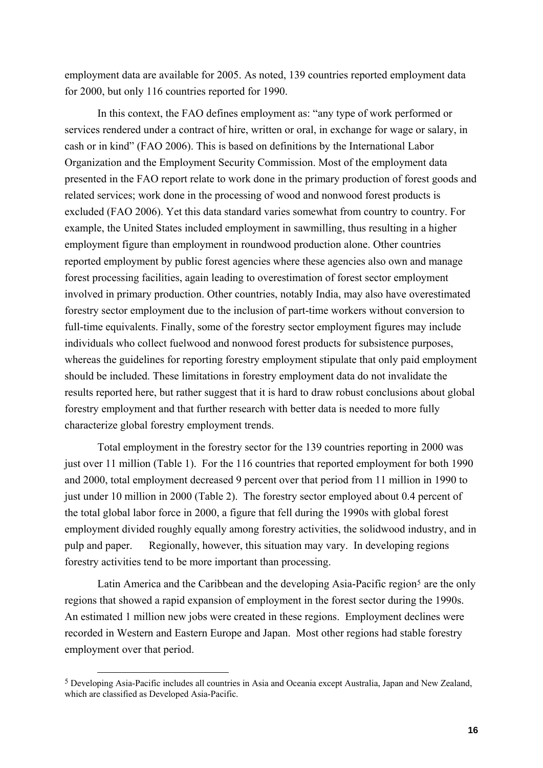employment data are available for 2005. As noted, 139 countries reported employment data for 2000, but only 116 countries reported for 1990.

In this context, the FAO defines employment as: "any type of work performed or services rendered under a contract of hire, written or oral, in exchange for wage or salary, in cash or in kind" (FAO 2006). This is based on definitions by the International Labor Organization and the Employment Security Commission. Most of the employment data presented in the FAO report relate to work done in the primary production of forest goods and related services; work done in the processing of wood and nonwood forest products is excluded (FAO 2006). Yet this data standard varies somewhat from country to country. For example, the United States included employment in sawmilling, thus resulting in a higher employment figure than employment in roundwood production alone. Other countries reported employment by public forest agencies where these agencies also own and manage forest processing facilities, again leading to overestimation of forest sector employment involved in primary production. Other countries, notably India, may also have overestimated forestry sector employment due to the inclusion of part-time workers without conversion to full-time equivalents. Finally, some of the forestry sector employment figures may include individuals who collect fuelwood and nonwood forest products for subsistence purposes, whereas the guidelines for reporting forestry employment stipulate that only paid employment should be included. These limitations in forestry employment data do not invalidate the results reported here, but rather suggest that it is hard to draw robust conclusions about global forestry employment and that further research with better data is needed to more fully characterize global forestry employment trends.

Total employment in the forestry sector for the 139 countries reporting in 2000 was just over 11 million (Table 1). For the 116 countries that reported employment for both 1990 and 2000, total employment decreased 9 percent over that period from 11 million in 1990 to just under 10 million in 2000 (Table 2). The forestry sector employed about 0.4 percent of the total global labor force in 2000, a figure that fell during the 1990s with global forest employment divided roughly equally among forestry activities, the solidwood industry, and in pulp and paper. Regionally, however, this situation may vary. In developing regions forestry activities tend to be more important than processing.

Latin America and the Caribbean and the developing Asia-Pacific region[5] are the only regions that showed a rapid expansion of employment in the forest sector during the 1990s. An estimated 1 million new jobs were created in these regions. Employment declines were recorded in Western and Eastern Europe and Japan. Most other regions had stable forestry employment over that period.

[5] Developing Asia-Pacific includes all countries in Asia and Oceania except Australia, Japan and New Zealand, which are classified as Developed Asia-Pacific.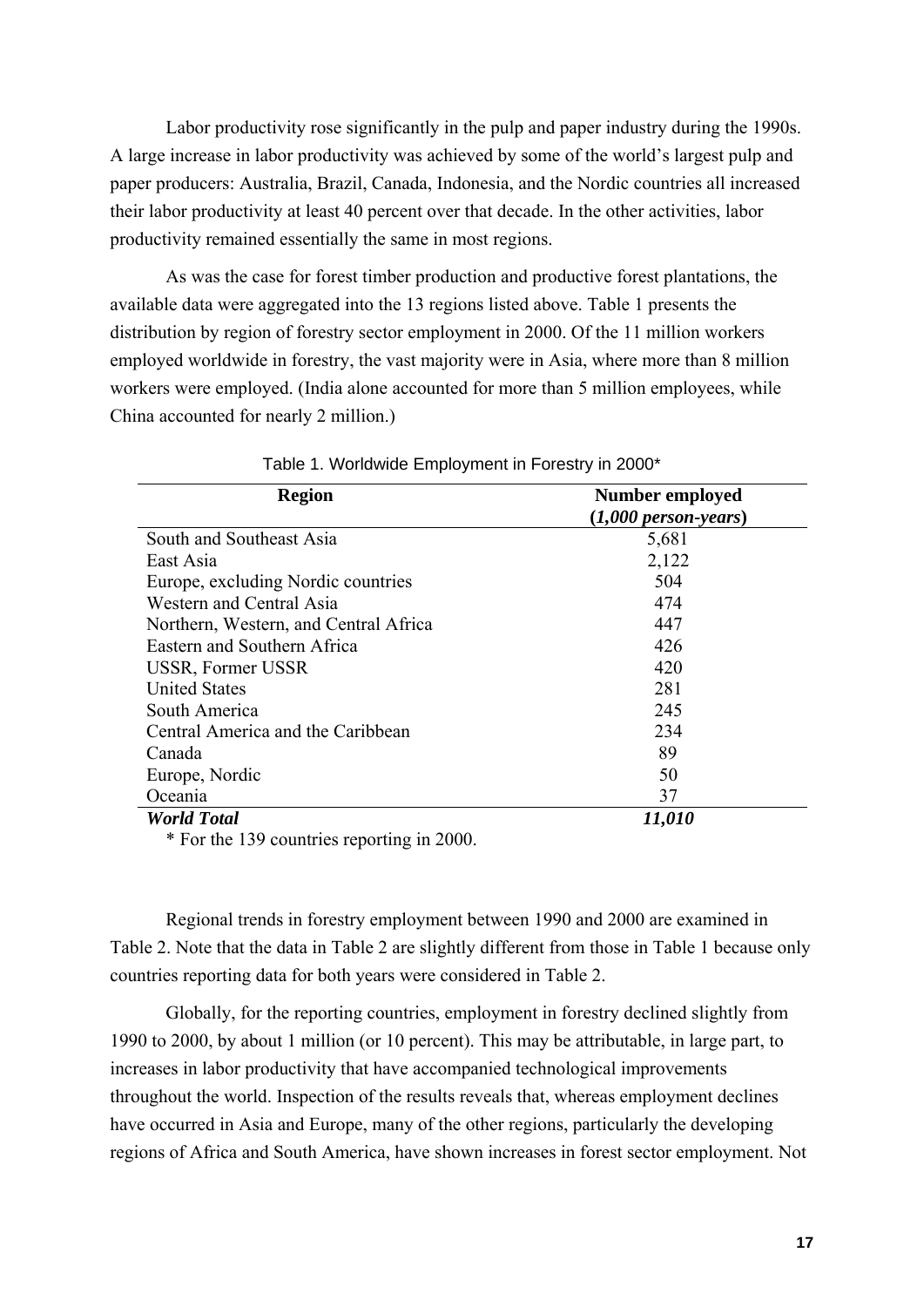Labor productivity rose significantly in the pulp and paper industry during the 1990s. A large increase in labor productivity was achieved by some of the world's largest pulp and paper producers: Australia, Brazil, Canada, Indonesia, and the Nordic countries all increased their labor productivity at least 40 percent over that decade. In the other activities, labor productivity remained essentially the same in most regions.

As was the case for forest timber production and productive forest plantations, the available data were aggregated into the 13 regions listed above. Table 1 presents the distribution by region of forestry sector employment in 2000. Of the 11 million workers employed worldwide in forestry, the vast majority were in Asia, where more than 8 million workers were employed. (India alone accounted for more than 5 million employees, while China accounted for nearly 2 million.)

Table 1. Worldwide Employment in Forestry in 2000*

| Region | Number employed (*1,000 person-years*) |
|---|---|
| South and Southeast Asia | 5,681 |
| East Asia | 2,122 |
| Europe, excluding Nordic countries | 504 |
| Western and Central Asia | 474 |
| Northern, Western, and Central Africa | 447 |
| Eastern and Southern Africa | 426 |
| USSR, Former USSR | 420 |
| United States | 281 |
| South America | 245 |
| Central America and the Caribbean | 234 |
| Canada | 89 |
| Europe, Nordic | 50 |
| Oceania | 37 |
| ***World Total*** | ***11,010*** |

\* For the 139 countries reporting in 2000.

Regional trends in forestry employment between 1990 and 2000 are examined in Table 2. Note that the data in Table 2 are slightly different from those in Table 1 because only countries reporting data for both years were considered in Table 2.

Globally, for the reporting countries, employment in forestry declined slightly from 1990 to 2000, by about 1 million (or 10 percent). This may be attributable, in large part, to increases in labor productivity that have accompanied technological improvements throughout the world. Inspection of the results reveals that, whereas employment declines have occurred in Asia and Europe, many of the other regions, particularly the developing regions of Africa and South America, have shown increases in forest sector employment. Not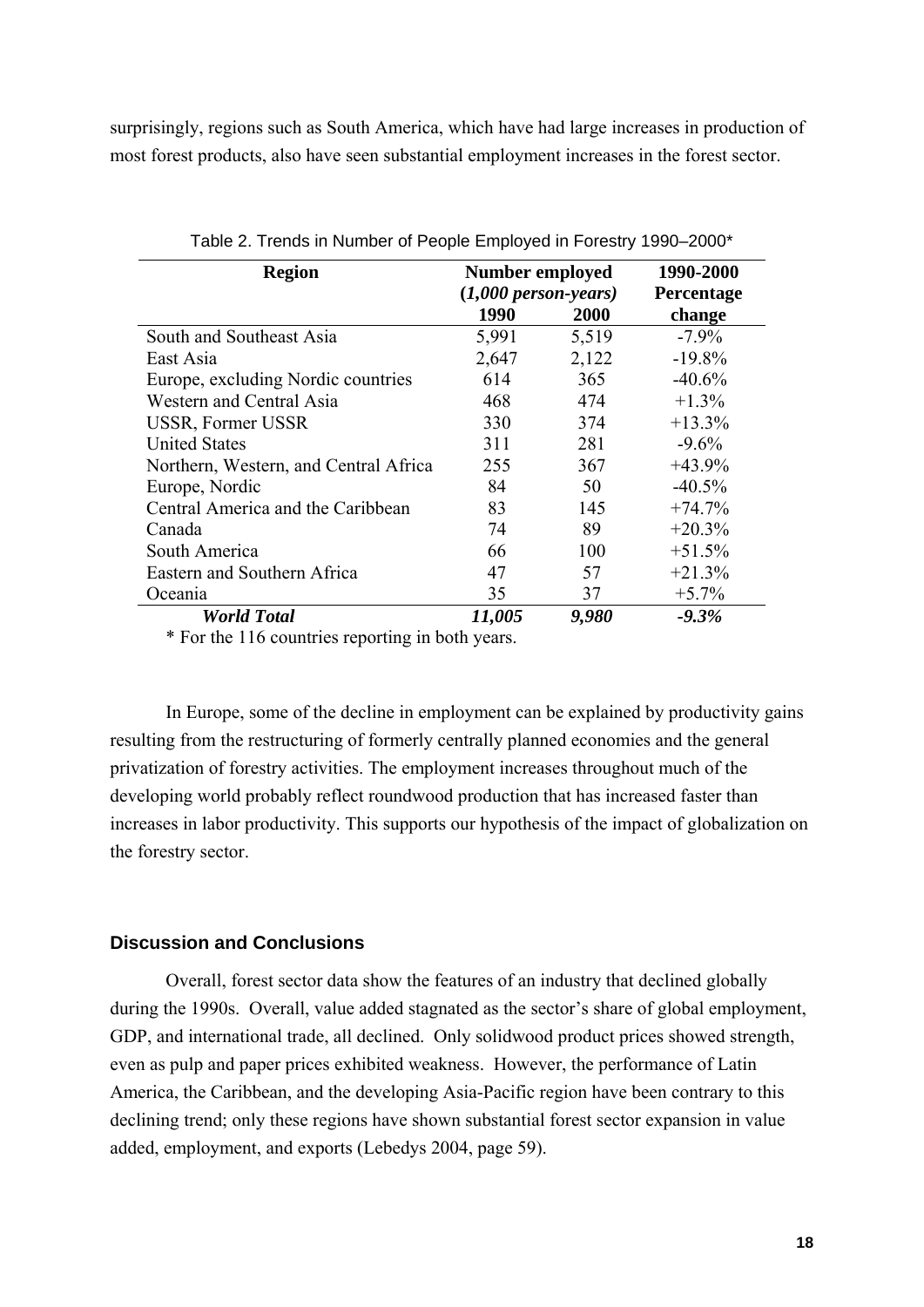surprisingly, regions such as South America, which have had large increases in production of most forest products, also have seen substantial employment increases in the forest sector.

Table 2. Trends in Number of People Employed in Forestry 1990–2000*

| Region | Number employed (*1,000 person-years*) | | 1990-2000 Percentage |
|---|---|---|---|
| | 1990 | 2000 | change |
| South and Southeast Asia | 5,991 | 5,519 | -7.9% |
| East Asia | 2,647 | 2,122 | -19.8% |
| Europe, excluding Nordic countries | 614 | 365 | -40.6% |
| Western and Central Asia | 468 | 474 | +1.3% |
| USSR, Former USSR | 330 | 374 | +13.3% |
| United States | 311 | 281 | -9.6% |
| Northern, Western, and Central Africa | 255 | 367 | +43.9% |
| Europe, Nordic | 84 | 50 | -40.5% |
| Central America and the Caribbean | 83 | 145 | +74.7% |
| Canada | 74 | 89 | +20.3% |
| South America | 66 | 100 | +51.5% |
| Eastern and Southern Africa | 47 | 57 | +21.3% |
| Oceania | 35 | 37 | +5.7% |
| ***World Total*** | ***11,005*** | ***9,980*** | ***-9.3%*** |

* For the 116 countries reporting in both years.

In Europe, some of the decline in employment can be explained by productivity gains resulting from the restructuring of formerly centrally planned economies and the general privatization of forestry activities. The employment increases throughout much of the developing world probably reflect roundwood production that has increased faster than increases in labor productivity. This supports our hypothesis of the impact of globalization on the forestry sector.

## Discussion and Conclusions

Overall, forest sector data show the features of an industry that declined globally during the 1990s. Overall, value added stagnated as the sector's share of global employment, GDP, and international trade, all declined. Only solidwood product prices showed strength, even as pulp and paper prices exhibited weakness. However, the performance of Latin America, the Caribbean, and the developing Asia-Pacific region have been contrary to this declining trend; only these regions have shown substantial forest sector expansion in value added, employment, and exports (Lebedys 2004, page 59).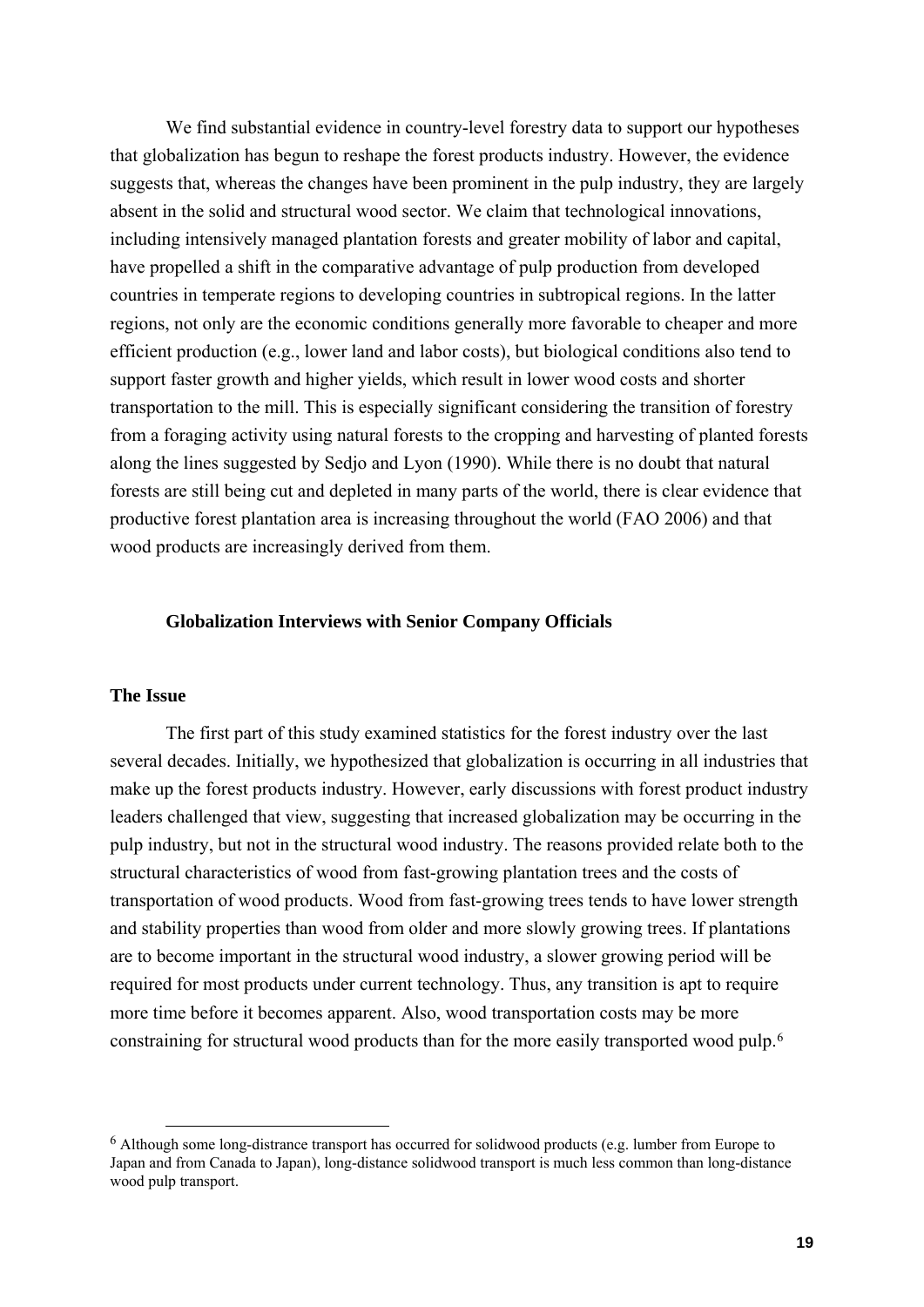We find substantial evidence in country-level forestry data to support our hypotheses that globalization has begun to reshape the forest products industry. However, the evidence suggests that, whereas the changes have been prominent in the pulp industry, they are largely absent in the solid and structural wood sector. We claim that technological innovations, including intensively managed plantation forests and greater mobility of labor and capital, have propelled a shift in the comparative advantage of pulp production from developed countries in temperate regions to developing countries in subtropical regions. In the latter regions, not only are the economic conditions generally more favorable to cheaper and more efficient production (e.g., lower land and labor costs), but biological conditions also tend to support faster growth and higher yields, which result in lower wood costs and shorter transportation to the mill. This is especially significant considering the transition of forestry from a foraging activity using natural forests to the cropping and harvesting of planted forests along the lines suggested by Sedjo and Lyon (1990). While there is no doubt that natural forests are still being cut and depleted in many parts of the world, there is clear evidence that productive forest plantation area is increasing throughout the world (FAO 2006) and that wood products are increasingly derived from them.

## Globalization Interviews with Senior Company Officials

### The Issue

The first part of this study examined statistics for the forest industry over the last several decades. Initially, we hypothesized that globalization is occurring in all industries that make up the forest products industry. However, early discussions with forest product industry leaders challenged that view, suggesting that increased globalization may be occurring in the pulp industry, but not in the structural wood industry. The reasons provided relate both to the structural characteristics of wood from fast-growing plantation trees and the costs of transportation of wood products. Wood from fast-growing trees tends to have lower strength and stability properties than wood from older and more slowly growing trees. If plantations are to become important in the structural wood industry, a slower growing period will be required for most products under current technology. Thus, any transition is apt to require more time before it becomes apparent. Also, wood transportation costs may be more constraining for structural wood products than for the more easily transported wood pulp.[6]

[6] Although some long-distrance transport has occurred for solidwood products (e.g. lumber from Europe to Japan and from Canada to Japan), long-distance solidwood transport is much less common than long-distance wood pulp transport.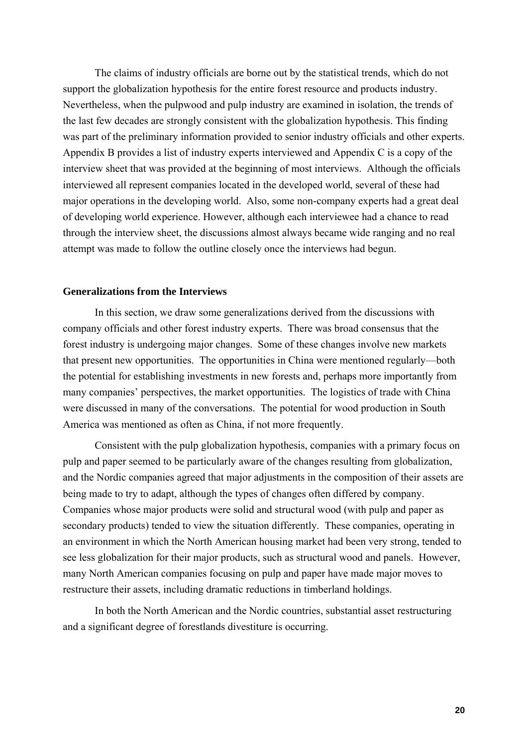The claims of industry officials are borne out by the statistical trends, which do not support the globalization hypothesis for the entire forest resource and products industry. Nevertheless, when the pulpwood and pulp industry are examined in isolation, the trends of the last few decades are strongly consistent with the globalization hypothesis. This finding was part of the preliminary information provided to senior industry officials and other experts. Appendix B provides a list of industry experts interviewed and Appendix C is a copy of the interview sheet that was provided at the beginning of most interviews. Although the officials interviewed all represent companies located in the developed world, several of these had major operations in the developing world. Also, some non-company experts had a great deal of developing world experience. However, although each interviewee had a chance to read through the interview sheet, the discussions almost always became wide ranging and no real attempt was made to follow the outline closely once the interviews had begun.

**Generalizations from the Interviews**

In this section, we draw some generalizations derived from the discussions with company officials and other forest industry experts. There was broad consensus that the forest industry is undergoing major changes. Some of these changes involve new markets that present new opportunities. The opportunities in China were mentioned regularly—both the potential for establishing investments in new forests and, perhaps more importantly from many companies' perspectives, the market opportunities. The logistics of trade with China were discussed in many of the conversations. The potential for wood production in South America was mentioned as often as China, if not more frequently.

Consistent with the pulp globalization hypothesis, companies with a primary focus on pulp and paper seemed to be particularly aware of the changes resulting from globalization, and the Nordic companies agreed that major adjustments in the composition of their assets are being made to try to adapt, although the types of changes often differed by company. Companies whose major products were solid and structural wood (with pulp and paper as secondary products) tended to view the situation differently. These companies, operating in an environment in which the North American housing market had been very strong, tended to see less globalization for their major products, such as structural wood and panels. However, many North American companies focusing on pulp and paper have made major moves to restructure their assets, including dramatic reductions in timberland holdings.

In both the North American and the Nordic countries, substantial asset restructuring and a significant degree of forestlands divestiture is occurring.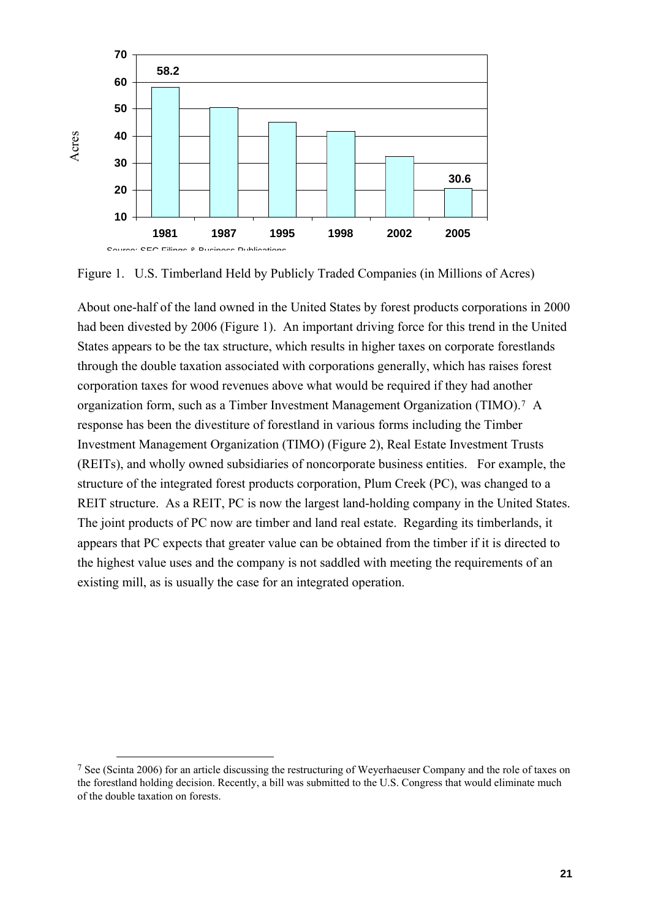Figure 1. U.S. Timberland Held by Publicly Traded Companies (in Millions of Acres)

About one-half of the land owned in the United States by forest products corporations in 2000 had been divested by 2006 (Figure 1). An important driving force for this trend in the United States appears to be the tax structure, which results in higher taxes on corporate forestlands through the double taxation associated with corporations generally, which has raises forest corporation taxes for wood revenues above what would be required if they had another organization form, such as a Timber Investment Management Organization (TIMO).[7] A response has been the divestiture of forestland in various forms including the Timber Investment Management Organization (TIMO) (Figure 2), Real Estate Investment Trusts (REITs), and wholly owned subsidiaries of noncorporate business entities. For example, the structure of the integrated forest products corporation, Plum Creek (PC), was changed to a REIT structure. As a REIT, PC is now the largest land-holding company in the United States. The joint products of PC now are timber and land real estate. Regarding its timberlands, it appears that PC expects that greater value can be obtained from the timber if it is directed to the highest value uses and the company is not saddled with meeting the requirements of an existing mill, as is usually the case for an integrated operation.

[7] See (Scinta 2006) for an article discussing the restructuring of Weyerhaeuser Company and the role of taxes on the forestland holding decision. Recently, a bill was submitted to the U.S. Congress that would eliminate much of the double taxation on forests.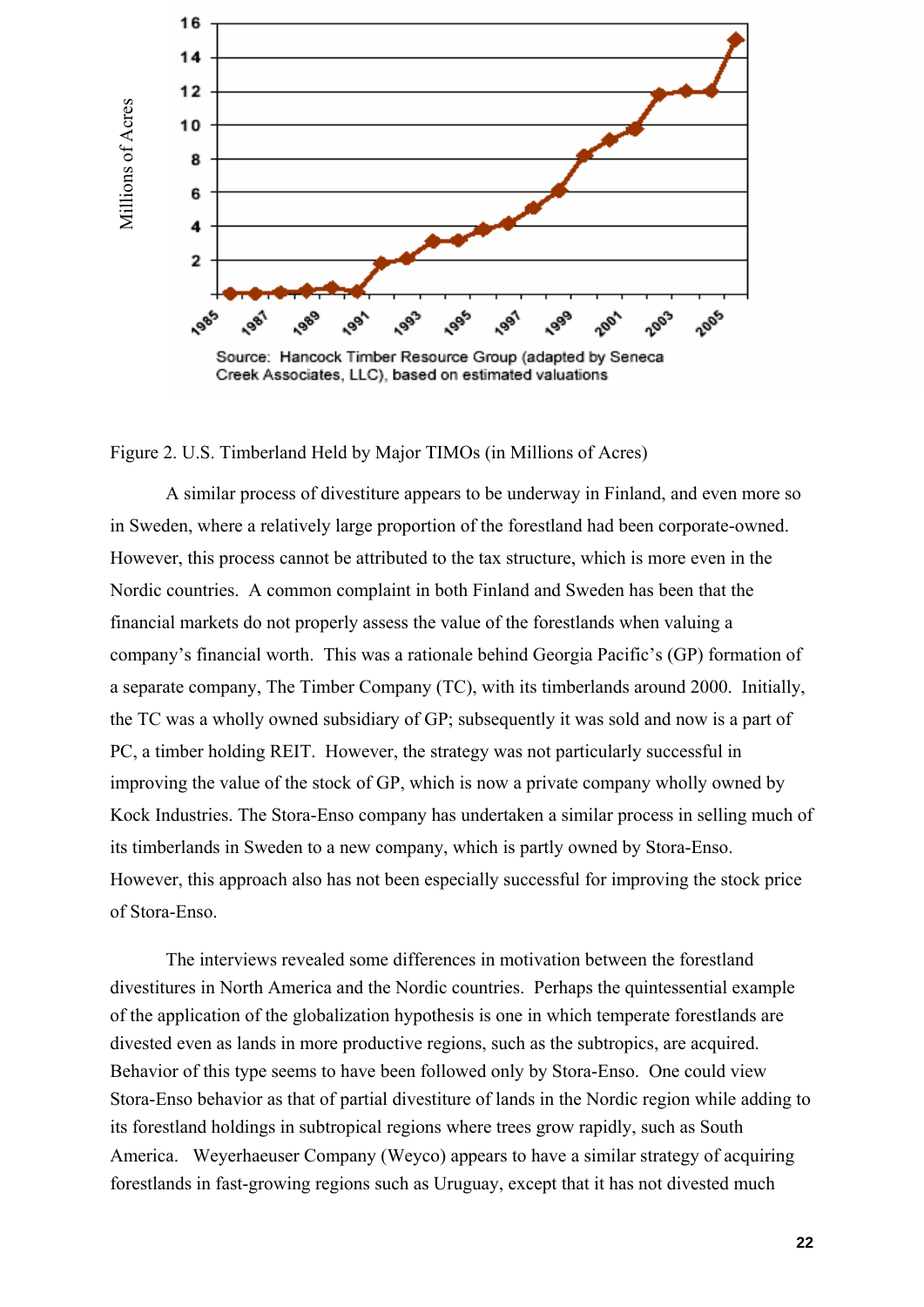Source: Hancock Timber Resource Group (adapted by Seneca Creek Associates, LLC), based on estimated valuations

Figure 2. U.S. Timberland Held by Major TIMOs (in Millions of Acres)

A similar process of divestiture appears to be underway in Finland, and even more so in Sweden, where a relatively large proportion of the forestland had been corporate-owned. However, this process cannot be attributed to the tax structure, which is more even in the Nordic countries. A common complaint in both Finland and Sweden has been that the financial markets do not properly assess the value of the forestlands when valuing a company's financial worth. This was a rationale behind Georgia Pacific's (GP) formation of a separate company, The Timber Company (TC), with its timberlands around 2000. Initially, the TC was a wholly owned subsidiary of GP; subsequently it was sold and now is a part of PC, a timber holding REIT. However, the strategy was not particularly successful in improving the value of the stock of GP, which is now a private company wholly owned by Kock Industries. The Stora-Enso company has undertaken a similar process in selling much of its timberlands in Sweden to a new company, which is partly owned by Stora-Enso. However, this approach also has not been especially successful for improving the stock price of Stora-Enso.

The interviews revealed some differences in motivation between the forestland divestitures in North America and the Nordic countries. Perhaps the quintessential example of the application of the globalization hypothesis is one in which temperate forestlands are divested even as lands in more productive regions, such as the subtropics, are acquired. Behavior of this type seems to have been followed only by Stora-Enso. One could view Stora-Enso behavior as that of partial divestiture of lands in the Nordic region while adding to its forestland holdings in subtropical regions where trees grow rapidly, such as South America. Weyerhaeuser Company (Weyco) appears to have a similar strategy of acquiring forestlands in fast-growing regions such as Uruguay, except that it has not divested much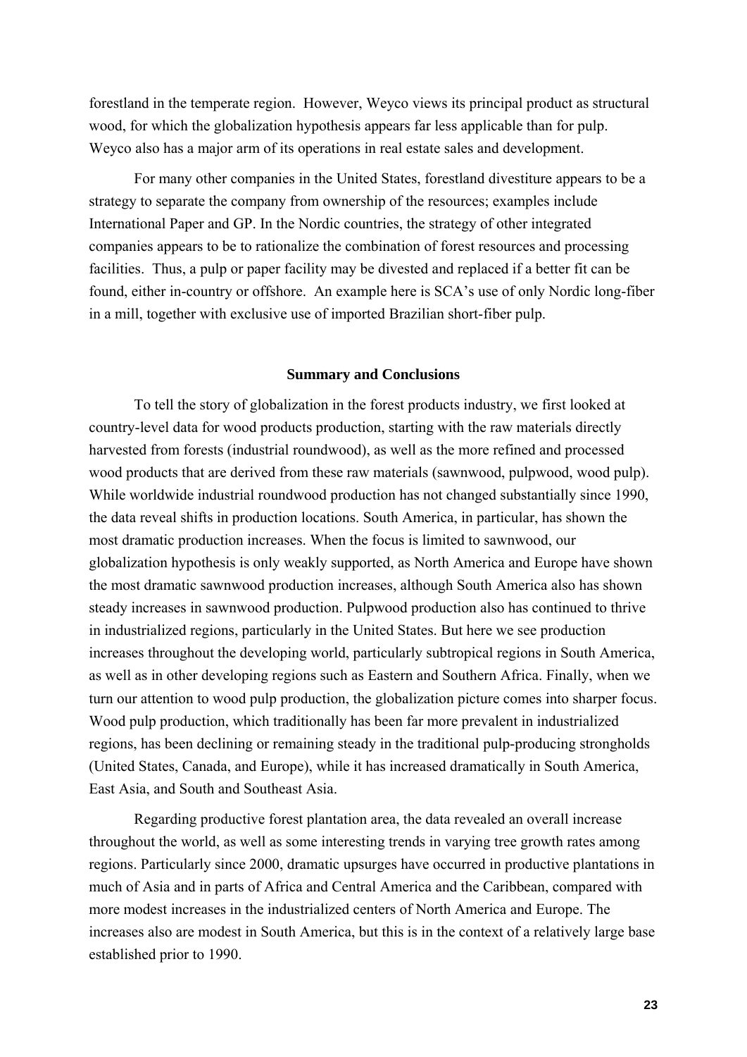forestland in the temperate region. However, Weyco views its principal product as structural wood, for which the globalization hypothesis appears far less applicable than for pulp. Weyco also has a major arm of its operations in real estate sales and development.

For many other companies in the United States, forestland divestiture appears to be a strategy to separate the company from ownership of the resources; examples include International Paper and GP. In the Nordic countries, the strategy of other integrated companies appears to be to rationalize the combination of forest resources and processing facilities. Thus, a pulp or paper facility may be divested and replaced if a better fit can be found, either in-country or offshore. An example here is SCA's use of only Nordic long-fiber in a mill, together with exclusive use of imported Brazilian short-fiber pulp.

## Summary and Conclusions

To tell the story of globalization in the forest products industry, we first looked at country-level data for wood products production, starting with the raw materials directly harvested from forests (industrial roundwood), as well as the more refined and processed wood products that are derived from these raw materials (sawnwood, pulpwood, wood pulp). While worldwide industrial roundwood production has not changed substantially since 1990, the data reveal shifts in production locations. South America, in particular, has shown the most dramatic production increases. When the focus is limited to sawnwood, our globalization hypothesis is only weakly supported, as North America and Europe have shown the most dramatic sawnwood production increases, although South America also has shown steady increases in sawnwood production. Pulpwood production also has continued to thrive in industrialized regions, particularly in the United States. But here we see production increases throughout the developing world, particularly subtropical regions in South America, as well as in other developing regions such as Eastern and Southern Africa. Finally, when we turn our attention to wood pulp production, the globalization picture comes into sharper focus. Wood pulp production, which traditionally has been far more prevalent in industrialized regions, has been declining or remaining steady in the traditional pulp-producing strongholds (United States, Canada, and Europe), while it has increased dramatically in South America, East Asia, and South and Southeast Asia.

Regarding productive forest plantation area, the data revealed an overall increase throughout the world, as well as some interesting trends in varying tree growth rates among regions. Particularly since 2000, dramatic upsurges have occurred in productive plantations in much of Asia and in parts of Africa and Central America and the Caribbean, compared with more modest increases in the industrialized centers of North America and Europe. The increases also are modest in South America, but this is in the context of a relatively large base established prior to 1990.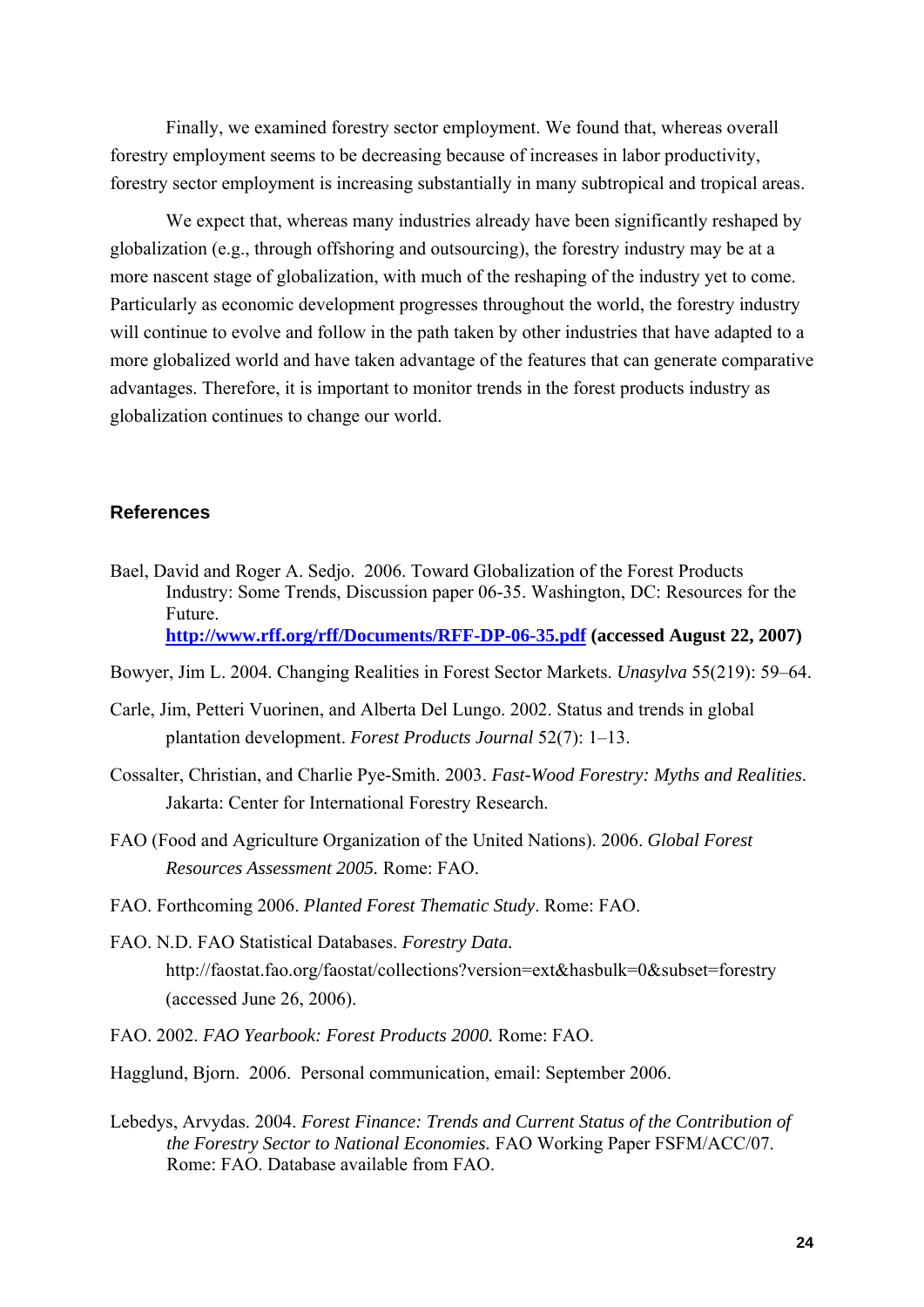Finally, we examined forestry sector employment. We found that, whereas overall forestry employment seems to be decreasing because of increases in labor productivity, forestry sector employment is increasing substantially in many subtropical and tropical areas.

We expect that, whereas many industries already have been significantly reshaped by globalization (e.g., through offshoring and outsourcing), the forestry industry may be at a more nascent stage of globalization, with much of the reshaping of the industry yet to come. Particularly as economic development progresses throughout the world, the forestry industry will continue to evolve and follow in the path taken by other industries that have adapted to a more globalized world and have taken advantage of the features that can generate comparative advantages. Therefore, it is important to monitor trends in the forest products industry as globalization continues to change our world.

## References

Bael, David and Roger A. Sedjo. 2006. Toward Globalization of the Forest Products Industry: Some Trends, Discussion paper 06-35. Washington, DC: Resources for the Future. **http://www.rff.org/rff/Documents/RFF-DP-06-35.pdf (accessed August 22, 2007)**

Bowyer, Jim L. 2004. Changing Realities in Forest Sector Markets. *Unasylva* 55(219): 59–64.

Carle, Jim, Petteri Vuorinen, and Alberta Del Lungo. 2002. Status and trends in global plantation development. *Forest Products Journal* 52(7): 1–13.

Cossalter, Christian, and Charlie Pye-Smith. 2003. *Fast-Wood Forestry: Myths and Realities*. Jakarta: Center for International Forestry Research.

FAO (Food and Agriculture Organization of the United Nations). 2006. *Global Forest Resources Assessment 2005.* Rome: FAO.

FAO. Forthcoming 2006. *Planted Forest Thematic Study*. Rome: FAO.

FAO. N.D. FAO Statistical Databases. *Forestry Data.* http://faostat.fao.org/faostat/collections?version=ext&hasbulk=0&subset=forestry (accessed June 26, 2006).

FAO. 2002. *FAO Yearbook: Forest Products 2000.* Rome: FAO.

Hagglund, Bjorn. 2006. Personal communication, email: September 2006.

Lebedys, Arvydas. 2004. *Forest Finance: Trends and Current Status of the Contribution of the Forestry Sector to National Economies.* FAO Working Paper FSFM/ACC/07. Rome: FAO. Database available from FAO.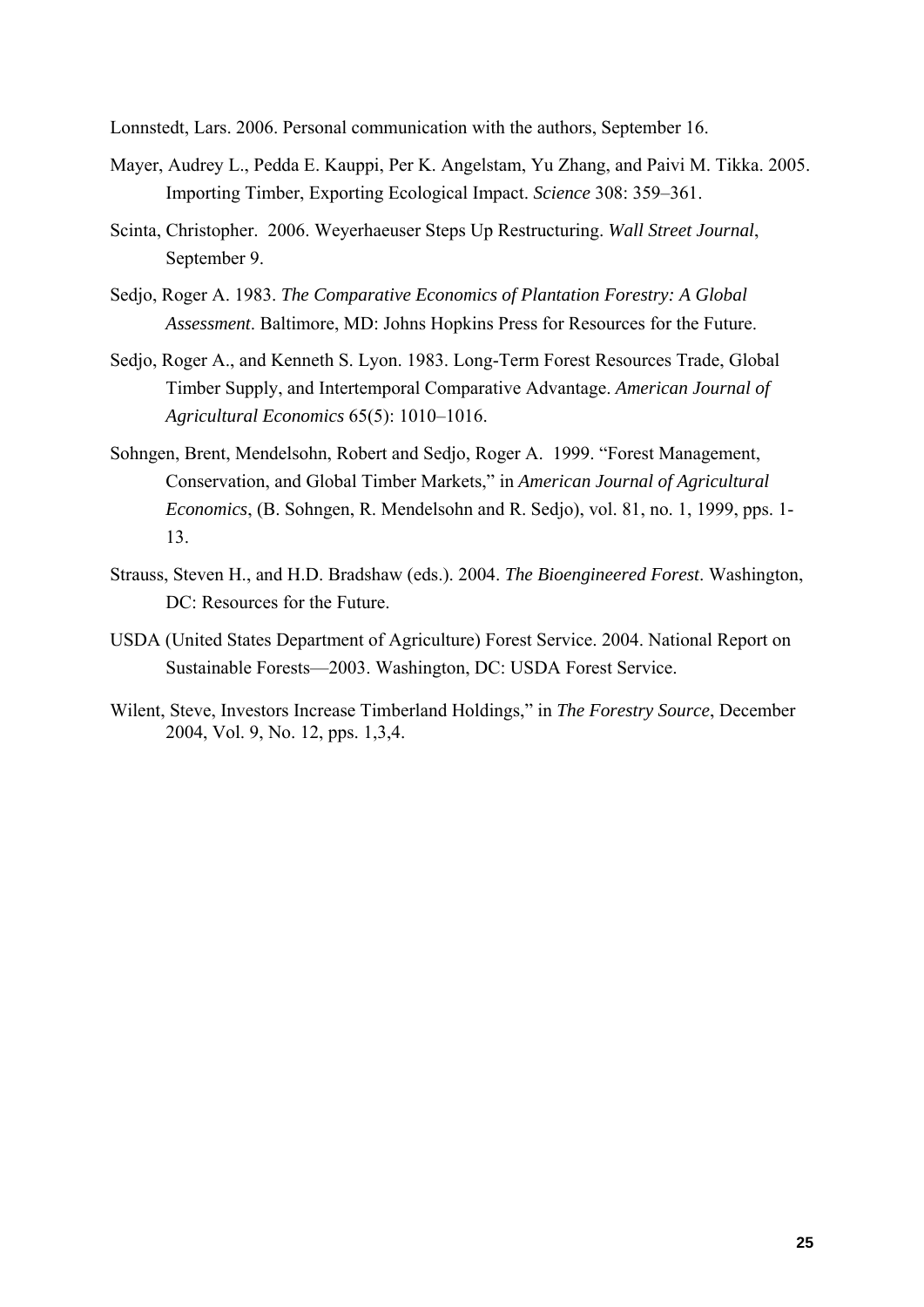Lonnstedt, Lars. 2006. Personal communication with the authors, September 16.

Mayer, Audrey L., Pedda E. Kauppi, Per K. Angelstam, Yu Zhang, and Paivi M. Tikka. 2005. Importing Timber, Exporting Ecological Impact. *Science* 308: 359–361.

Scinta, Christopher. 2006. Weyerhaeuser Steps Up Restructuring. *Wall Street Journal*, September 9.

Sedjo, Roger A. 1983. *The Comparative Economics of Plantation Forestry: A Global Assessment*. Baltimore, MD: Johns Hopkins Press for Resources for the Future.

Sedjo, Roger A., and Kenneth S. Lyon. 1983. Long-Term Forest Resources Trade, Global Timber Supply, and Intertemporal Comparative Advantage. *American Journal of Agricultural Economics* 65(5): 1010–1016.

Sohngen, Brent, Mendelsohn, Robert and Sedjo, Roger A. 1999. "Forest Management, Conservation, and Global Timber Markets," in *American Journal of Agricultural Economics*, (B. Sohngen, R. Mendelsohn and R. Sedjo), vol. 81, no. 1, 1999, pps. 1-13.

Strauss, Steven H., and H.D. Bradshaw (eds.). 2004. *The Bioengineered Forest*. Washington, DC: Resources for the Future.

USDA (United States Department of Agriculture) Forest Service. 2004. National Report on Sustainable Forests—2003. Washington, DC: USDA Forest Service.

Wilent, Steve, Investors Increase Timberland Holdings," in *The Forestry Source*, December 2004, Vol. 9, No. 12, pps. 1,3,4.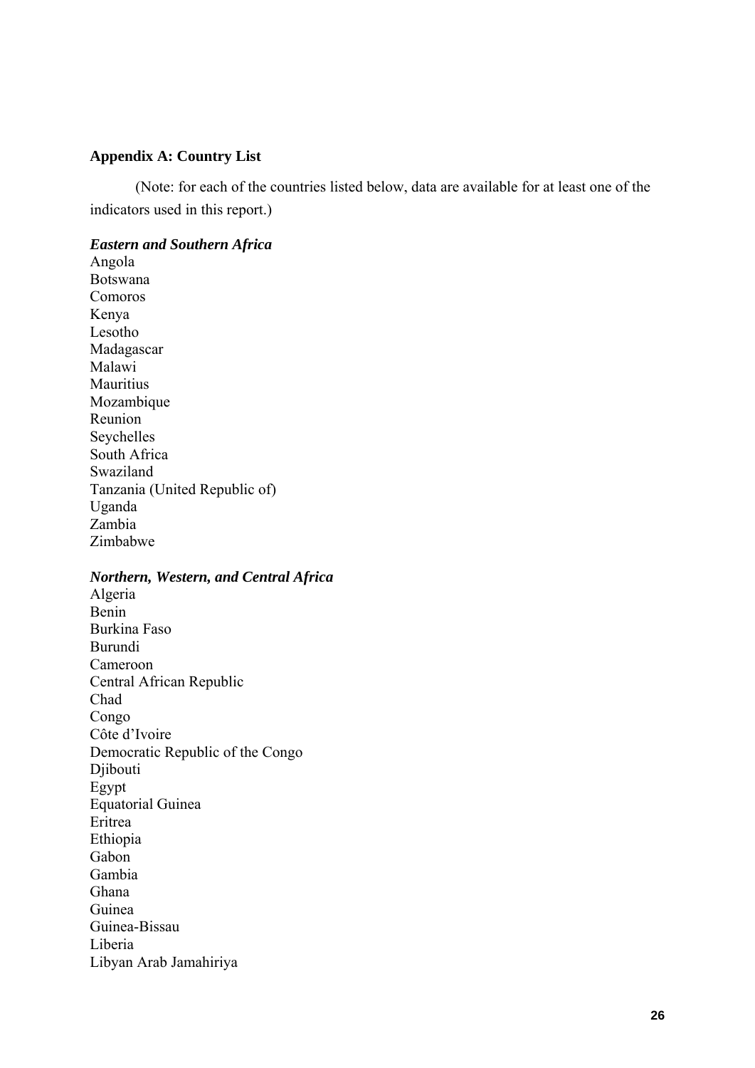## Appendix A: Country List

(Note: for each of the countries listed below, data are available for at least one of the indicators used in this report.)

***Eastern and Southern Africa***

Angola
Botswana
Comoros
Kenya
Lesotho
Madagascar
Malawi
Mauritius
Mozambique
Reunion
Seychelles
South Africa
Swaziland
Tanzania (United Republic of)
Uganda
Zambia
Zimbabwe

***Northern, Western, and Central Africa***

Algeria
Benin
Burkina Faso
Burundi
Cameroon
Central African Republic
Chad
Congo
Côte d'Ivoire
Democratic Republic of the Congo
Djibouti
Egypt
Equatorial Guinea
Eritrea
Ethiopia
Gabon
Gambia
Ghana
Guinea
Guinea-Bissau
Liberia
Libyan Arab Jamahiriya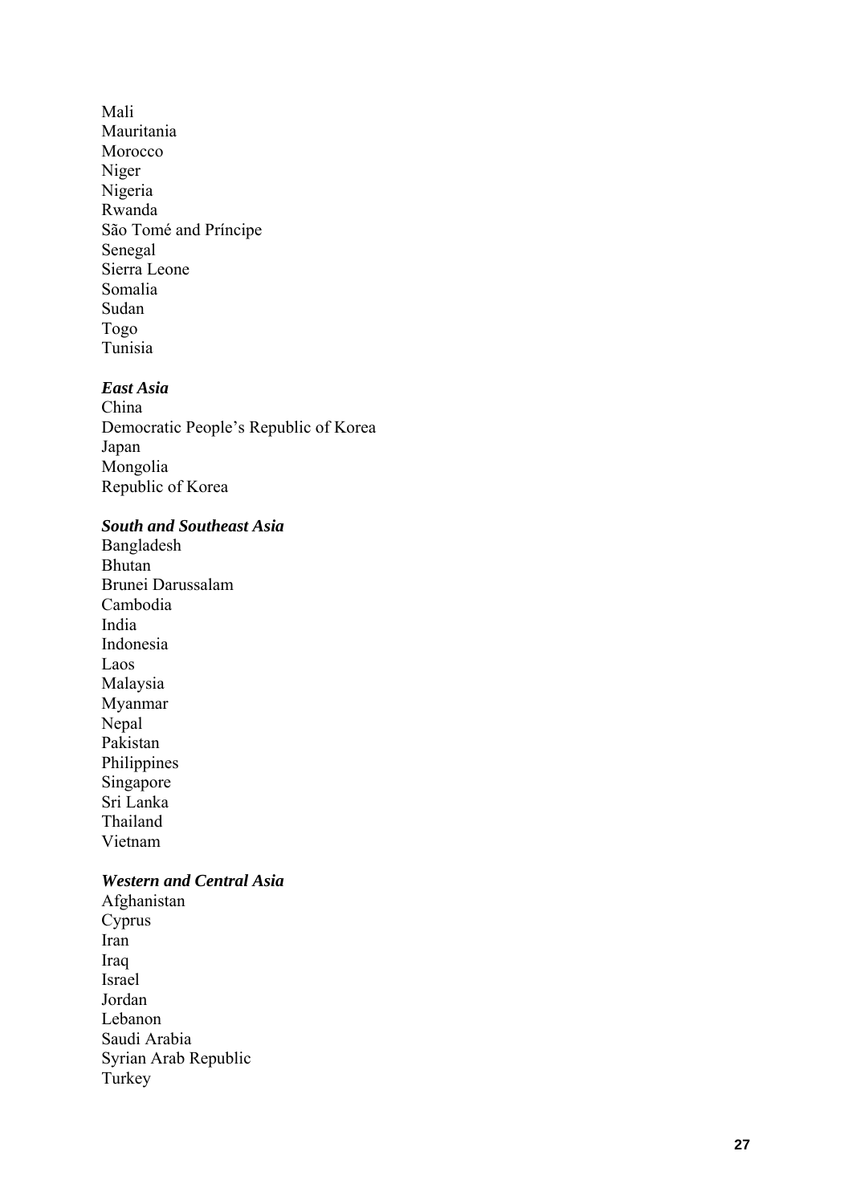Mali
Mauritania
Morocco
Niger
Nigeria
Rwanda
São Tomé and Príncipe
Senegal
Sierra Leone
Somalia
Sudan
Togo
Tunisia

***East Asia***
China
Democratic People's Republic of Korea
Japan
Mongolia
Republic of Korea

***South and Southeast Asia***
Bangladesh
Bhutan
Brunei Darussalam
Cambodia
India
Indonesia
Laos
Malaysia
Myanmar
Nepal
Pakistan
Philippines
Singapore
Sri Lanka
Thailand
Vietnam

***Western and Central Asia***
Afghanistan
Cyprus
Iran
Iraq
Israel
Jordan
Lebanon
Saudi Arabia
Syrian Arab Republic
Turkey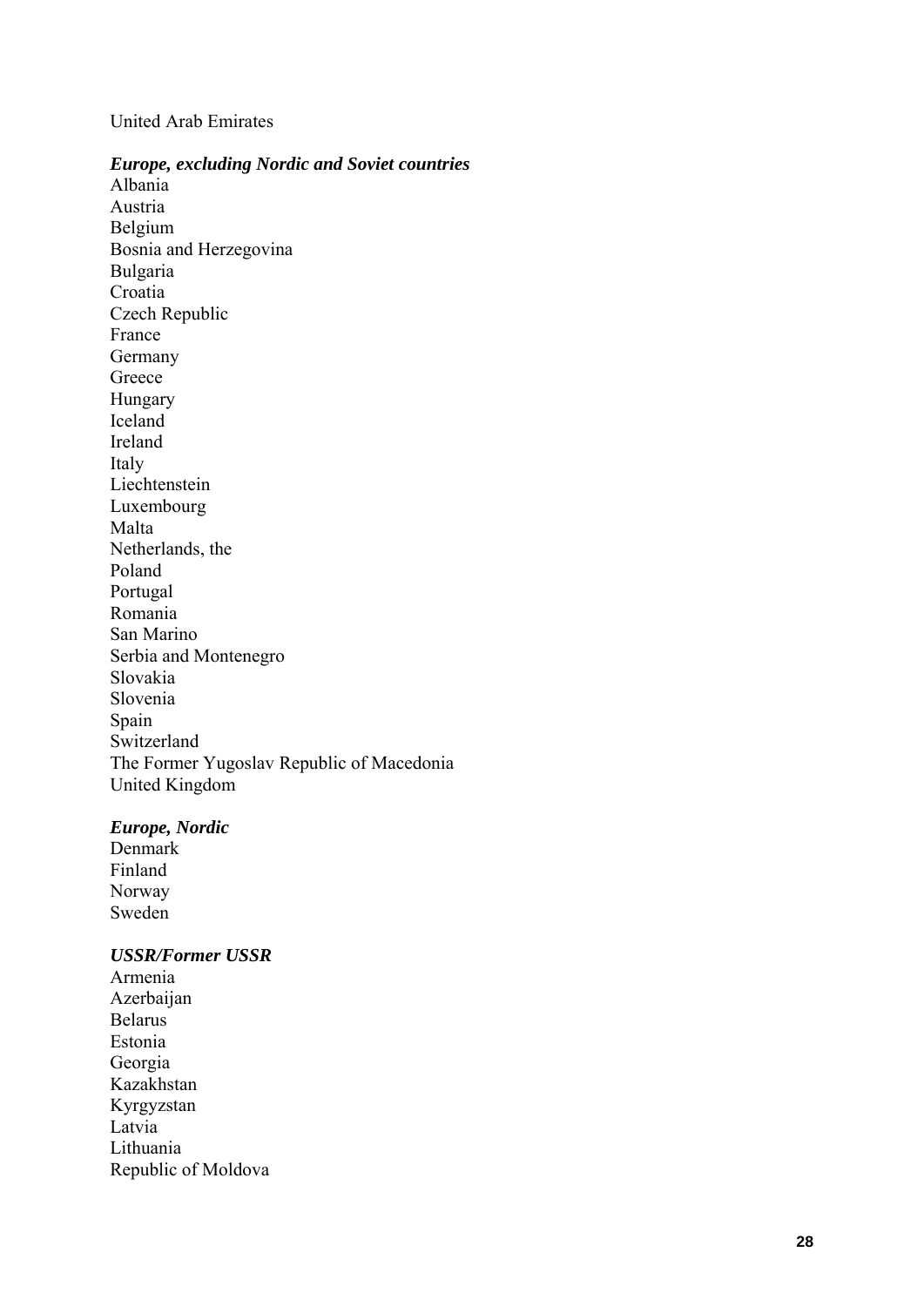United Arab Emirates

***Europe, excluding Nordic and Soviet countries***

Albania
Austria
Belgium
Bosnia and Herzegovina
Bulgaria
Croatia
Czech Republic
France
Germany
Greece
Hungary
Iceland
Ireland
Italy
Liechtenstein
Luxembourg
Malta
Netherlands, the
Poland
Portugal
Romania
San Marino
Serbia and Montenegro
Slovakia
Slovenia
Spain
Switzerland
The Former Yugoslav Republic of Macedonia
United Kingdom

***Europe, Nordic***

Denmark
Finland
Norway
Sweden

***USSR/Former USSR***

Armenia
Azerbaijan
Belarus
Estonia
Georgia
Kazakhstan
Kyrgyzstan
Latvia
Lithuania
Republic of Moldova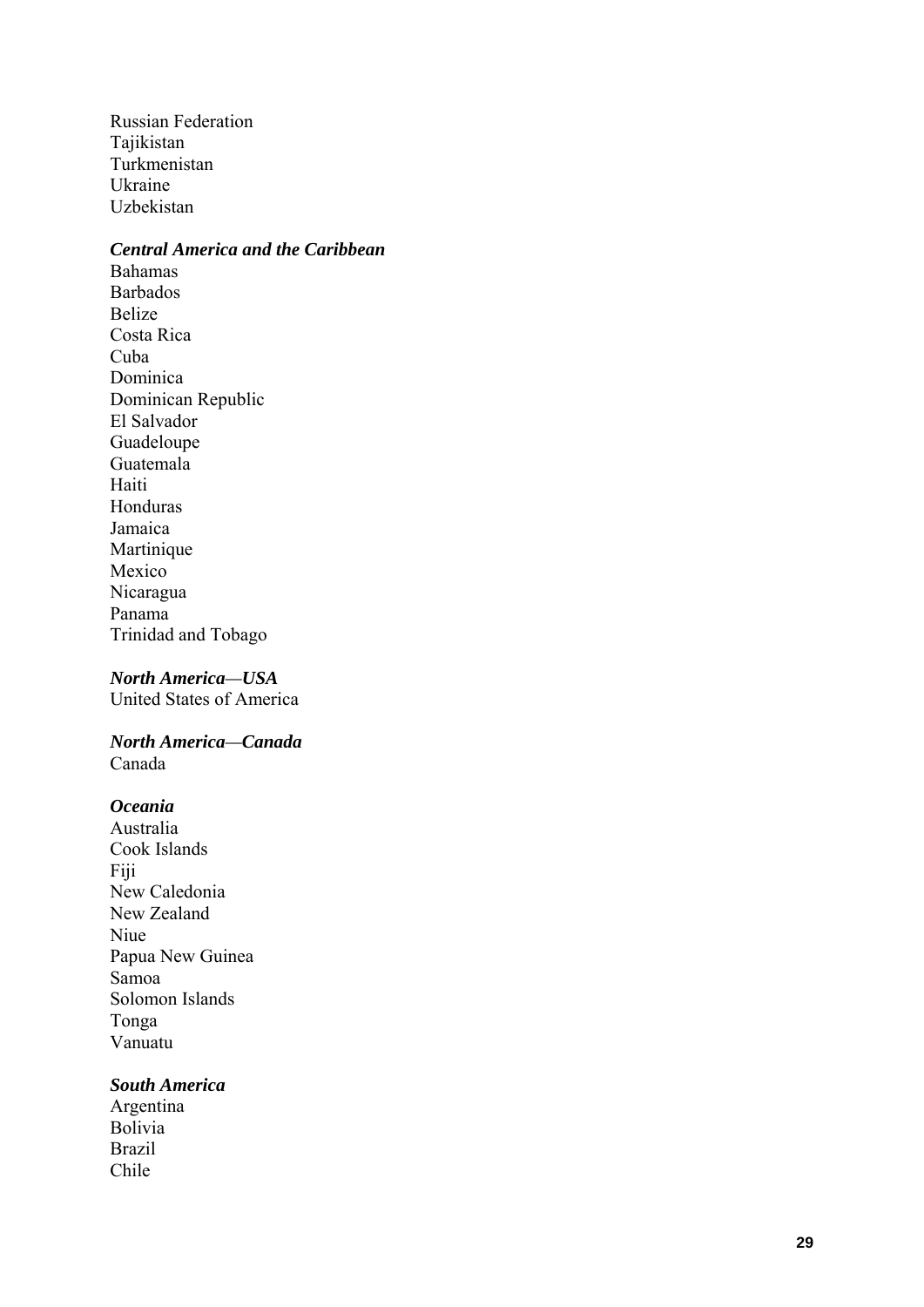Russian Federation
Tajikistan
Turkmenistan
Ukraine
Uzbekistan

***Central America and the Caribbean***

Bahamas
Barbados
Belize
Costa Rica
Cuba
Dominica
Dominican Republic
El Salvador
Guadeloupe
Guatemala
Haiti
Honduras
Jamaica
Martinique
Mexico
Nicaragua
Panama
Trinidad and Tobago

***North America—USA***

United States of America

***North America—Canada***

Canada

***Oceania***

Australia
Cook Islands
Fiji
New Caledonia
New Zealand
Niue
Papua New Guinea
Samoa
Solomon Islands
Tonga
Vanuatu

***South America***

Argentina
Bolivia
Brazil
Chile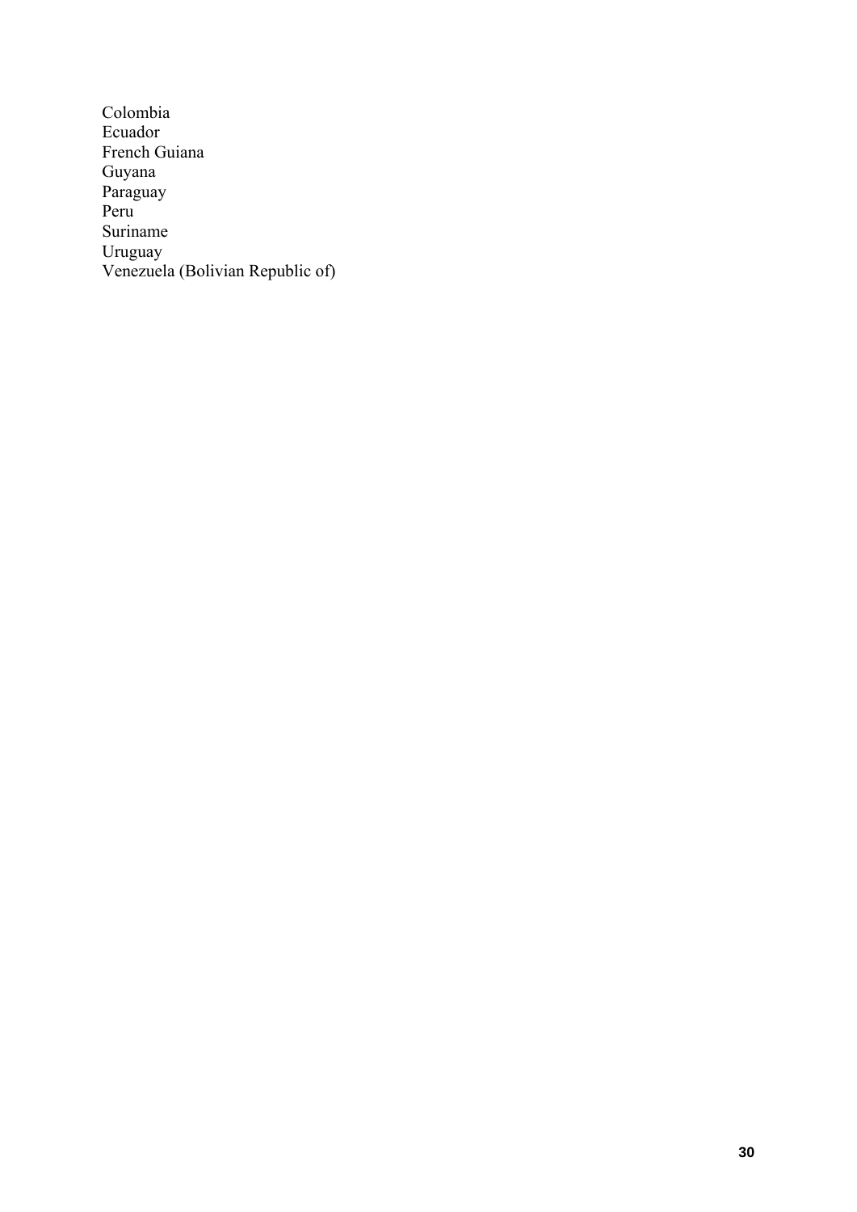Colombia
Ecuador
French Guiana
Guyana
Paraguay
Peru
Suriname
Uruguay
Venezuela (Bolivian Republic of)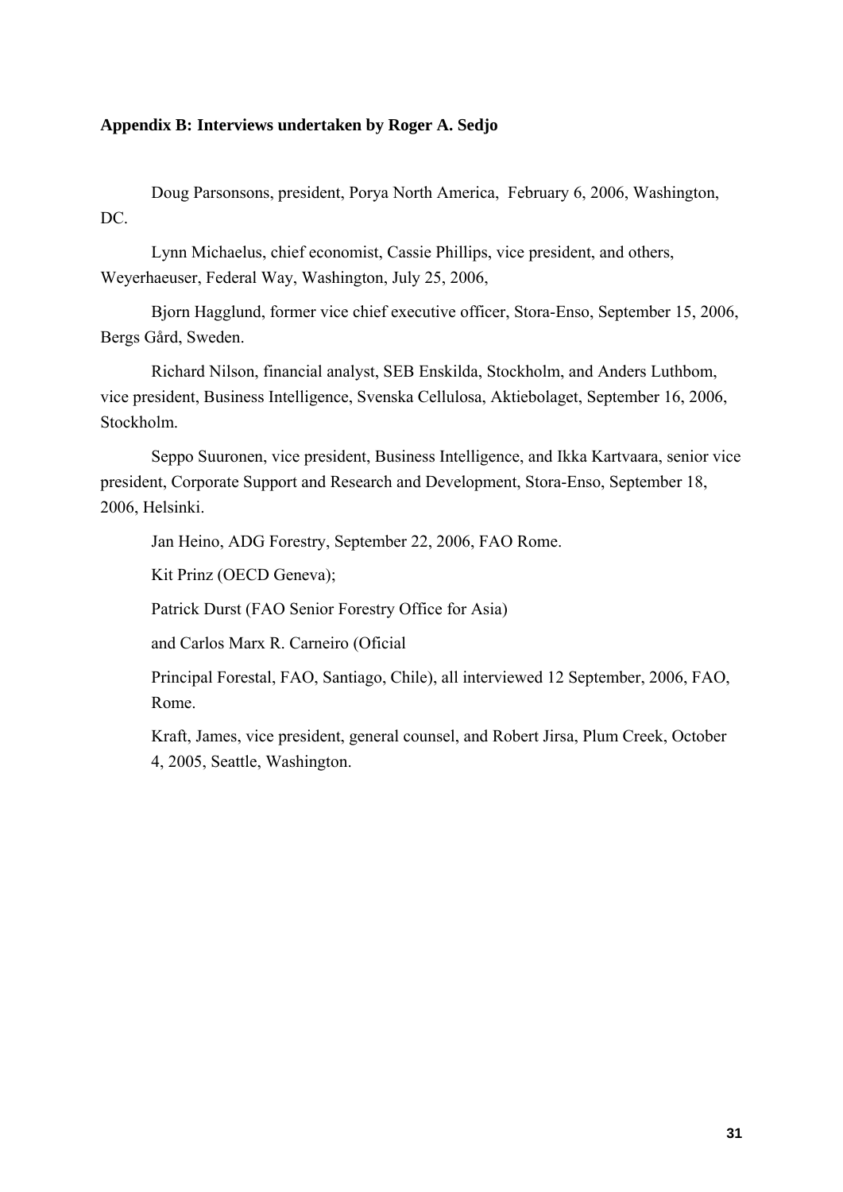**Appendix B: Interviews undertaken by Roger A. Sedjo**

Doug Parsonsons, president, Porya North America, February 6, 2006, Washington, DC.

Lynn Michaelus, chief economist, Cassie Phillips, vice president, and others, Weyerhaeuser, Federal Way, Washington, July 25, 2006,

Bjorn Hagglund, former vice chief executive officer, Stora-Enso, September 15, 2006, Bergs Gård, Sweden.

Richard Nilson, financial analyst, SEB Enskilda, Stockholm, and Anders Luthbom, vice president, Business Intelligence, Svenska Cellulosa, Aktiebolaget, September 16, 2006, Stockholm.

Seppo Suuronen, vice president, Business Intelligence, and Ikka Kartvaara, senior vice president, Corporate Support and Research and Development, Stora-Enso, September 18, 2006, Helsinki.

Jan Heino, ADG Forestry, September 22, 2006, FAO Rome.

Kit Prinz (OECD Geneva);

Patrick Durst (FAO Senior Forestry Office for Asia)

and Carlos Marx R. Carneiro (Oficial

Principal Forestal, FAO, Santiago, Chile), all interviewed 12 September, 2006, FAO, Rome.

Kraft, James, vice president, general counsel, and Robert Jirsa, Plum Creek, October 4, 2005, Seattle, Washington.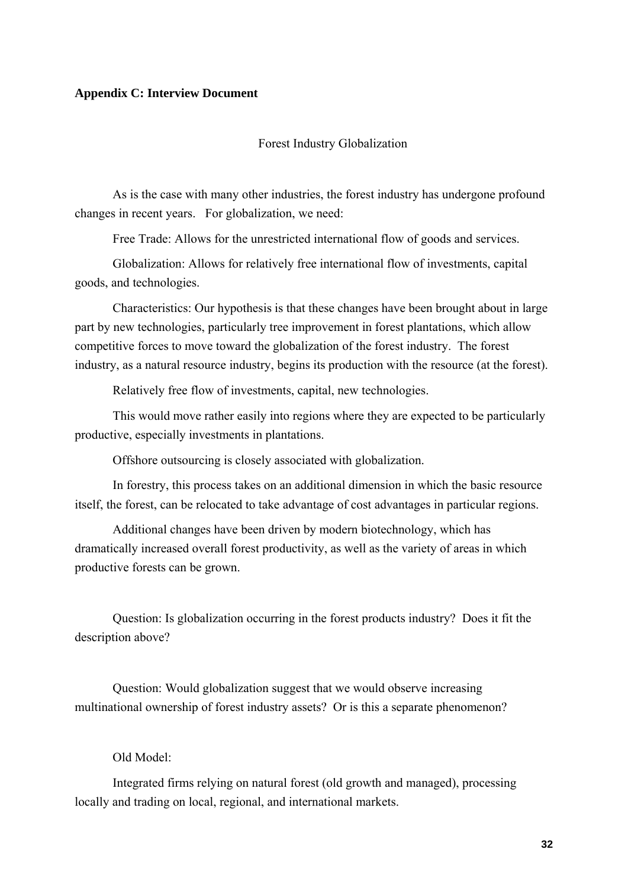**Appendix C: Interview Document**

Forest Industry Globalization

As is the case with many other industries, the forest industry has undergone profound changes in recent years. For globalization, we need:

Free Trade: Allows for the unrestricted international flow of goods and services.

Globalization: Allows for relatively free international flow of investments, capital goods, and technologies.

Characteristics: Our hypothesis is that these changes have been brought about in large part by new technologies, particularly tree improvement in forest plantations, which allow competitive forces to move toward the globalization of the forest industry. The forest industry, as a natural resource industry, begins its production with the resource (at the forest).

Relatively free flow of investments, capital, new technologies.

This would move rather easily into regions where they are expected to be particularly productive, especially investments in plantations.

Offshore outsourcing is closely associated with globalization.

In forestry, this process takes on an additional dimension in which the basic resource itself, the forest, can be relocated to take advantage of cost advantages in particular regions.

Additional changes have been driven by modern biotechnology, which has dramatically increased overall forest productivity, as well as the variety of areas in which productive forests can be grown.

Question: Is globalization occurring in the forest products industry? Does it fit the description above?

Question: Would globalization suggest that we would observe increasing multinational ownership of forest industry assets? Or is this a separate phenomenon?

Old Model:

Integrated firms relying on natural forest (old growth and managed), processing locally and trading on local, regional, and international markets.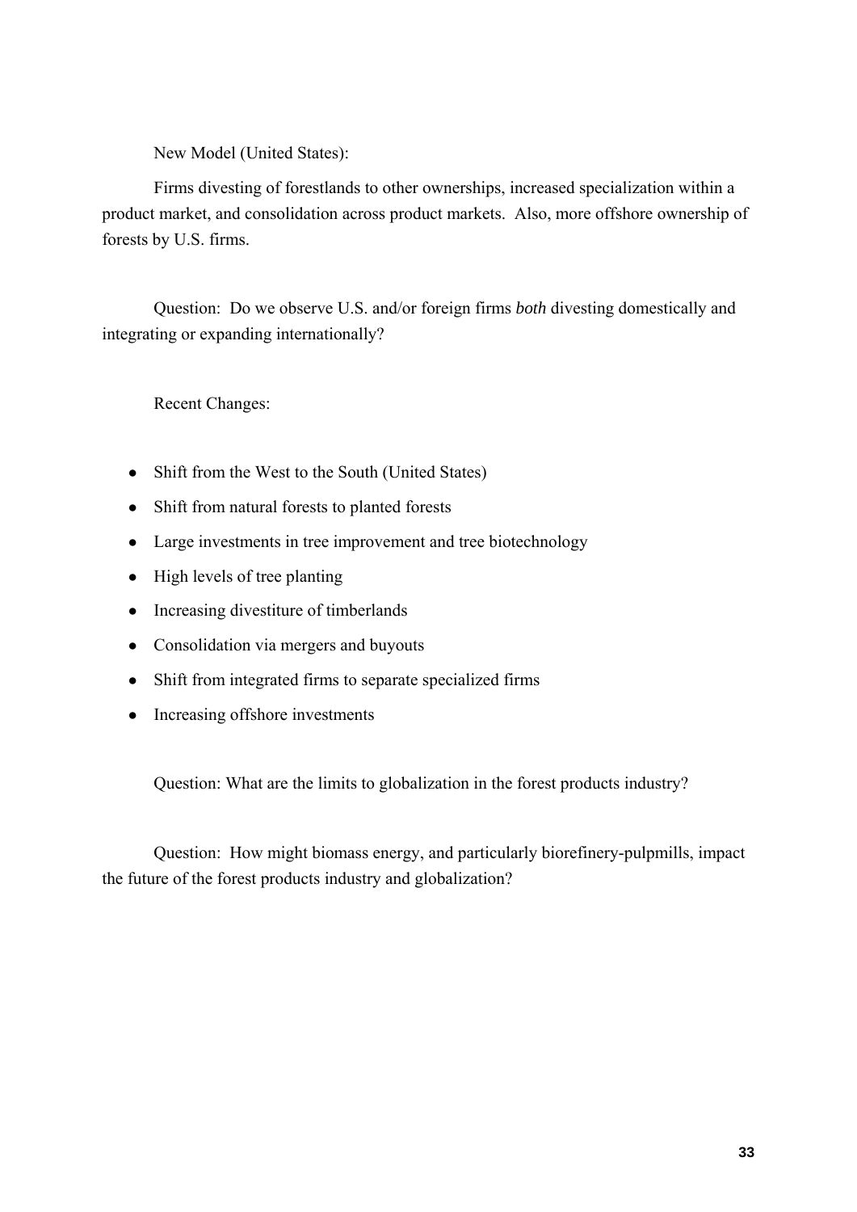New Model (United States):

Firms divesting of forestlands to other ownerships, increased specialization within a product market, and consolidation across product markets. Also, more offshore ownership of forests by U.S. firms.

Question: Do we observe U.S. and/or foreign firms *both* divesting domestically and integrating or expanding internationally?

Recent Changes:

- Shift from the West to the South (United States)
- Shift from natural forests to planted forests
- Large investments in tree improvement and tree biotechnology
- High levels of tree planting
- Increasing divestiture of timberlands
- Consolidation via mergers and buyouts
- Shift from integrated firms to separate specialized firms
- Increasing offshore investments

Question: What are the limits to globalization in the forest products industry?

Question: How might biomass energy, and particularly biorefinery-pulpmills, impact the future of the forest products industry and globalization?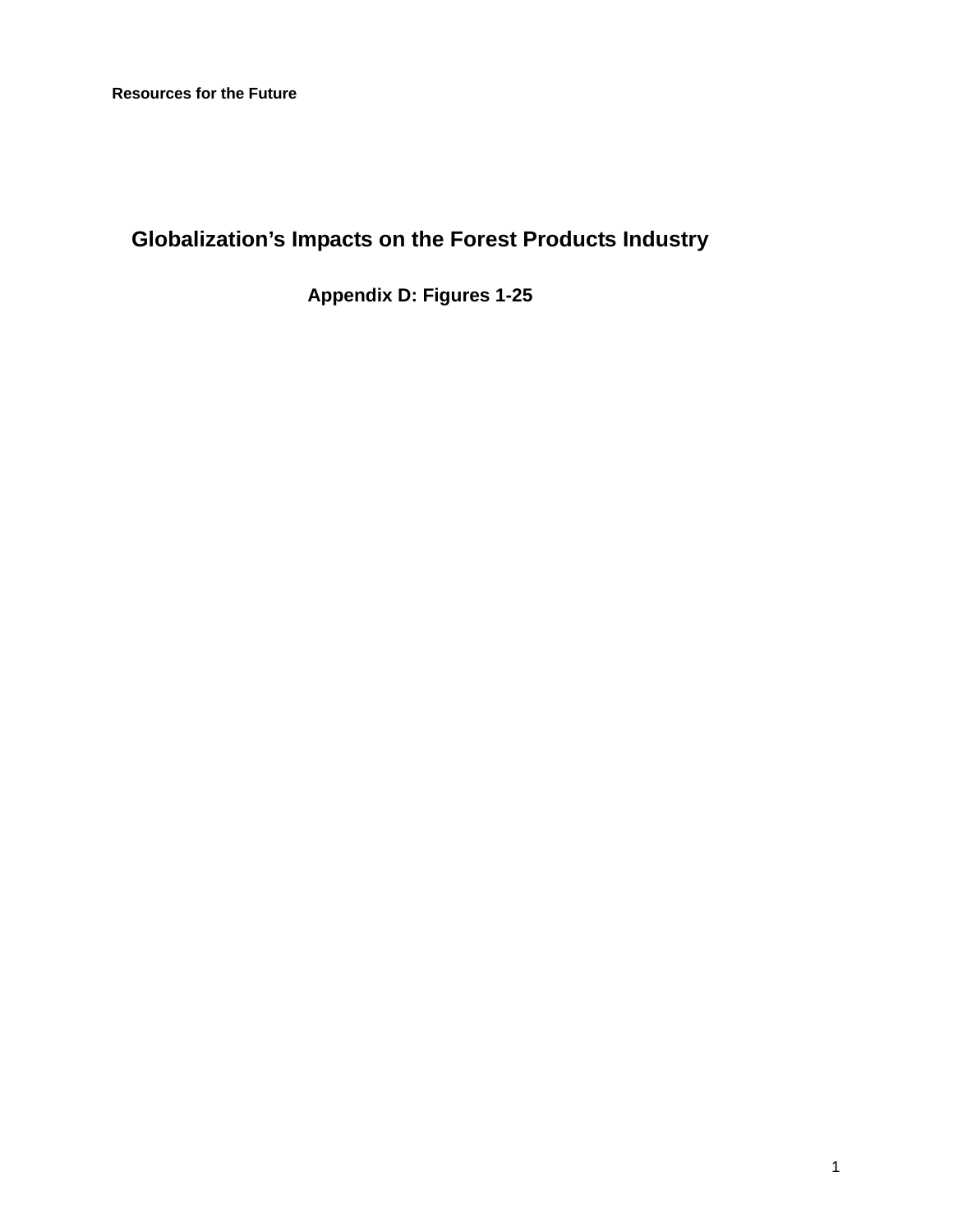Resources for the Future

# Globalization's Impacts on the Forest Products Industry

## Appendix D: Figures 1-25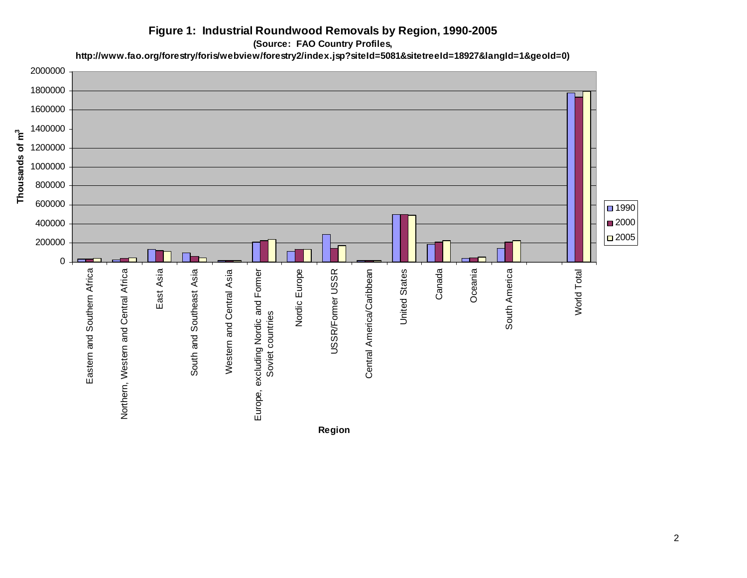**Figure 1: Industrial Roundwood Removals by Region, 1990-2005**

(Source: FAO Country Profiles, http://www.fao.org/forestry/foris/webview/forestry2/index.jsp?siteId=5081&sitetreeId=18927&langId=1&geoId=0)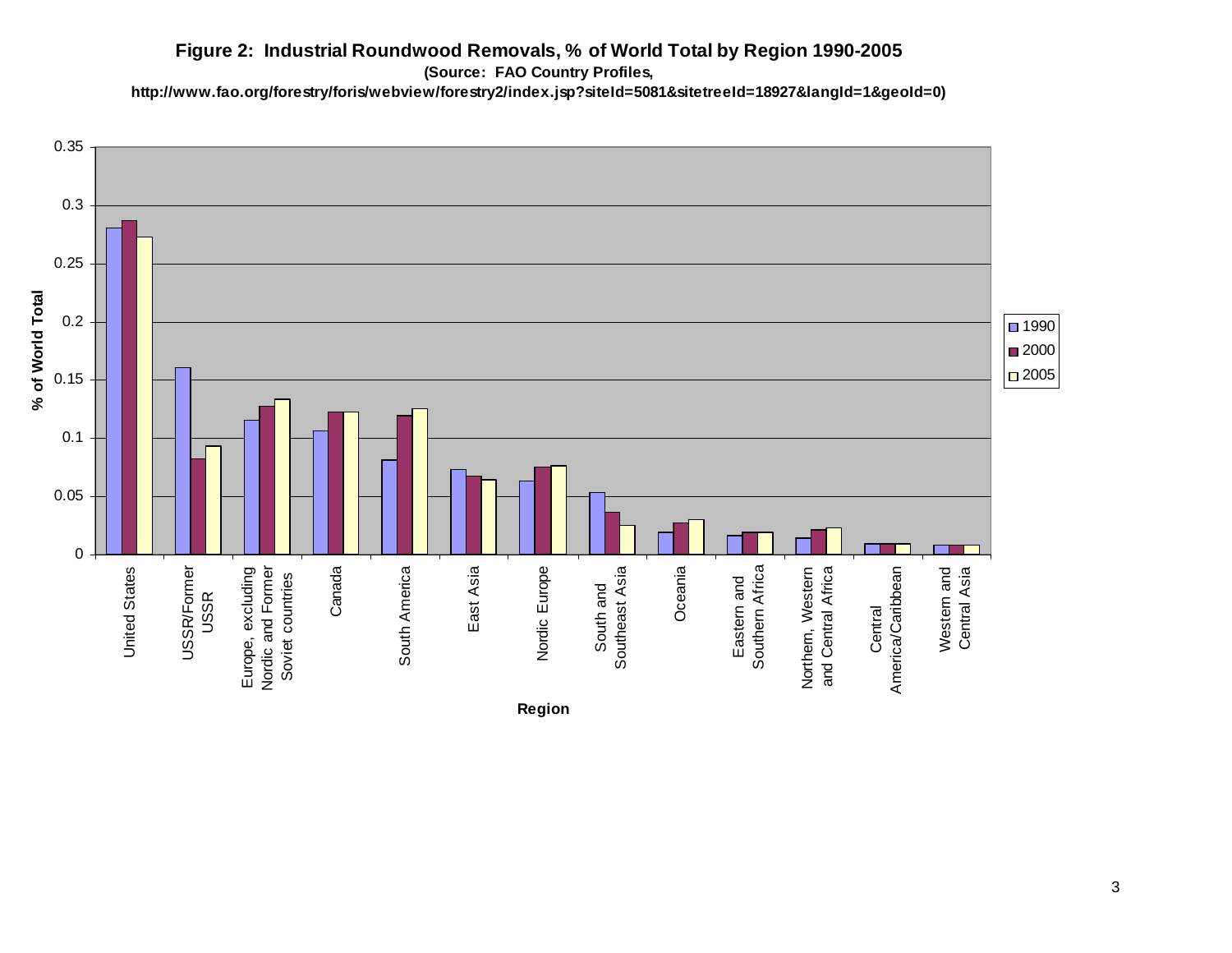**Figure 2: Industrial Roundwood Removals, % of World Total by Region 1990-2005**

**(Source: FAO Country Profiles,**

**http://www.fao.org/forestry/foris/webview/forestry2/index.jsp?siteId=5081&sitetreeId=18927&langId=1&geoId=0)**

% of World Total

0.35
0.3
0.25
0.2
0.15
0.1
0.05
0

1990
2000
2005

United States
USSR/Former USSR
Europe, excluding Nordic and Former Soviet countries
Canada
South America
East Asia
Nordic Europe
South and Southeast Asia
Oceania
Eastern and Southern Africa
Northern, Western and Central Africa
Central America/Caribbean
Western and Central Asia

Region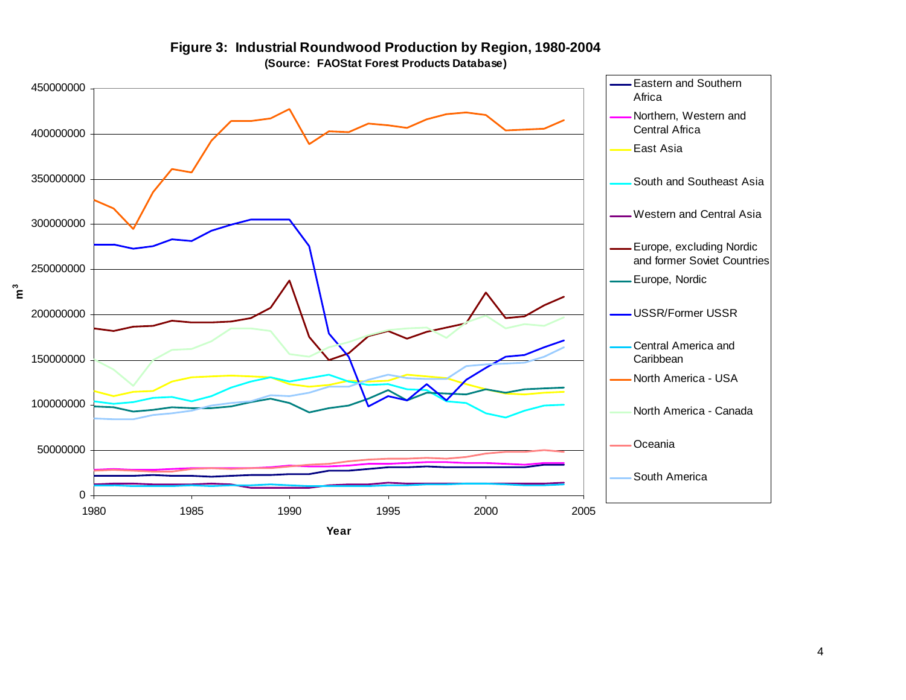**Figure 3: Industrial Roundwood Production by Region, 1980-2004**
**(Source: FAOStat Forest Products Database)**

Y-axis: $m^3$ (0 to 450000000)

X-axis: Year (1980 to 2005)

Legend:
- Eastern and Southern Africa
- Northern, Western and Central Africa
- East Asia
- South and Southeast Asia
- Western and Central Asia
- Europe, excluding Nordic and former Soviet Countries
- Europe, Nordic
- USSR/Former USSR
- Central America and Caribbean
- North America - USA
- North America - Canada
- Oceania
- South America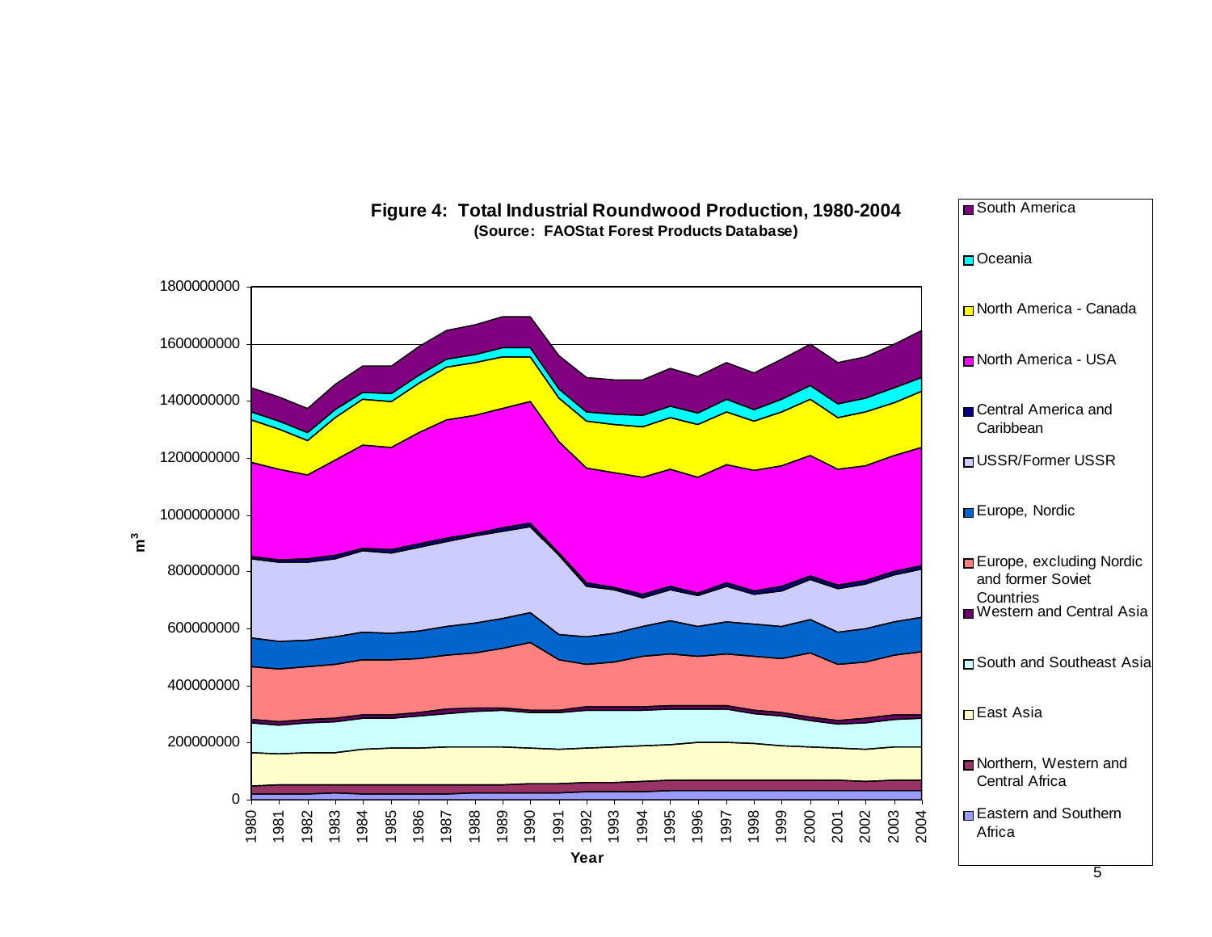**Figure 4: Total Industrial Roundwood Production, 1980-2004**
**(Source: FAOStat Forest Products Database)**

| Legend |
| --- |
| South America |
| Oceania |
| North America - Canada |
| North America - USA |
| Central America and Caribbean |
| USSR/Former USSR |
| Europe, Nordic |
| Europe, excluding Nordic and former Soviet Countries |
| Western and Central Asia |
| South and Southeast Asia |
| East Asia |
| Northern, Western and Central Africa |
| Eastern and Southern Africa |

Y-axis: $m^3$ (0 – 1800000000)

X-axis: Year (1980 – 2004)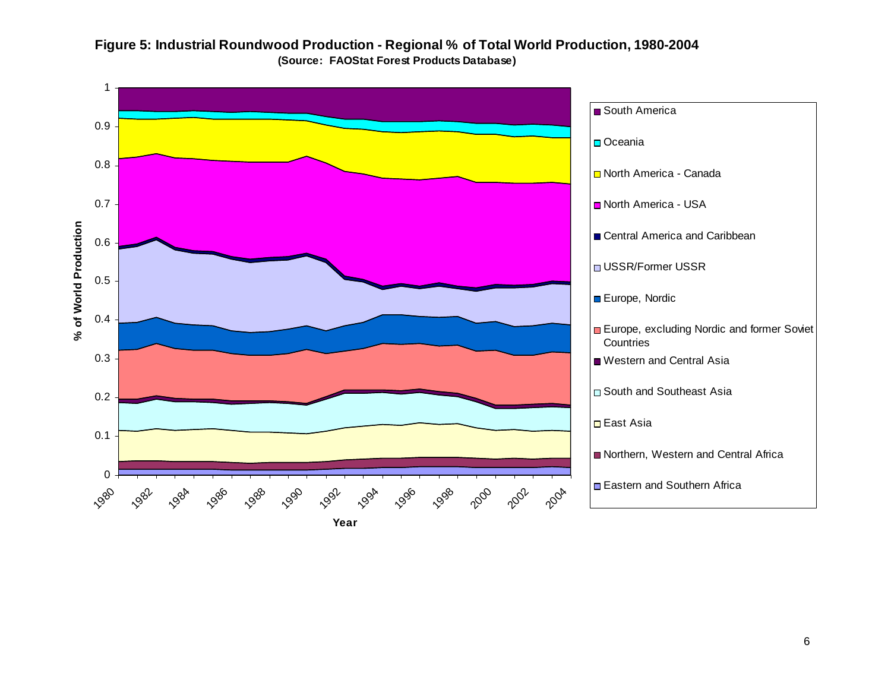**Figure 5: Industrial Roundwood Production - Regional % of Total World Production, 1980-2004**
**(Source: FAOStat Forest Products Database)**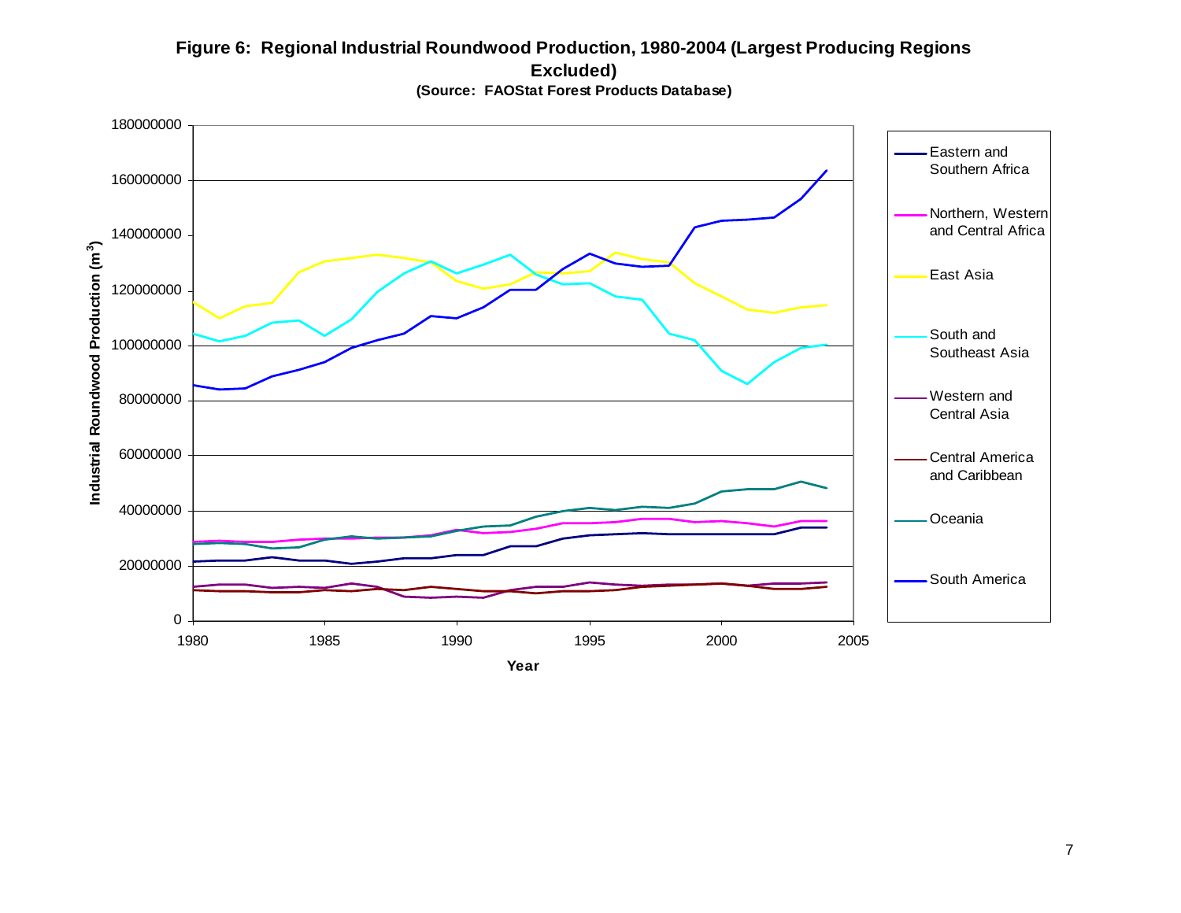**Figure 6: Regional Industrial Roundwood Production, 1980-2004 (Largest Producing Regions Excluded)**

**(Source: FAOStat Forest Products Database)**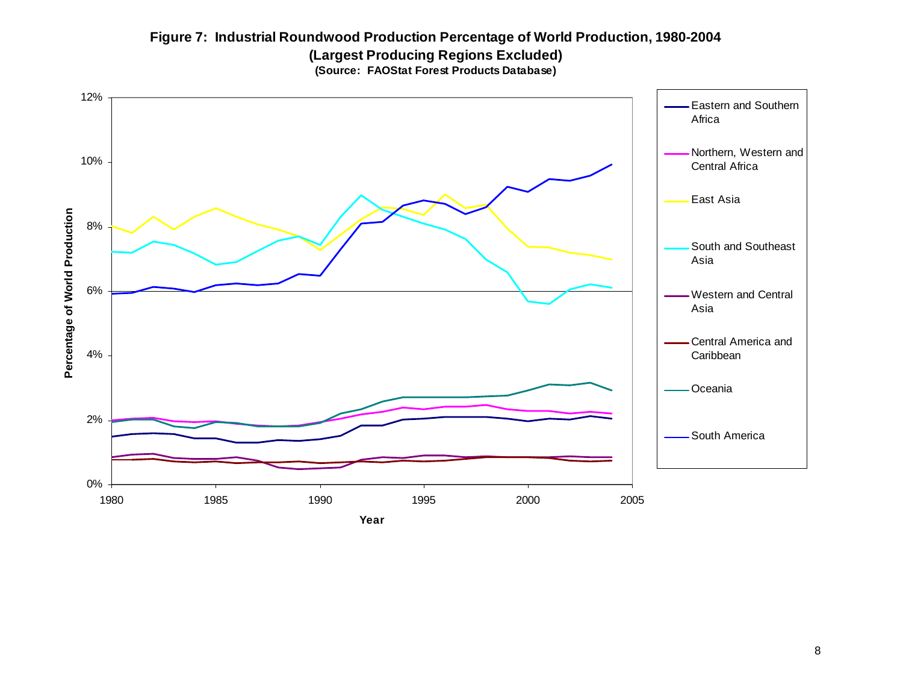**Figure 7: Industrial Roundwood Production Percentage of World Production, 1980-2004**
**(Largest Producing Regions Excluded)**
**(Source: FAOStat Forest Products Database)**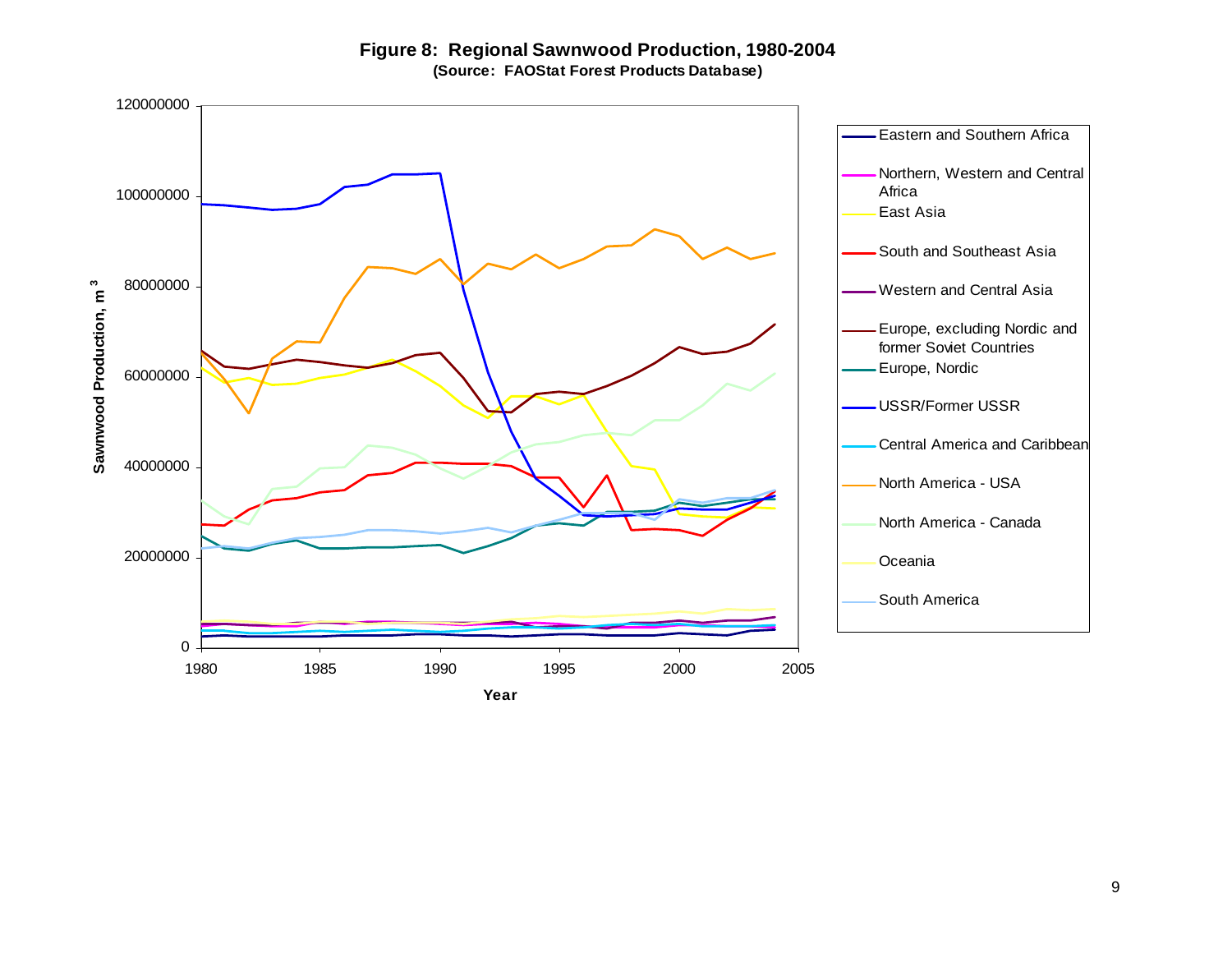**Figure 8: Regional Sawnwood Production, 1980-2004**
**(Source: FAOStat Forest Products Database)**

Sawnwood Production, $m^3$

Year

- Eastern and Southern Africa
- Northern, Western and Central Africa
- East Asia
- South and Southeast Asia
- Western and Central Asia
- Europe, excluding Nordic and former Soviet Countries
- Europe, Nordic
- USSR/Former USSR
- Central America and Caribbean
- North America - USA
- North America - Canada
- Oceania
- South America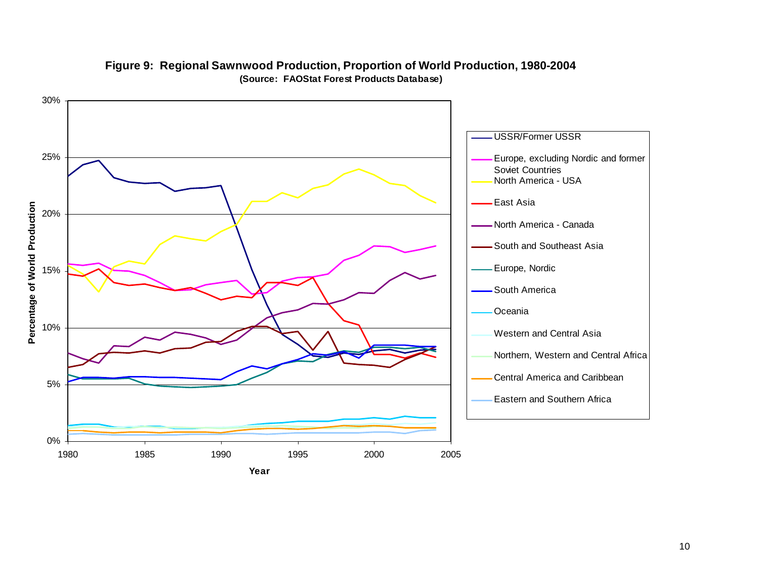**Figure 9: Regional Sawnwood Production, Proportion of World Production, 1980-2004**
**(Source: FAOStat Forest Products Database)**

Percentage of World Production

Year

- USSR/Former USSR
- Europe, excluding Nordic and former Soviet Countries
- North America - USA
- East Asia
- North America - Canada
- South and Southeast Asia
- Europe, Nordic
- South America
- Oceania
- Western and Central Asia
- Northern, Western and Central Africa
- Central America and Caribbean
- Eastern and Southern Africa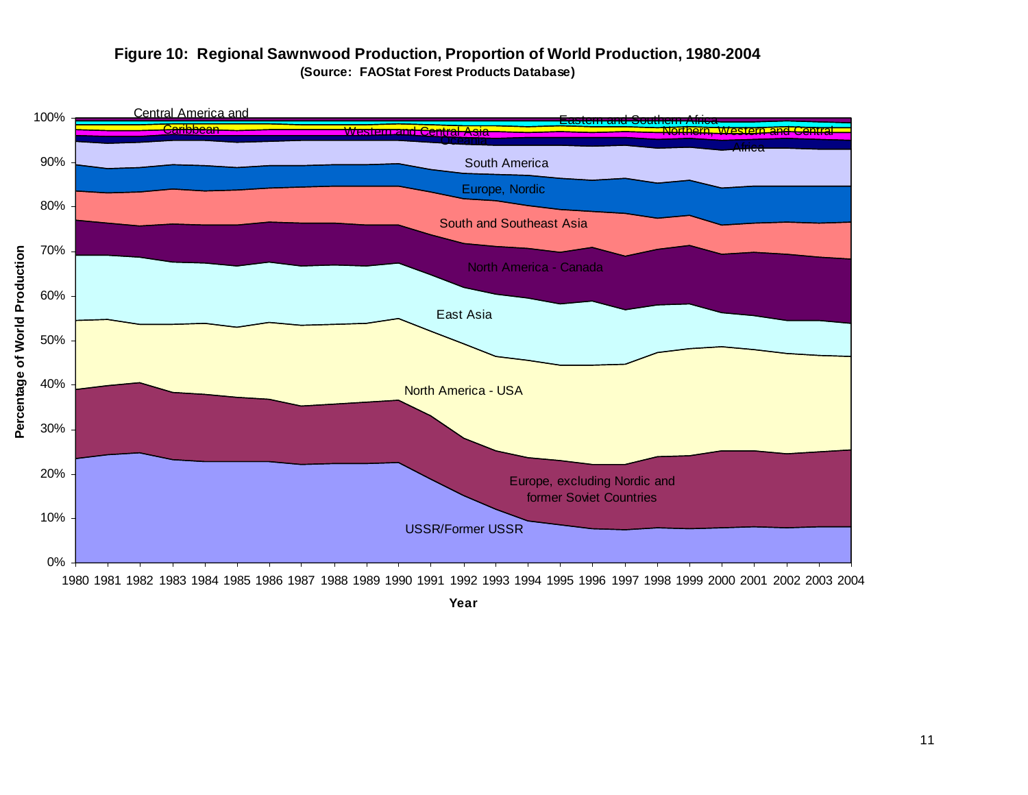**Figure 10: Regional Sawnwood Production, Proportion of World Production, 1980-2004**
**(Source: FAOStat Forest Products Database)**

Percentage of World Production

100%
90%
80%
70%
60%
50%
40%
30%
20%
10%
0%

Central America and Caribbean

Western and Central Asia

Oceania

Eastern and Southern Africa

Northern, Western and Central Africa

South America

Europe, Nordic

South and Southeast Asia

North America - Canada

East Asia

North America - USA

Europe, excluding Nordic and former Soviet Countries

USSR/Former USSR

1980 1981 1982 1983 1984 1985 1986 1987 1988 1989 1990 1991 1992 1993 1994 1995 1996 1997 1998 1999 2000 2001 2002 2003 2004

Year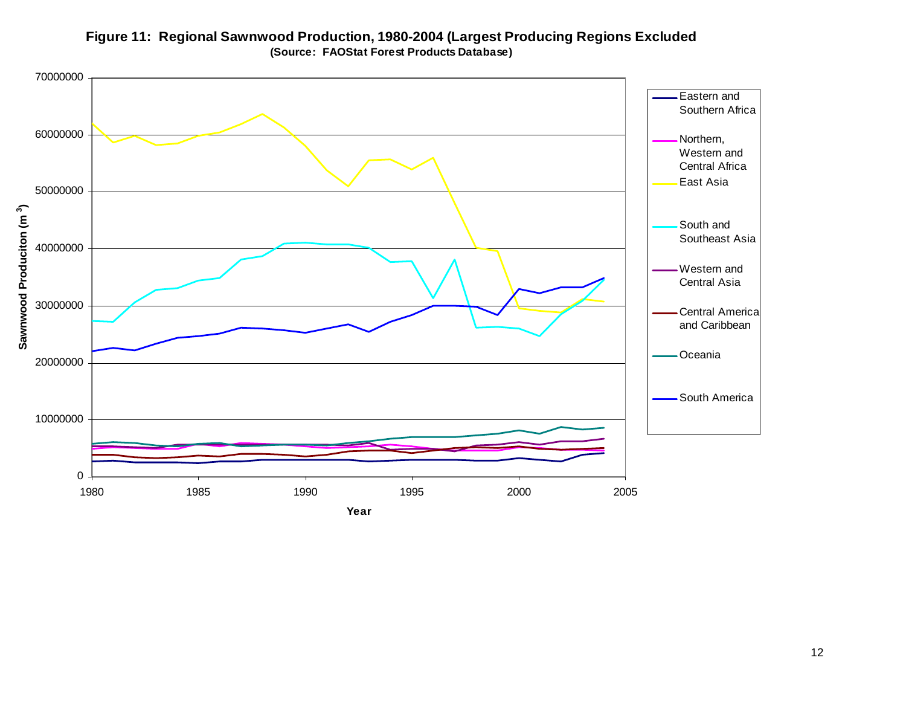**Figure 11: Regional Sawnwood Production, 1980-2004 (Largest Producing Regions Excluded**

**(Source: FAOStat Forest Products Database)**

Sawnwood Produciton ($m^3$)

70000000
60000000
50000000
40000000
30000000
20000000
10000000
0

1980 1985 1990 1995 2000 2005

**Year**

- Eastern and Southern Africa
- Northern, Western and Central Africa
- East Asia
- South and Southeast Asia
- Western and Central Asia
- Central America and Caribbean
- Oceania
- South America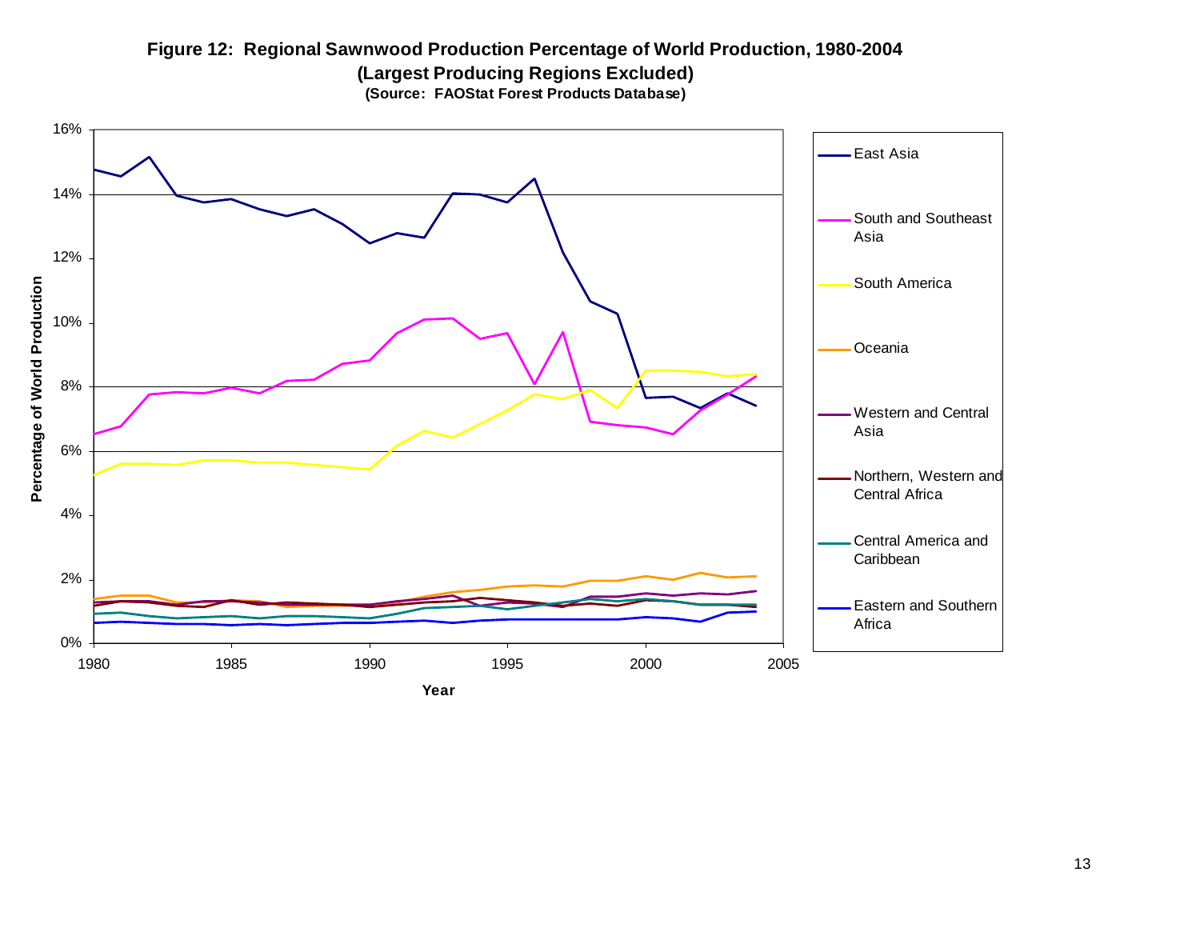**Figure 12: Regional Sawnwood Production Percentage of World Production, 1980-2004**
**(Largest Producing Regions Excluded)**
**(Source: FAOStat Forest Products Database)**

Percentage of World Production

16%
14%
12%
10%
8%
6%
4%
2%
0%

1980 1985 1990 1995 2000 2005

Year

- East Asia
- South and Southeast Asia
- South America
- Oceania
- Western and Central Asia
- Northern, Western and Central Africa
- Central America and Caribbean
- Eastern and Southern Africa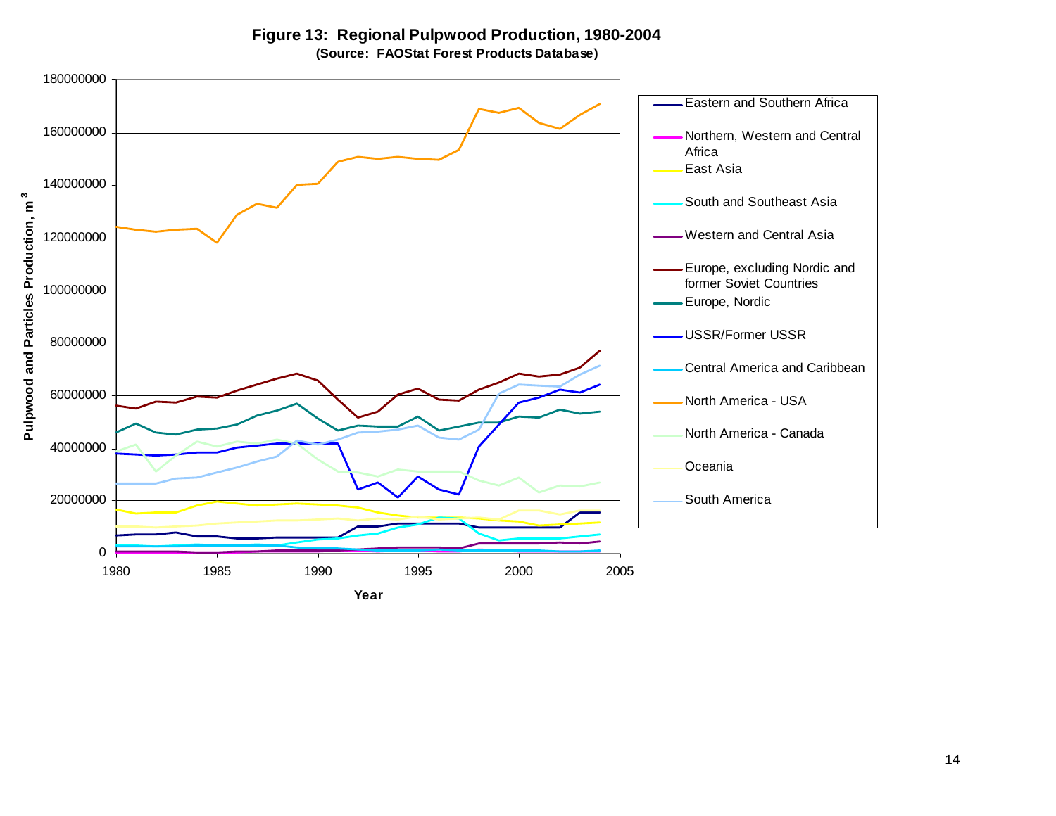**Figure 13: Regional Pulpwood Production, 1980-2004**
**(Source: FAOStat Forest Products Database)**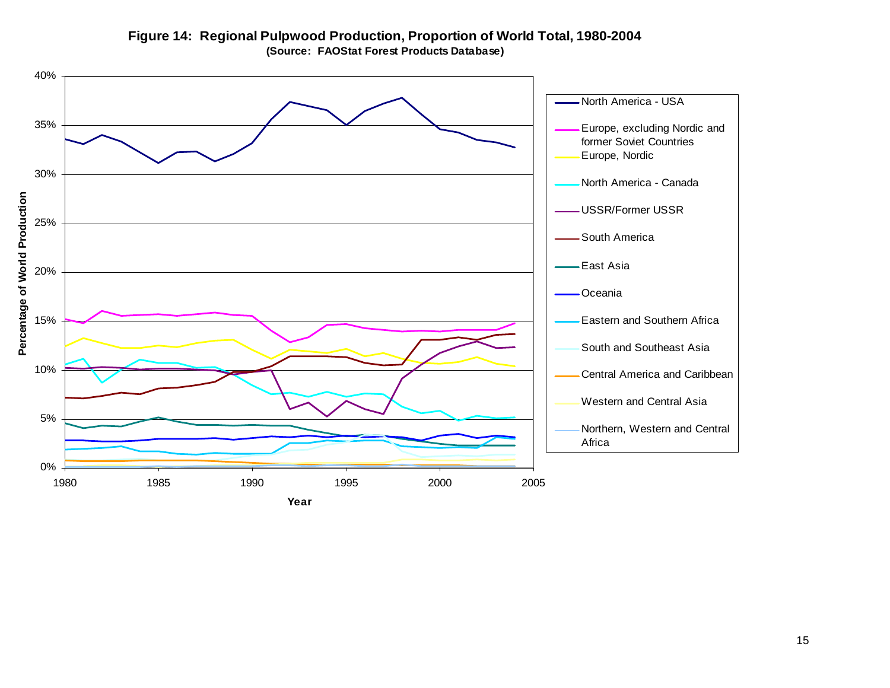**Figure 14: Regional Pulpwood Production, Proportion of World Total, 1980-2004**
**(Source: FAOStat Forest Products Database)**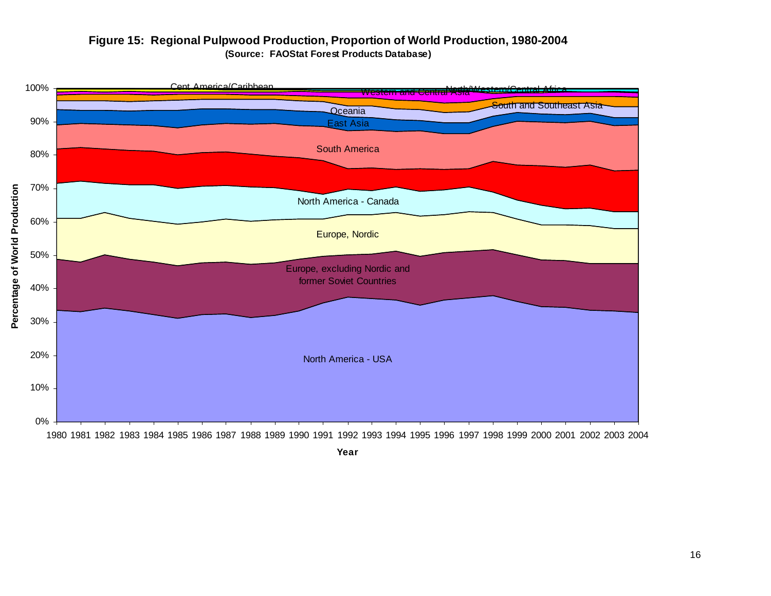**Figure 15: Regional Pulpwood Production, Proportion of World Production, 1980-2004**
**(Source: FAOStat Forest Products Database)**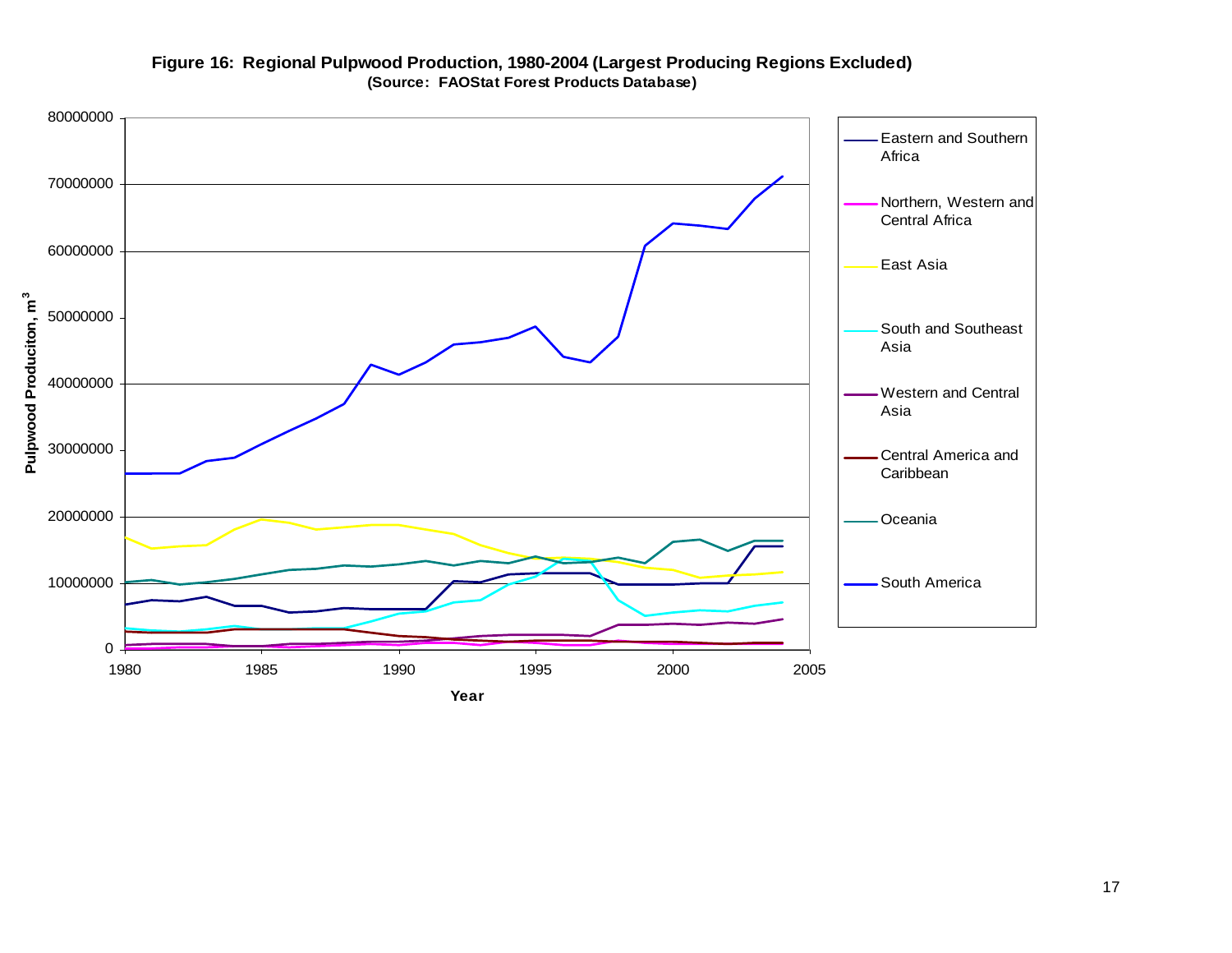**Figure 16: Regional Pulpwood Production, 1980-2004 (Largest Producing Regions Excluded)**
**(Source: FAOStat Forest Products Database)**

Pulpwood Produciton, $m^3$

0, 10000000, 20000000, 30000000, 40000000, 50000000, 60000000, 70000000, 80000000

Year

1980, 1985, 1990, 1995, 2000, 2005

- Eastern and Southern Africa
- Northern, Western and Central Africa
- East Asia
- South and Southeast Asia
- Western and Central Asia
- Central America and Caribbean
- Oceania
- South America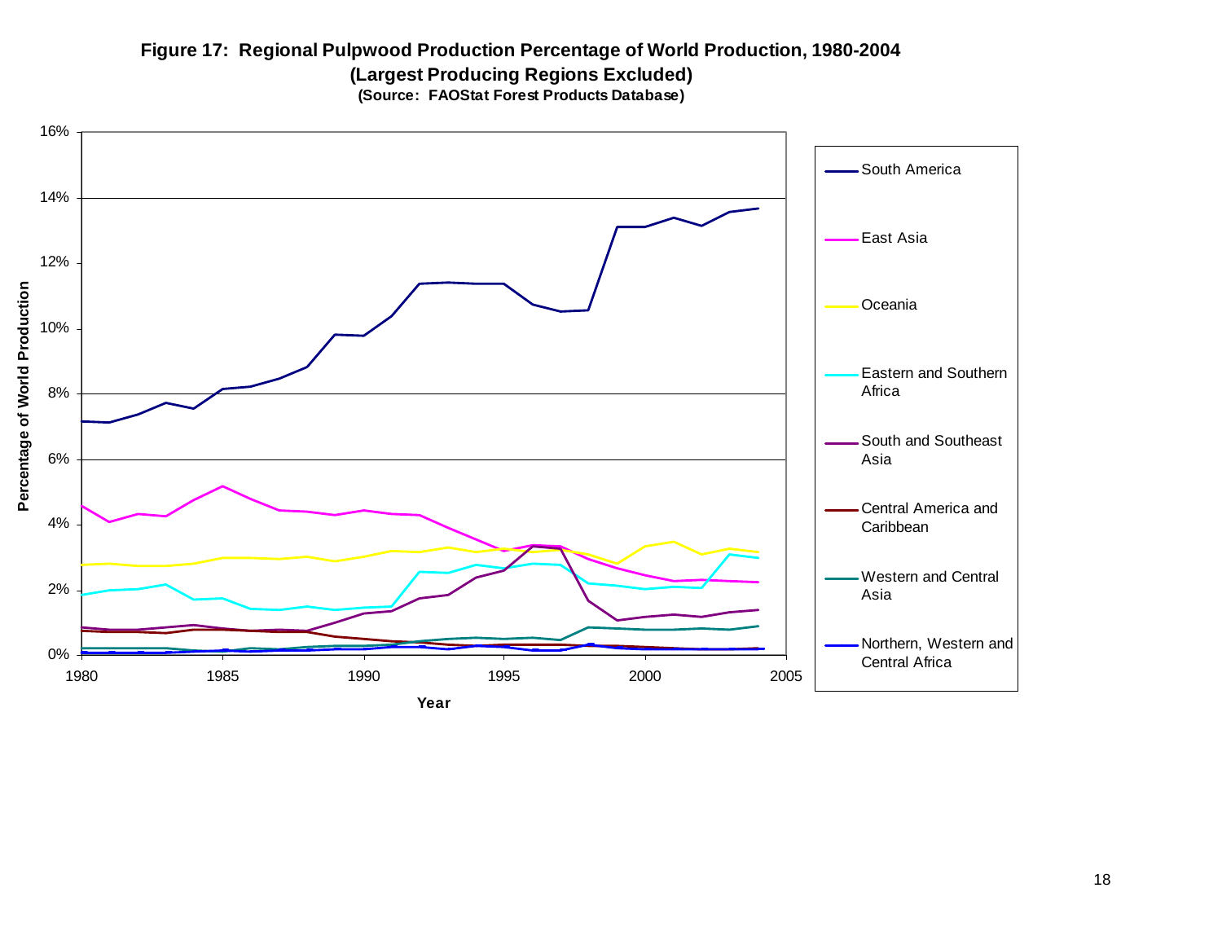**Figure 17: Regional Pulpwood Production Percentage of World Production, 1980-2004 (Largest Producing Regions Excluded)**

**(Source: FAOStat Forest Products Database)**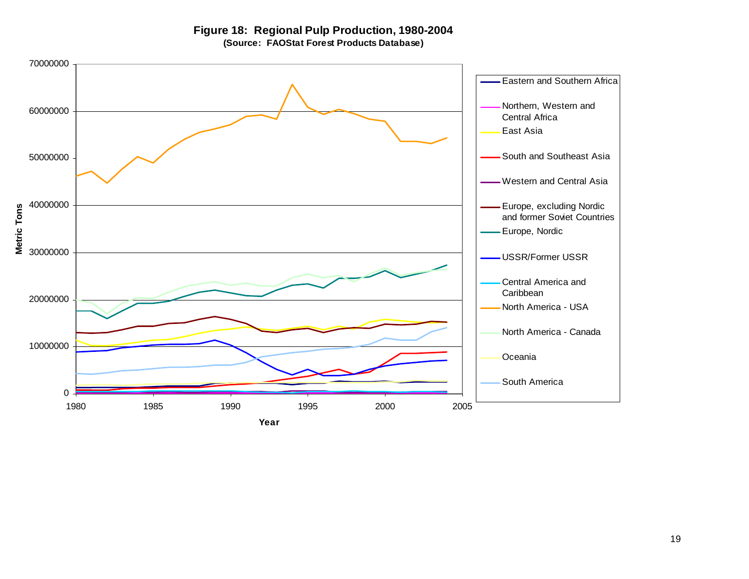**Figure 18: Regional Pulp Production, 1980-2004**
**(Source: FAOStat Forest Products Database)**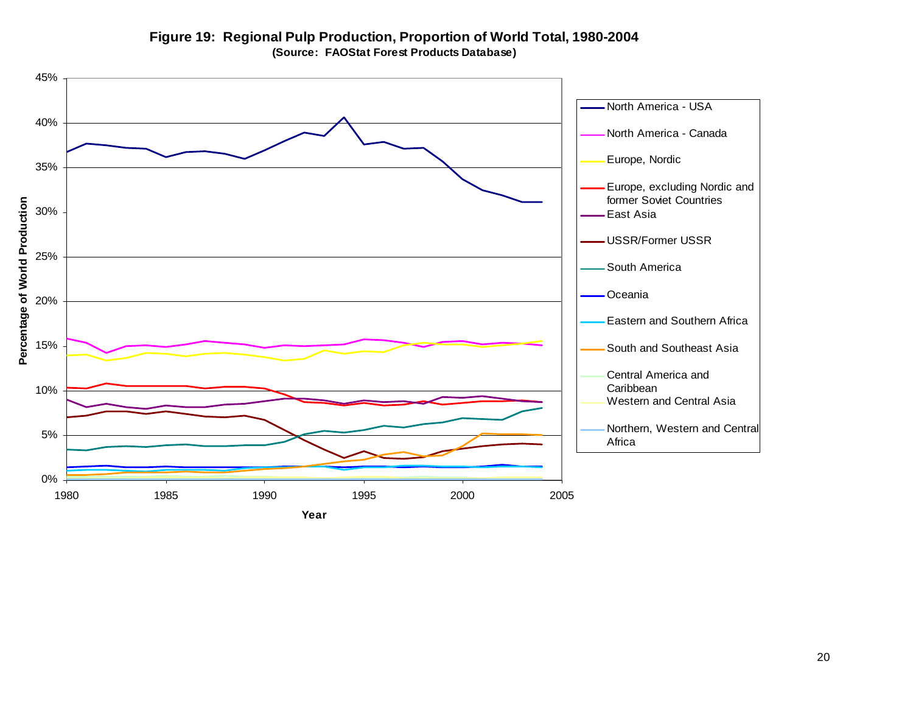**Figure 19: Regional Pulp Production, Proportion of World Total, 1980-2004**
**(Source: FAOStat Forest Products Database)**

Percentage of World Production

Year

- North America - USA
- North America - Canada
- Europe, Nordic
- Europe, excluding Nordic and former Soviet Countries
- East Asia
- USSR/Former USSR
- South America
- Oceania
- Eastern and Southern Africa
- South and Southeast Asia
- Central America and Caribbean
- Western and Central Asia
- Northern, Western and Central Africa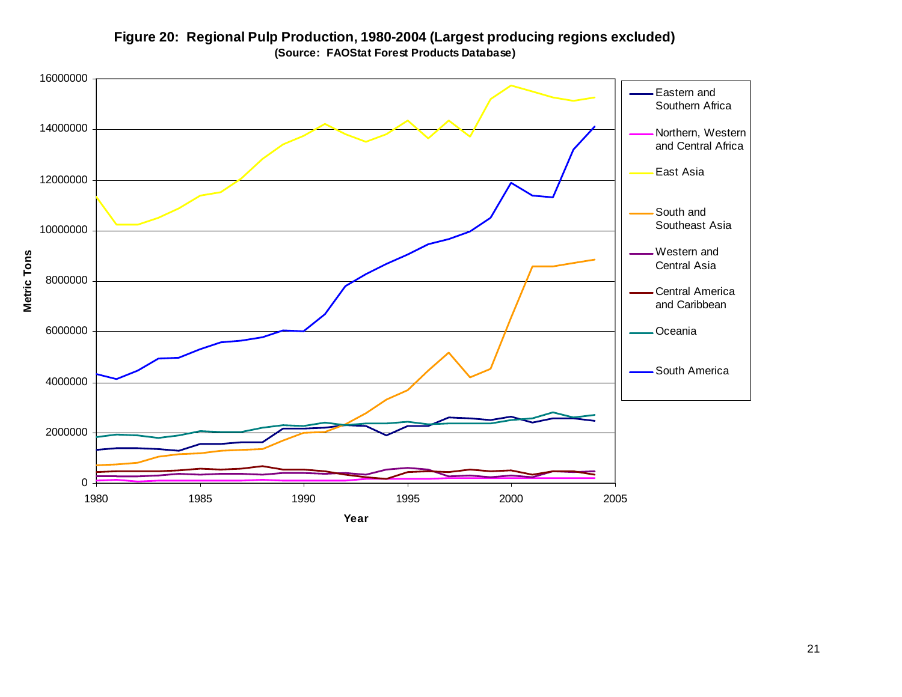**Figure 20: Regional Pulp Production, 1980-2004 (Largest producing regions excluded)**

**(Source: FAOStat Forest Products Database)**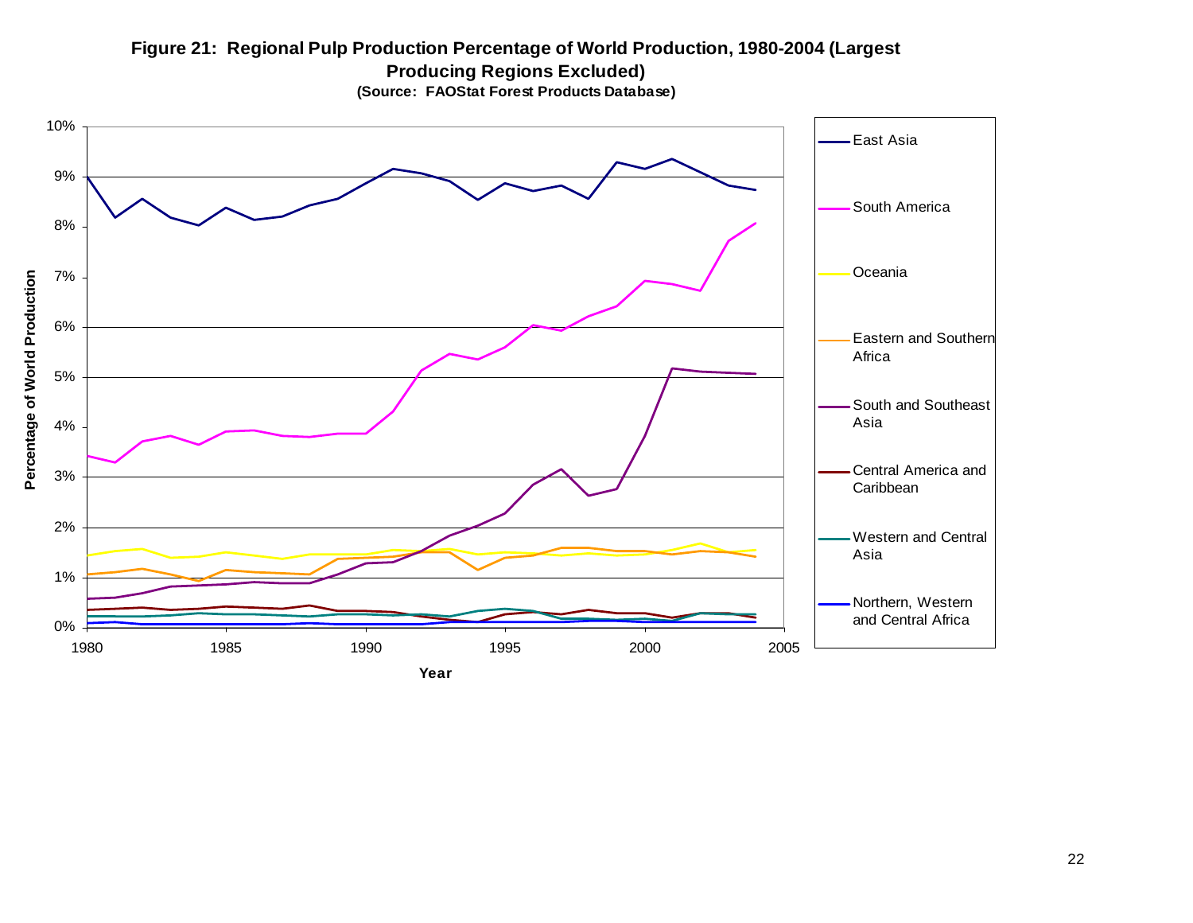**Figure 21: Regional Pulp Production Percentage of World Production, 1980-2004 (Largest Producing Regions Excluded)**

**(Source: FAOStat Forest Products Database)**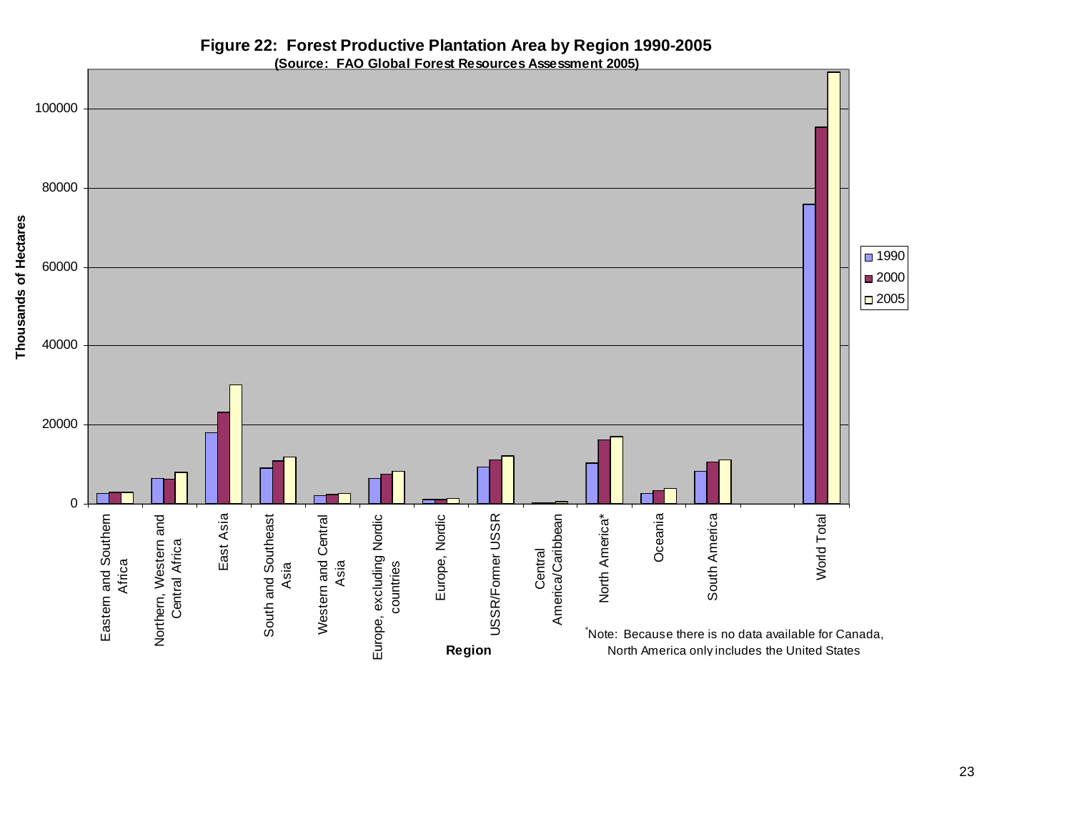**Figure 22: Forest Productive Plantation Area by Region 1990-2005**
**(Source: FAO Global Forest Resources Assessment 2005)**

*Note: Because there is no data available for Canada, North America only includes the United States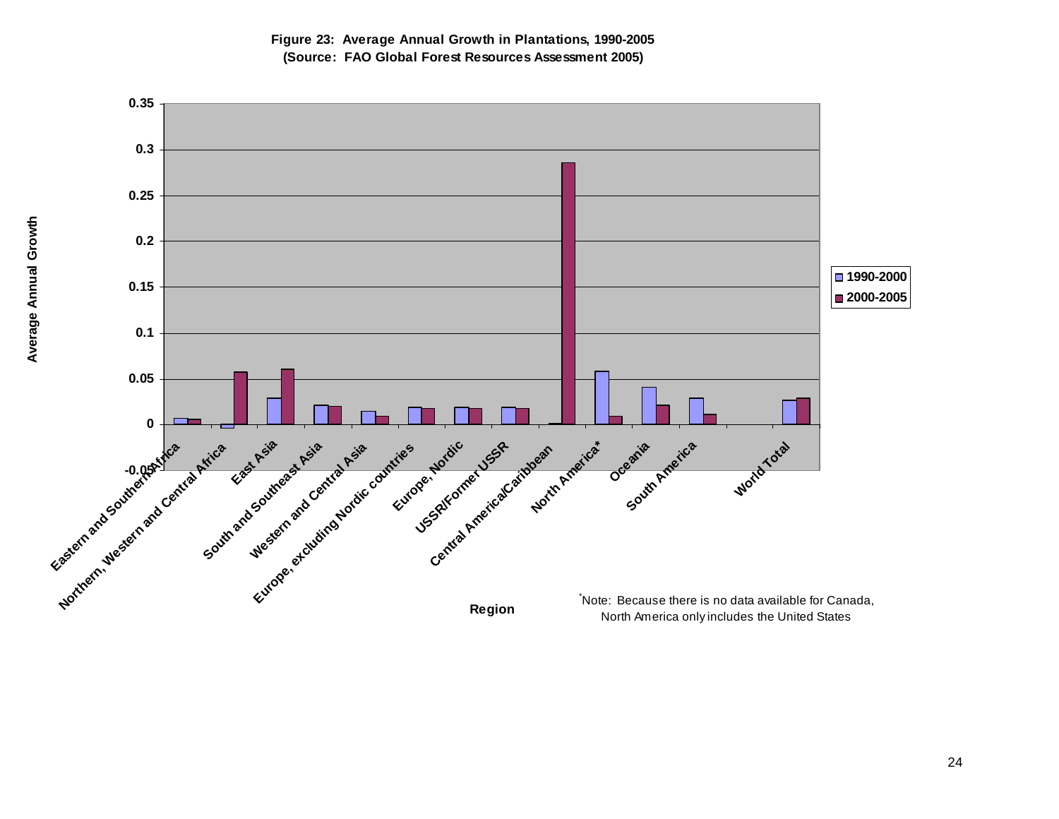**Figure 23: Average Annual Growth in Plantations, 1990-2005**
**(Source: FAO Global Forest Resources Assessment 2005)**

Average Annual Growth

0.35
0.3
0.25
0.2
0.15
0.1
0.05
0
-0.05

1990-2000
2000-2005

Eastern and Southern Africa
Northern, Western and Central Africa
East Asia
South and Southeast Asia
Western and Central Asia
Europe, excluding Nordic countries
Europe, Nordic
USSR/Former USSR
Central America/Caribbean
North America*
Oceania
South America
World Total

**Region**

*Note: Because there is no data available for Canada, North America only includes the United States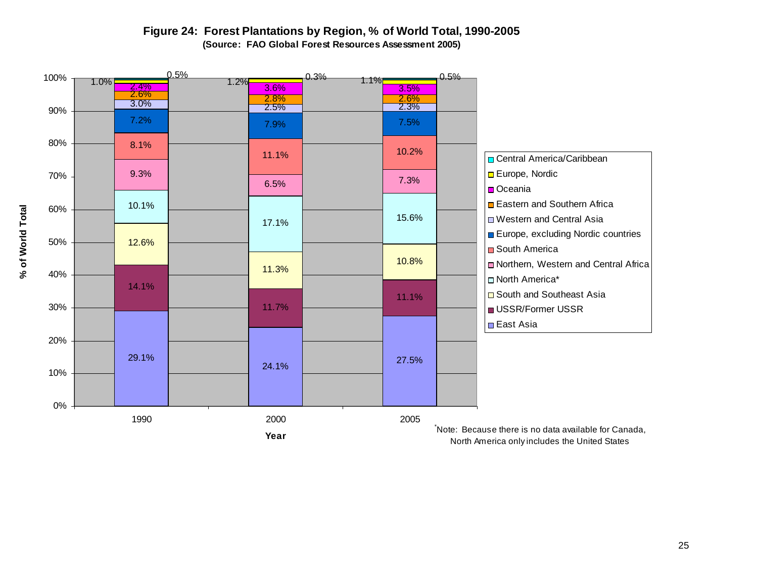**Figure 24: Forest Plantations by Region, % of World Total, 1990-2005**
**(Source: FAO Global Forest Resources Assessment 2005)**

| Region | 1990 | 2000 | 2005 |
|---|---|---|---|
| Central America/Caribbean | 0.5% | 0.3% | 0.5% |
| Europe, Nordic | 1.0% | 1.2% | 1.1% |
| Oceania | 2.4% | 3.6% | 3.5% |
| Eastern and Southern Africa | 2.6% | 2.8% | 2.6% |
| Western and Central Asia | 3.0% | 2.5% | 2.3% |
| Europe, excluding Nordic countries | 7.2% | 7.9% | 7.5% |
| South America | 8.1% | 11.1% | 10.2% |
| Northern, Western and Central Africa | 9.3% | 6.5% | 7.3% |
| North America* | 10.1% | 17.1% | 15.6% |
| South and Southeast Asia | 12.6% | 11.3% | 10.8% |
| USSR/Former USSR | 14.1% | 11.7% | 11.1% |
| East Asia | 29.1% | 24.1% | 27.5% |

Y-axis: % of World Total; X-axis: Year

*Note: Because there is no data available for Canada, North America only includes the United States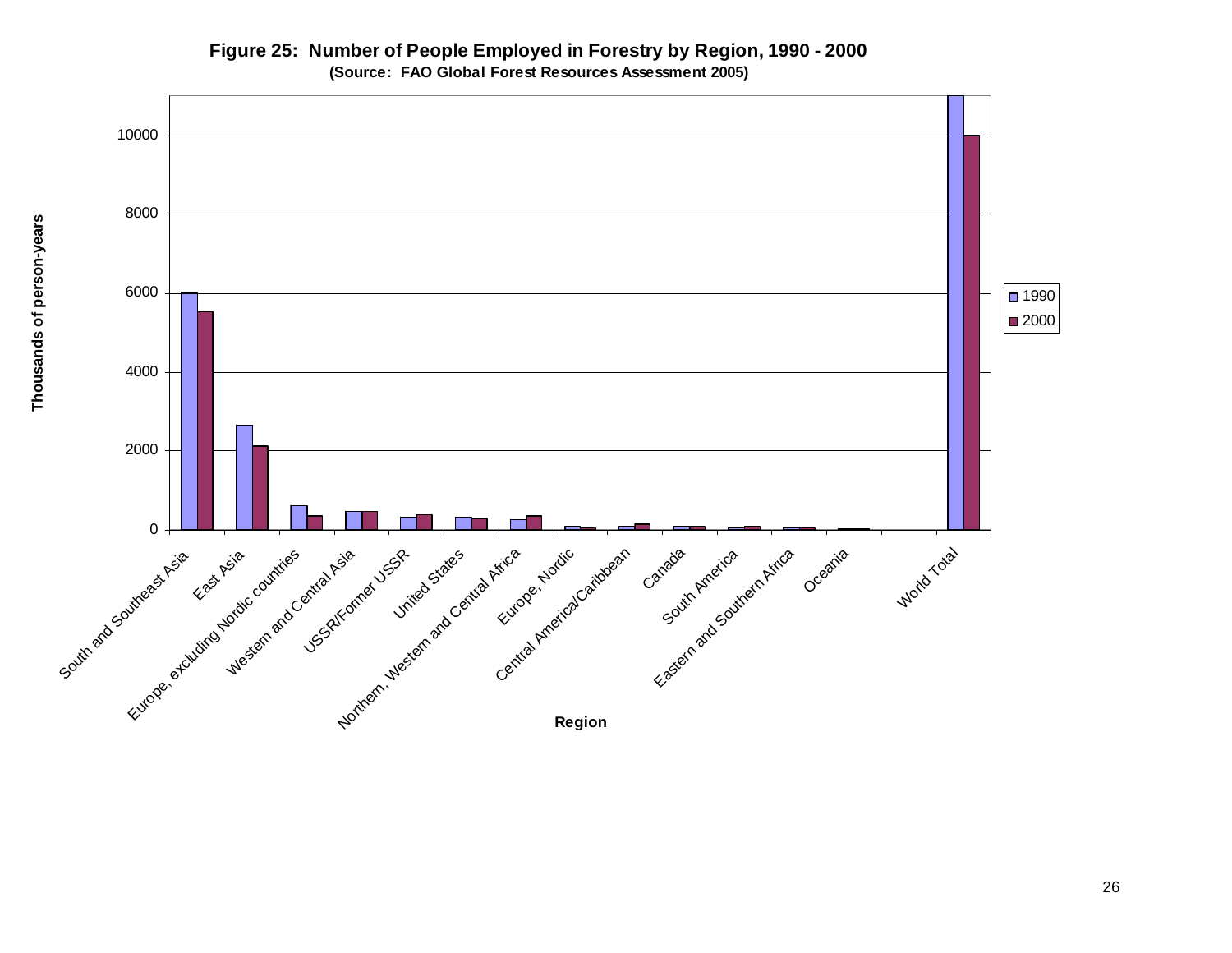**Figure 25: Number of People Employed in Forestry by Region, 1990 - 2000**
**(Source: FAO Global Forest Resources Assessment 2005)**

Thousands of person-years

10000
8000
6000
4000
2000
0

1990
2000

South and Southeast Asia
East Asia
Europe, excluding Nordic countries
Western and Central Asia
USSR/Former USSR
United States
Northern, Western and Central Africa
Europe, Nordic
Central America/Caribbean
Canada
South America
Eastern and Southern Africa
Oceania
World Total

Region